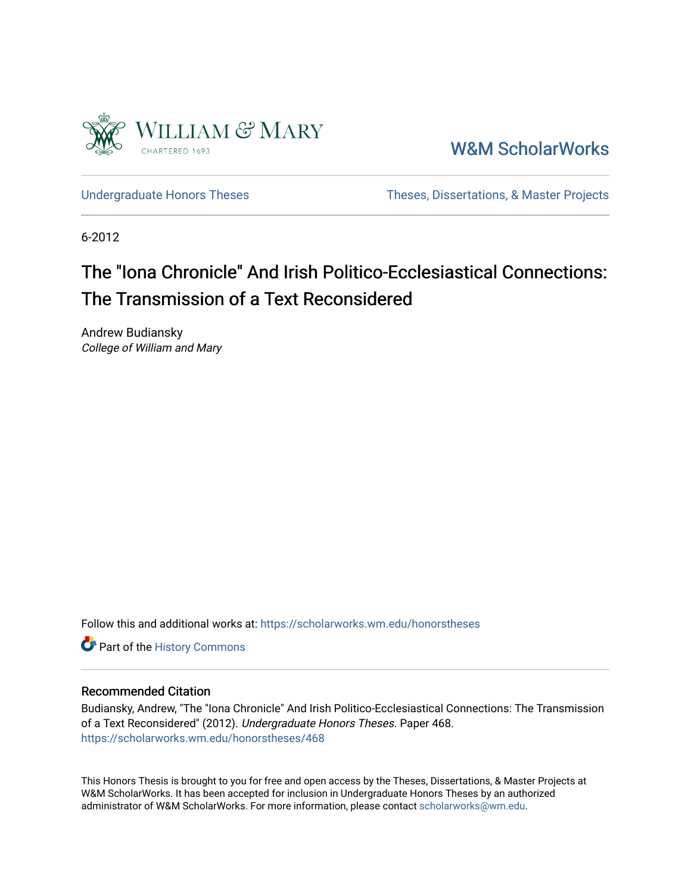William & Mary
CHARTERED 1693

W&M ScholarWorks

Undergraduate Honors Theses | Theses, Dissertations, & Master Projects

6-2012

# The "Iona Chronicle" And Irish Politico-Ecclesiastical Connections: The Transmission of a Text Reconsidered

Andrew Budiansky
*College of William and Mary*

Follow this and additional works at: https://scholarworks.wm.edu/honorstheses

Part of the History Commons

## Recommended Citation

Budiansky, Andrew, "The "Iona Chronicle" And Irish Politico-Ecclesiastical Connections: The Transmission of a Text Reconsidered" (2012). *Undergraduate Honors Theses.* Paper 468.
https://scholarworks.wm.edu/honorstheses/468

This Honors Thesis is brought to you for free and open access by the Theses, Dissertations, & Master Projects at W&M ScholarWorks. It has been accepted for inclusion in Undergraduate Honors Theses by an authorized administrator of W&M ScholarWorks. For more information, please contact scholarworks@wm.edu.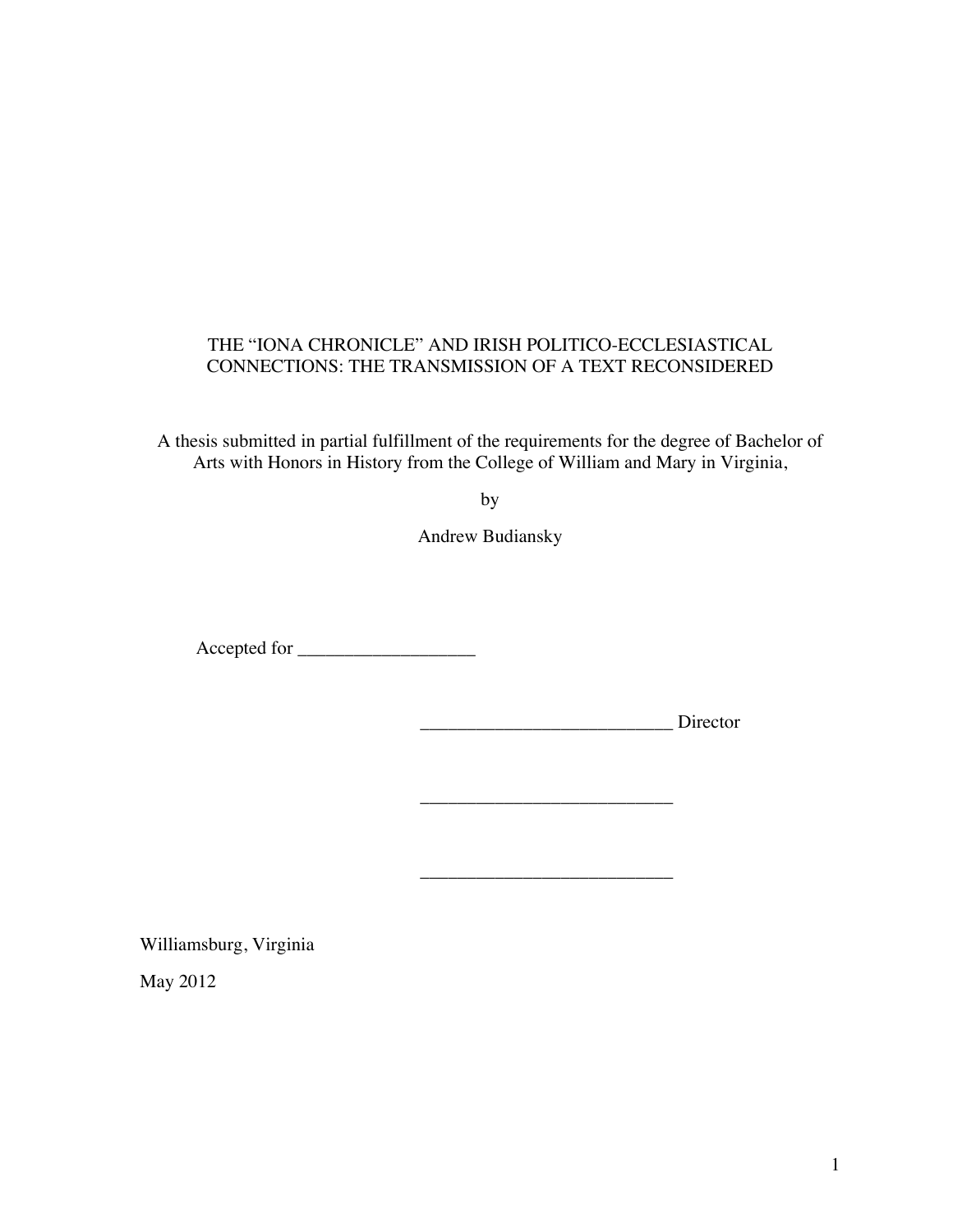# THE "IONA CHRONICLE" AND IRISH POLITICO-ECCLESIASTICAL CONNECTIONS: THE TRANSMISSION OF A TEXT RECONSIDERED

A thesis submitted in partial fulfillment of the requirements for the degree of Bachelor of Arts with Honors in History from the College of William and Mary in Virginia,

by

Andrew Budiansky

Accepted for ___________________

___________________________ Director

___________________________

___________________________

Williamsburg, Virginia

May 2012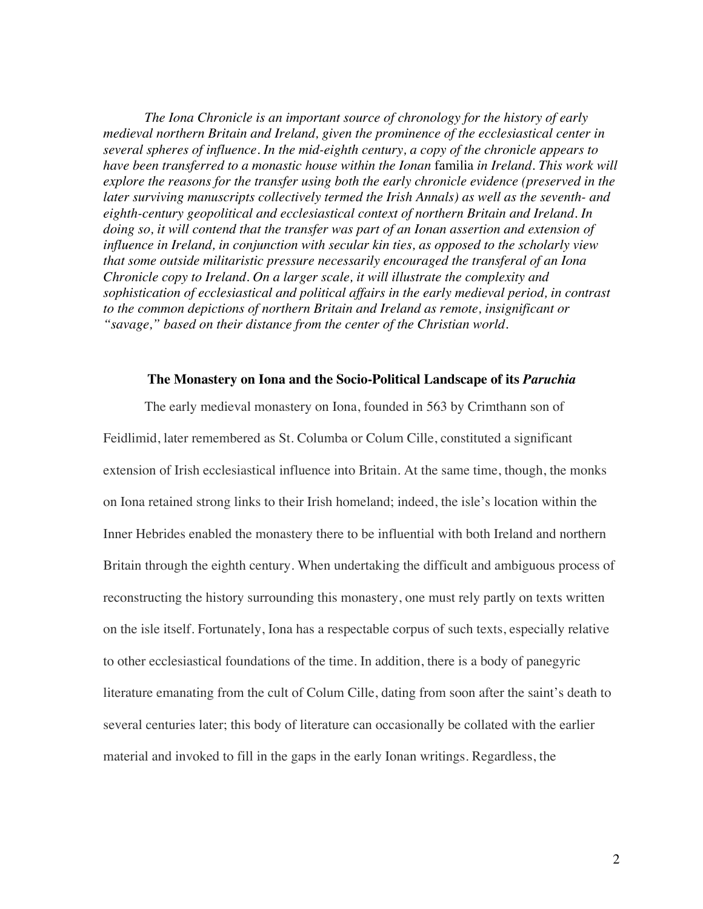*The Iona Chronicle is an important source of chronology for the history of early medieval northern Britain and Ireland, given the prominence of the ecclesiastical center in several spheres of influence. In the mid-eighth century, a copy of the chronicle appears to have been transferred to a monastic house within the Ionan* familia *in Ireland. This work will explore the reasons for the transfer using both the early chronicle evidence (preserved in the later surviving manuscripts collectively termed the Irish Annals) as well as the seventh- and eighth-century geopolitical and ecclesiastical context of northern Britain and Ireland. In doing so, it will contend that the transfer was part of an Ionan assertion and extension of influence in Ireland, in conjunction with secular kin ties, as opposed to the scholarly view that some outside militaristic pressure necessarily encouraged the transferal of an Iona Chronicle copy to Ireland. On a larger scale, it will illustrate the complexity and sophistication of ecclesiastical and political affairs in the early medieval period, in contrast to the common depictions of northern Britain and Ireland as remote, insignificant or "savage," based on their distance from the center of the Christian world.*

## The Monastery on Iona and the Socio-Political Landscape of its *Paruchia*

The early medieval monastery on Iona, founded in 563 by Crimthann son of Feidlimid, later remembered as St. Columba or Colum Cille, constituted a significant extension of Irish ecclesiastical influence into Britain. At the same time, though, the monks on Iona retained strong links to their Irish homeland; indeed, the isle's location within the Inner Hebrides enabled the monastery there to be influential with both Ireland and northern Britain through the eighth century. When undertaking the difficult and ambiguous process of reconstructing the history surrounding this monastery, one must rely partly on texts written on the isle itself. Fortunately, Iona has a respectable corpus of such texts, especially relative to other ecclesiastical foundations of the time. In addition, there is a body of panegyric literature emanating from the cult of Colum Cille, dating from soon after the saint's death to several centuries later; this body of literature can occasionally be collated with the earlier material and invoked to fill in the gaps in the early Ionan writings. Regardless, the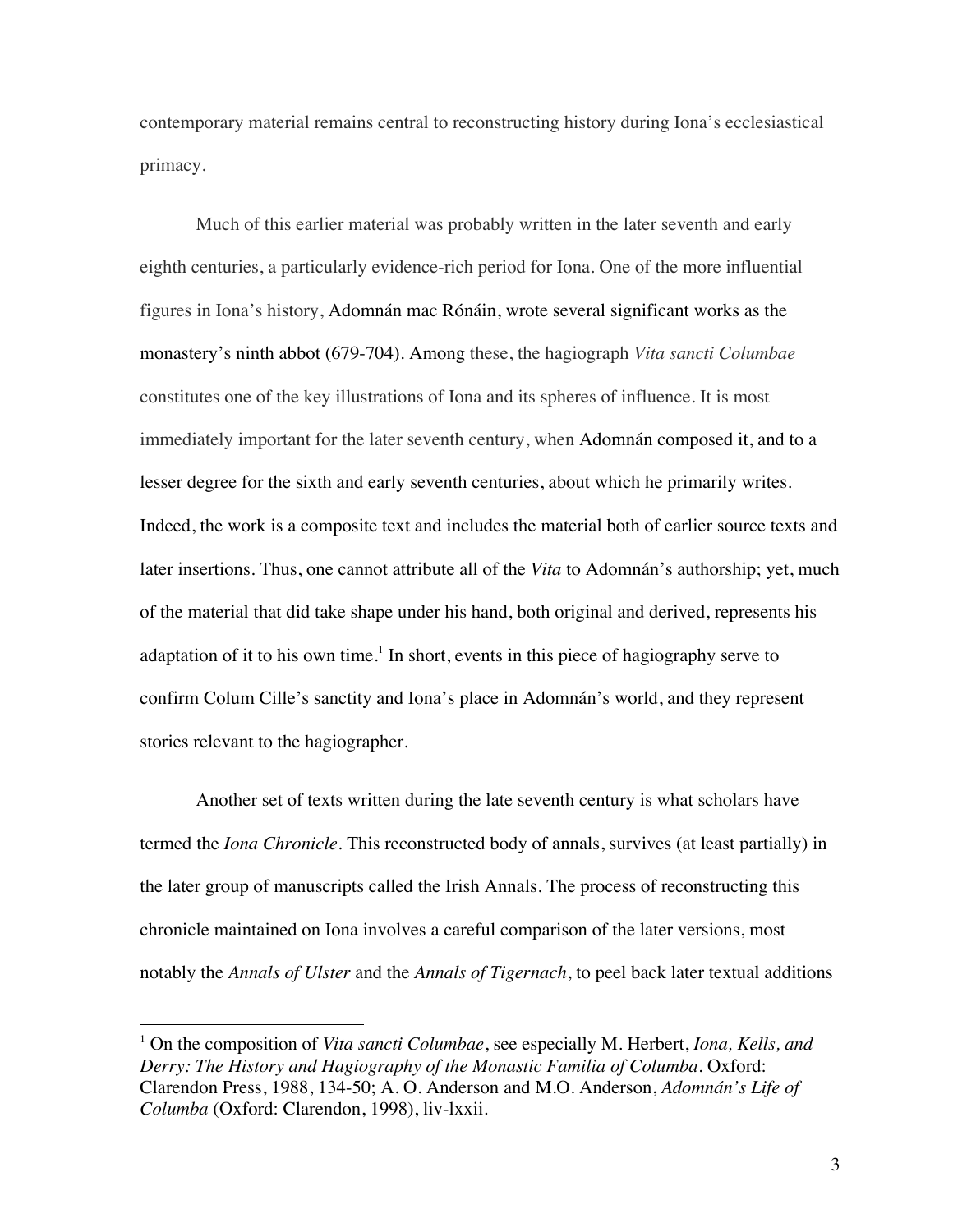contemporary material remains central to reconstructing history during Iona's ecclesiastical primacy.

Much of this earlier material was probably written in the later seventh and early eighth centuries, a particularly evidence-rich period for Iona. One of the more influential figures in Iona's history, Adomnán mac Rónáin, wrote several significant works as the monastery's ninth abbot (679-704). Among these, the hagiograph *Vita sancti Columbae* constitutes one of the key illustrations of Iona and its spheres of influence. It is most immediately important for the later seventh century, when Adomnán composed it, and to a lesser degree for the sixth and early seventh centuries, about which he primarily writes. Indeed, the work is a composite text and includes the material both of earlier source texts and later insertions. Thus, one cannot attribute all of the *Vita* to Adomnán's authorship; yet, much of the material that did take shape under his hand, both original and derived, represents his adaptation of it to his own time.[1] In short, events in this piece of hagiography serve to confirm Colum Cille's sanctity and Iona's place in Adomnán's world, and they represent stories relevant to the hagiographer.

Another set of texts written during the late seventh century is what scholars have termed the *Iona Chronicle*. This reconstructed body of annals, survives (at least partially) in the later group of manuscripts called the Irish Annals. The process of reconstructing this chronicle maintained on Iona involves a careful comparison of the later versions, most notably the *Annals of Ulster* and the *Annals of Tigernach*, to peel back later textual additions

---

[1] On the composition of *Vita sancti Columbae*, see especially M. Herbert, *Iona, Kells, and Derry: The History and Hagiography of the Monastic Familia of Columba*. Oxford: Clarendon Press, 1988, 134-50; A. O. Anderson and M.O. Anderson, *Adomnán's Life of Columba* (Oxford: Clarendon, 1998), liv-lxxii.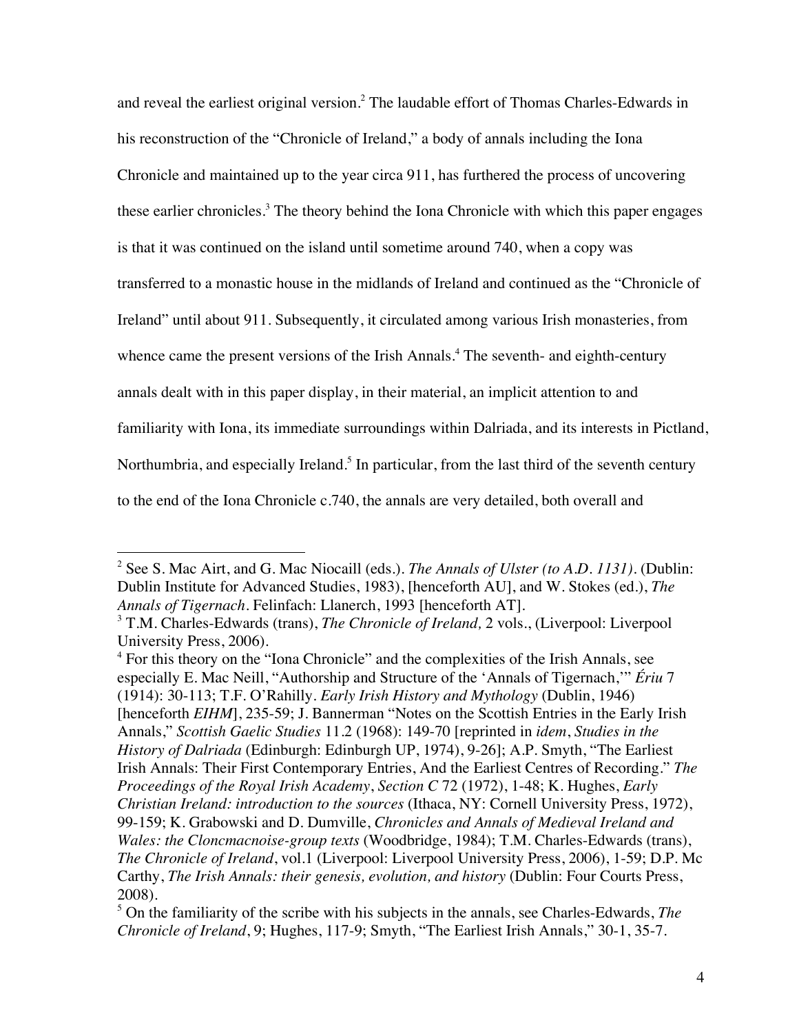and reveal the earliest original version.[2] The laudable effort of Thomas Charles-Edwards in his reconstruction of the "Chronicle of Ireland," a body of annals including the Iona Chronicle and maintained up to the year circa 911, has furthered the process of uncovering these earlier chronicles.[3] The theory behind the Iona Chronicle with which this paper engages is that it was continued on the island until sometime around 740, when a copy was transferred to a monastic house in the midlands of Ireland and continued as the "Chronicle of Ireland" until about 911. Subsequently, it circulated among various Irish monasteries, from whence came the present versions of the Irish Annals.[4] The seventh- and eighth-century annals dealt with in this paper display, in their material, an implicit attention to and familiarity with Iona, its immediate surroundings within Dalriada, and its interests in Pictland, Northumbria, and especially Ireland.[5] In particular, from the last third of the seventh century to the end of the Iona Chronicle c.740, the annals are very detailed, both overall and

---

[2] See S. Mac Airt, and G. Mac Niocaill (eds.). *The Annals of Ulster (to A.D. 1131)*. (Dublin: Dublin Institute for Advanced Studies, 1983), [henceforth AU], and W. Stokes (ed.), *The Annals of Tigernach*. Felinfach: Llanerch, 1993 [henceforth AT].

[3] T.M. Charles-Edwards (trans), *The Chronicle of Ireland,* 2 vols., (Liverpool: Liverpool University Press, 2006).

[4] For this theory on the "Iona Chronicle" and the complexities of the Irish Annals, see especially E. Mac Neill, "Authorship and Structure of the 'Annals of Tigernach,'" *Ériu* 7 (1914): 30-113; T.F. O'Rahilly. *Early Irish History and Mythology* (Dublin, 1946) [henceforth *EIHM*], 235-59; J. Bannerman "Notes on the Scottish Entries in the Early Irish Annals," *Scottish Gaelic Studies* 11.2 (1968): 149-70 [reprinted in *idem*, *Studies in the History of Dalriada* (Edinburgh: Edinburgh UP, 1974), 9-26]; A.P. Smyth, "The Earliest Irish Annals: Their First Contemporary Entries, And the Earliest Centres of Recording." *The Proceedings of the Royal Irish Academy*, *Section C* 72 (1972), 1-48; K. Hughes, *Early Christian Ireland: introduction to the sources* (Ithaca, NY: Cornell University Press, 1972), 99-159; K. Grabowski and D. Dumville, *Chronicles and Annals of Medieval Ireland and Wales: the Cloncmacnoise-group texts* (Woodbridge, 1984); T.M. Charles-Edwards (trans), *The Chronicle of Ireland*, vol.1 (Liverpool: Liverpool University Press, 2006), 1-59; D.P. Mc Carthy, *The Irish Annals: their genesis, evolution, and history* (Dublin: Four Courts Press, 2008).

[5] On the familiarity of the scribe with his subjects in the annals, see Charles-Edwards, *The Chronicle of Ireland*, 9; Hughes, 117-9; Smyth, "The Earliest Irish Annals," 30-1, 35-7.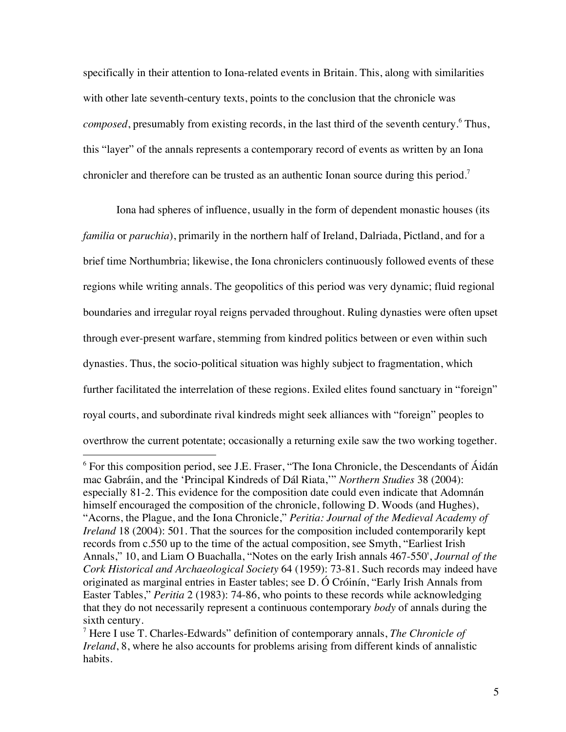specifically in their attention to Iona-related events in Britain. This, along with similarities with other late seventh-century texts, points to the conclusion that the chronicle was *composed*, presumably from existing records, in the last third of the seventh century.[6] Thus, this "layer" of the annals represents a contemporary record of events as written by an Iona chronicler and therefore can be trusted as an authentic Ionan source during this period.[7]

Iona had spheres of influence, usually in the form of dependent monastic houses (its *familia* or *paruchia*), primarily in the northern half of Ireland, Dalriada, Pictland, and for a brief time Northumbria; likewise, the Iona chroniclers continuously followed events of these regions while writing annals. The geopolitics of this period was very dynamic; fluid regional boundaries and irregular royal reigns pervaded throughout. Ruling dynasties were often upset through ever-present warfare, stemming from kindred politics between or even within such dynasties. Thus, the socio-political situation was highly subject to fragmentation, which further facilitated the interrelation of these regions. Exiled elites found sanctuary in "foreign" royal courts, and subordinate rival kindreds might seek alliances with "foreign" peoples to overthrow the current potentate; occasionally a returning exile saw the two working together.

---

[6] For this composition period, see J.E. Fraser, "The Iona Chronicle, the Descendants of Áidán mac Gabráin, and the 'Principal Kindreds of Dál Riata,'" *Northern Studies* 38 (2004): especially 81-2. This evidence for the composition date could even indicate that Adomnán himself encouraged the composition of the chronicle, following D. Woods (and Hughes), "Acorns, the Plague, and the Iona Chronicle," *Peritia: Journal of the Medieval Academy of Ireland* 18 (2004): 501. That the sources for the composition included contemporarily kept records from c.550 up to the time of the actual composition, see Smyth, "Earliest Irish Annals," 10, and Liam O Buachalla, "Notes on the early Irish annals 467-550', *Journal of the Cork Historical and Archaeological Society* 64 (1959): 73-81. Such records may indeed have originated as marginal entries in Easter tables; see D. Ó Cróinín, "Early Irish Annals from Easter Tables," *Peritia* 2 (1983): 74-86, who points to these records while acknowledging that they do not necessarily represent a continuous contemporary *body* of annals during the sixth century.

[7] Here I use T. Charles-Edwards" definition of contemporary annals, *The Chronicle of Ireland*, 8, where he also accounts for problems arising from different kinds of annalistic habits.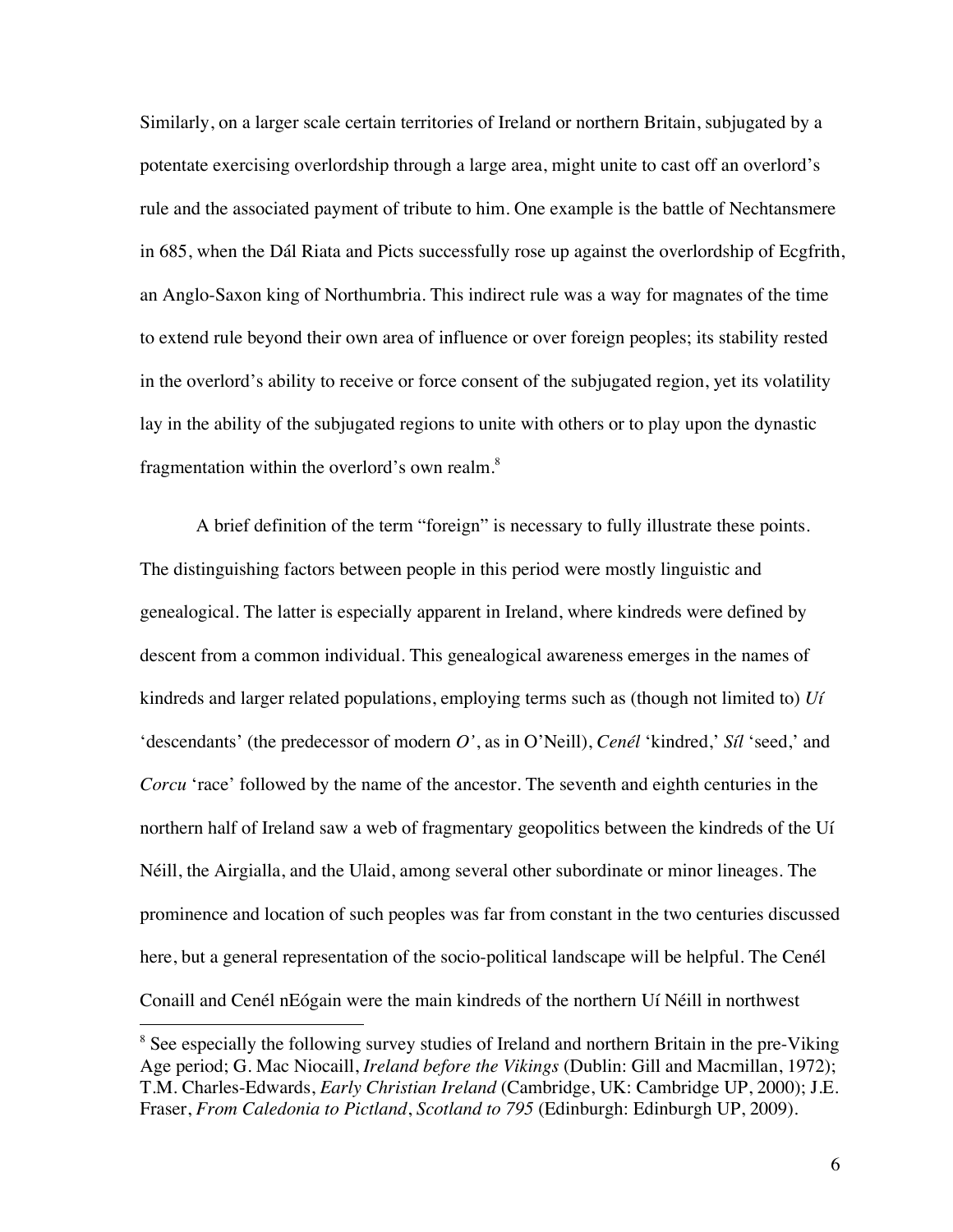Similarly, on a larger scale certain territories of Ireland or northern Britain, subjugated by a potentate exercising overlordship through a large area, might unite to cast off an overlord's rule and the associated payment of tribute to him. One example is the battle of Nechtansmere in 685, when the Dál Riata and Picts successfully rose up against the overlordship of Ecgfrith, an Anglo-Saxon king of Northumbria. This indirect rule was a way for magnates of the time to extend rule beyond their own area of influence or over foreign peoples; its stability rested in the overlord's ability to receive or force consent of the subjugated region, yet its volatility lay in the ability of the subjugated regions to unite with others or to play upon the dynastic fragmentation within the overlord's own realm.[8]

A brief definition of the term "foreign" is necessary to fully illustrate these points. The distinguishing factors between people in this period were mostly linguistic and genealogical. The latter is especially apparent in Ireland, where kindreds were defined by descent from a common individual. This genealogical awareness emerges in the names of kindreds and larger related populations, employing terms such as (though not limited to) *Uí* 'descendants' (the predecessor of modern *O'*, as in O'Neill), *Cenél* 'kindred,' *Síl* 'seed,' and *Corcu* 'race' followed by the name of the ancestor. The seventh and eighth centuries in the northern half of Ireland saw a web of fragmentary geopolitics between the kindreds of the Uí Néill, the Airgialla, and the Ulaid, among several other subordinate or minor lineages. The prominence and location of such peoples was far from constant in the two centuries discussed here, but a general representation of the socio-political landscape will be helpful. The Cenél Conaill and Cenél nEógain were the main kindreds of the northern Uí Néill in northwest

---

[8] See especially the following survey studies of Ireland and northern Britain in the pre-Viking Age period; G. Mac Niocaill, *Ireland before the Vikings* (Dublin: Gill and Macmillan, 1972); T.M. Charles-Edwards, *Early Christian Ireland* (Cambridge, UK: Cambridge UP, 2000); J.E. Fraser, *From Caledonia to Pictland, Scotland to 795* (Edinburgh: Edinburgh UP, 2009).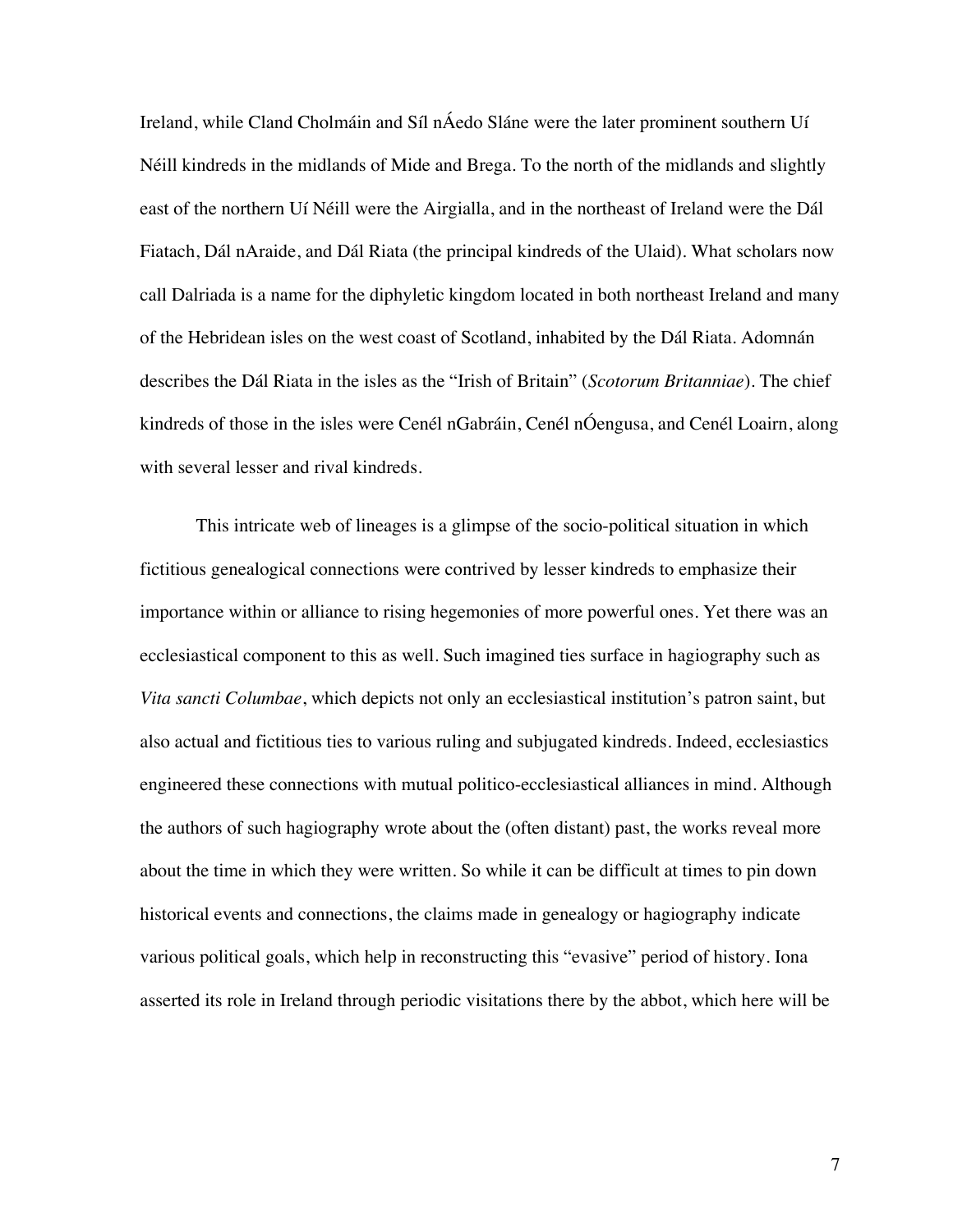Ireland, while Cland Cholmáin and Síl nÁedo Sláne were the later prominent southern Uí Néill kindreds in the midlands of Mide and Brega. To the north of the midlands and slightly east of the northern Uí Néill were the Airgialla, and in the northeast of Ireland were the Dál Fiatach, Dál nAraide, and Dál Riata (the principal kindreds of the Ulaid). What scholars now call Dalriada is a name for the diphyletic kingdom located in both northeast Ireland and many of the Hebridean isles on the west coast of Scotland, inhabited by the Dál Riata. Adomnán describes the Dál Riata in the isles as the "Irish of Britain" (*Scotorum Britanniae*). The chief kindreds of those in the isles were Cenél nGabráin, Cenél nÓengusa, and Cenél Loairn, along with several lesser and rival kindreds.

This intricate web of lineages is a glimpse of the socio-political situation in which fictitious genealogical connections were contrived by lesser kindreds to emphasize their importance within or alliance to rising hegemonies of more powerful ones. Yet there was an ecclesiastical component to this as well. Such imagined ties surface in hagiography such as *Vita sancti Columbae*, which depicts not only an ecclesiastical institution's patron saint, but also actual and fictitious ties to various ruling and subjugated kindreds. Indeed, ecclesiastics engineered these connections with mutual politico-ecclesiastical alliances in mind. Although the authors of such hagiography wrote about the (often distant) past, the works reveal more about the time in which they were written. So while it can be difficult at times to pin down historical events and connections, the claims made in genealogy or hagiography indicate various political goals, which help in reconstructing this "evasive" period of history. Iona asserted its role in Ireland through periodic visitations there by the abbot, which here will be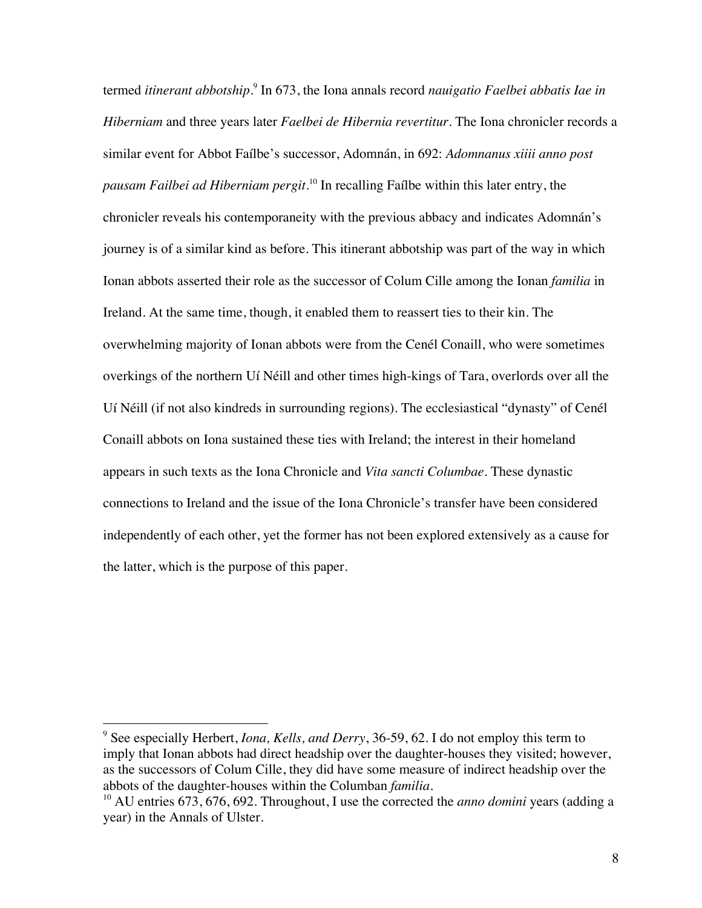termed *itinerant abbotship*.[9] In 673, the Iona annals record *nauigatio Faelbei abbatis Iae in Hiberniam* and three years later *Faelbei de Hibernia revertitur*. The Iona chronicler records a similar event for Abbot Faílbe's successor, Adomnán, in 692: *Adomnanus xiiii anno post pausam Failbei ad Hiberniam pergit*.[10] In recalling Faílbe within this later entry, the chronicler reveals his contemporaneity with the previous abbacy and indicates Adomnán's journey is of a similar kind as before. This itinerant abbotship was part of the way in which Ionan abbots asserted their role as the successor of Colum Cille among the Ionan *familia* in Ireland. At the same time, though, it enabled them to reassert ties to their kin. The overwhelming majority of Ionan abbots were from the Cenél Conaill, who were sometimes overkings of the northern Uí Néill and other times high-kings of Tara, overlords over all the Uí Néill (if not also kindreds in surrounding regions). The ecclesiastical "dynasty" of Cenél Conaill abbots on Iona sustained these ties with Ireland; the interest in their homeland appears in such texts as the Iona Chronicle and *Vita sancti Columbae*. These dynastic connections to Ireland and the issue of the Iona Chronicle's transfer have been considered independently of each other, yet the former has not been explored extensively as a cause for the latter, which is the purpose of this paper.

---

[9] See especially Herbert, *Iona, Kells, and Derry*, 36-59, 62. I do not employ this term to imply that Ionan abbots had direct headship over the daughter-houses they visited; however, as the successors of Colum Cille, they did have some measure of indirect headship over the abbots of the daughter-houses within the Columban *familia*.

[10] AU entries 673, 676, 692. Throughout, I use the corrected the *anno domini* years (adding a year) in the Annals of Ulster.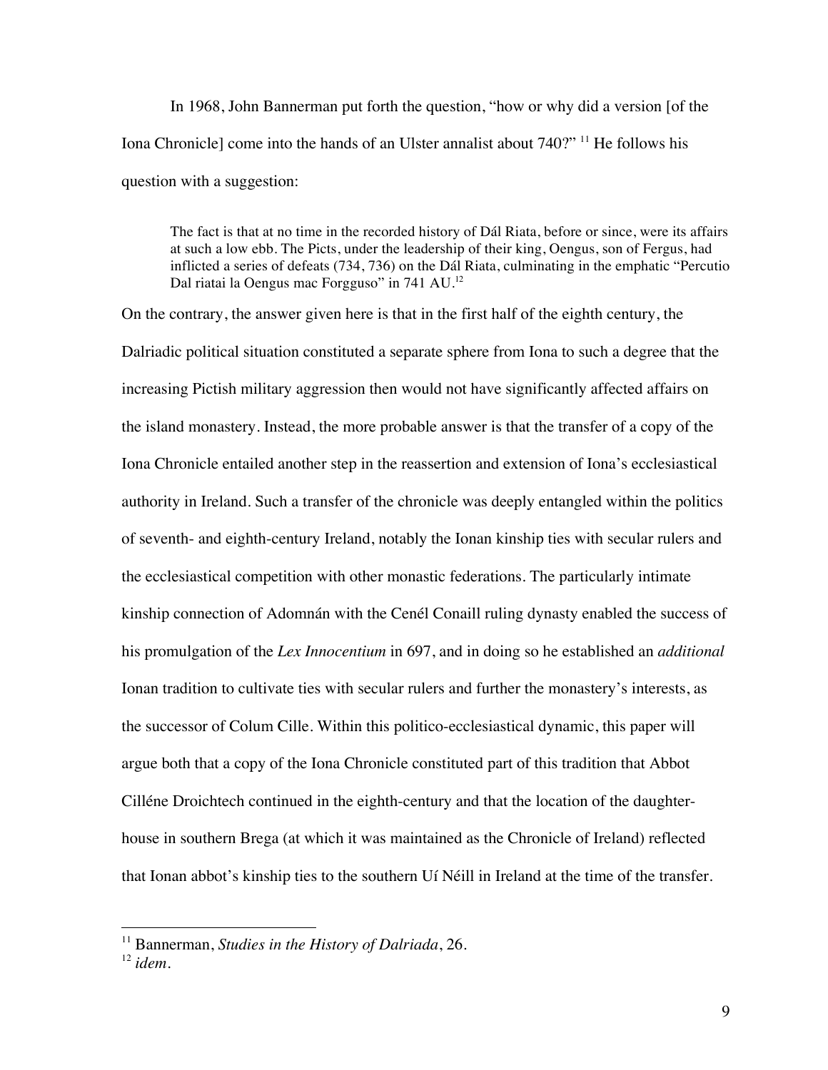In 1968, John Bannerman put forth the question, "how or why did a version [of the Iona Chronicle] come into the hands of an Ulster annalist about 740?" [11] He follows his question with a suggestion:

> The fact is that at no time in the recorded history of Dál Riata, before or since, were its affairs at such a low ebb. The Picts, under the leadership of their king, Oengus, son of Fergus, had inflicted a series of defeats (734, 736) on the Dál Riata, culminating in the emphatic "Percutio Dal riatai la Oengus mac Forgguso" in 741 AU.[12]

On the contrary, the answer given here is that in the first half of the eighth century, the Dalriadic political situation constituted a separate sphere from Iona to such a degree that the increasing Pictish military aggression then would not have significantly affected affairs on the island monastery. Instead, the more probable answer is that the transfer of a copy of the Iona Chronicle entailed another step in the reassertion and extension of Iona's ecclesiastical authority in Ireland. Such a transfer of the chronicle was deeply entangled within the politics of seventh- and eighth-century Ireland, notably the Ionan kinship ties with secular rulers and the ecclesiastical competition with other monastic federations. The particularly intimate kinship connection of Adomnán with the Cenél Conaill ruling dynasty enabled the success of his promulgation of the *Lex Innocentium* in 697, and in doing so he established an *additional* Ionan tradition to cultivate ties with secular rulers and further the monastery's interests, as the successor of Colum Cille. Within this politico-ecclesiastical dynamic, this paper will argue both that a copy of the Iona Chronicle constituted part of this tradition that Abbot Cilléne Droichtech continued in the eighth-century and that the location of the daughter-house in southern Brega (at which it was maintained as the Chronicle of Ireland) reflected that Ionan abbot's kinship ties to the southern Uí Néill in Ireland at the time of the transfer.

---

[11] Bannerman, *Studies in the History of Dalriada*, 26.

[12] *idem*.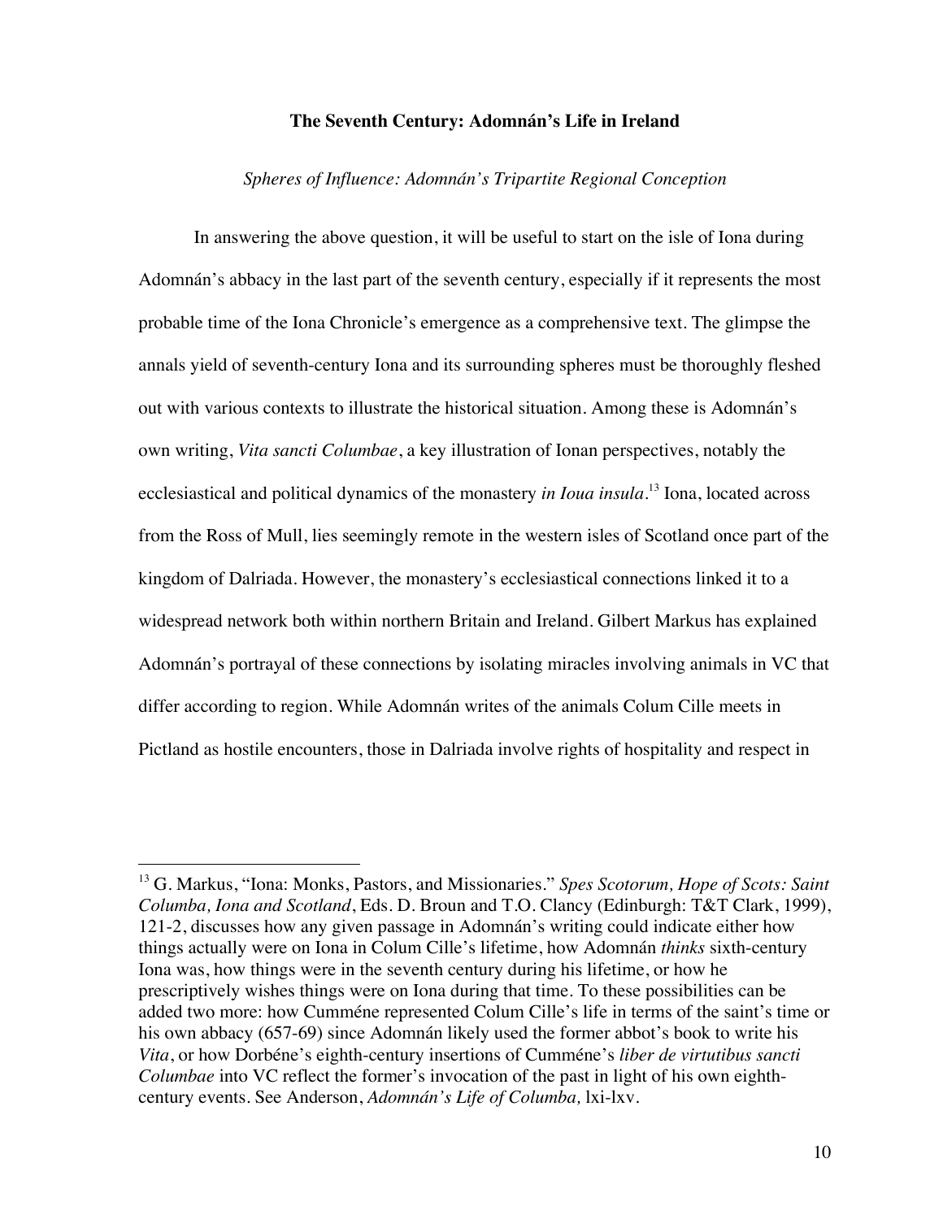## The Seventh Century: Adomnán's Life in Ireland

### *Spheres of Influence: Adomnán's Tripartite Regional Conception*

In answering the above question, it will be useful to start on the isle of Iona during Adomnán's abbacy in the last part of the seventh century, especially if it represents the most probable time of the Iona Chronicle's emergence as a comprehensive text. The glimpse the annals yield of seventh-century Iona and its surrounding spheres must be thoroughly fleshed out with various contexts to illustrate the historical situation. Among these is Adomnán's own writing, *Vita sancti Columbae*, a key illustration of Ionan perspectives, notably the ecclesiastical and political dynamics of the monastery *in Ioua insula*.[13] Iona, located across from the Ross of Mull, lies seemingly remote in the western isles of Scotland once part of the kingdom of Dalriada. However, the monastery's ecclesiastical connections linked it to a widespread network both within northern Britain and Ireland. Gilbert Markus has explained Adomnán's portrayal of these connections by isolating miracles involving animals in VC that differ according to region. While Adomnán writes of the animals Colum Cille meets in Pictland as hostile encounters, those in Dalriada involve rights of hospitality and respect in

---

[13] G. Markus, "Iona: Monks, Pastors, and Missionaries." *Spes Scotorum, Hope of Scots: Saint Columba, Iona and Scotland*, Eds. D. Broun and T.O. Clancy (Edinburgh: T&T Clark, 1999), 121-2, discusses how any given passage in Adomnán's writing could indicate either how things actually were on Iona in Colum Cille's lifetime, how Adomnán *thinks* sixth-century Iona was, how things were in the seventh century during his lifetime, or how he prescriptively wishes things were on Iona during that time. To these possibilities can be added two more: how Cumméne represented Colum Cille's life in terms of the saint's time or his own abbacy (657-69) since Adomnán likely used the former abbot's book to write his *Vita*, or how Dorbéne's eighth-century insertions of Cumméne's *liber de virtutibus sancti Columbae* into VC reflect the former's invocation of the past in light of his own eighth-century events. See Anderson, *Adomnán's Life of Columba,* lxi-lxv.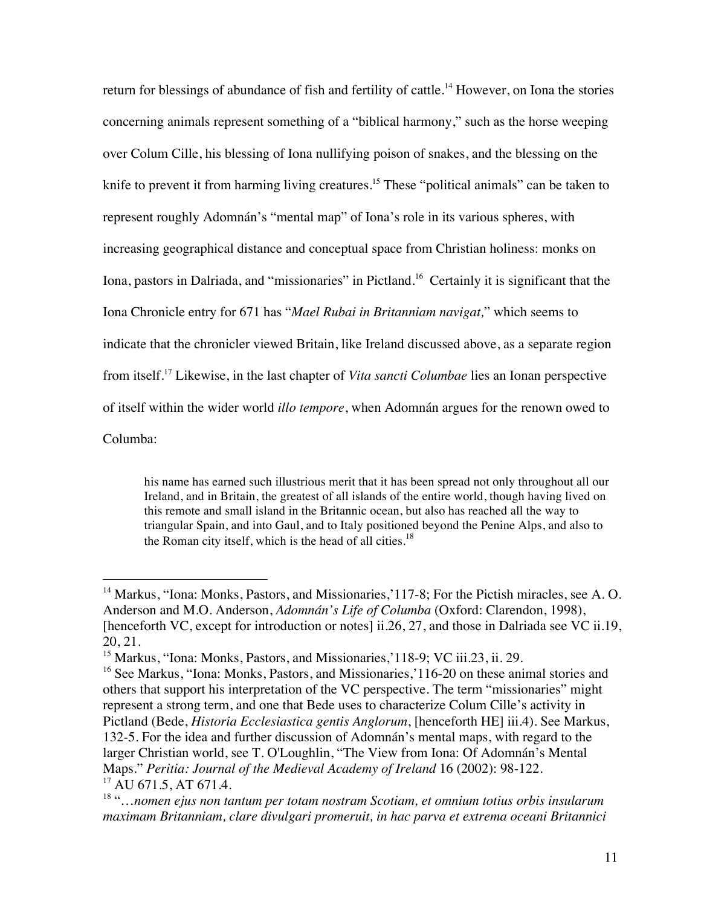return for blessings of abundance of fish and fertility of cattle.[14] However, on Iona the stories concerning animals represent something of a "biblical harmony," such as the horse weeping over Colum Cille, his blessing of Iona nullifying poison of snakes, and the blessing on the knife to prevent it from harming living creatures.[15] These "political animals" can be taken to represent roughly Adomnán's "mental map" of Iona's role in its various spheres, with increasing geographical distance and conceptual space from Christian holiness: monks on Iona, pastors in Dalriada, and "missionaries" in Pictland.[16] Certainly it is significant that the Iona Chronicle entry for 671 has "*Mael Rubai in Britanniam navigat,*" which seems to indicate that the chronicler viewed Britain, like Ireland discussed above, as a separate region from itself.[17] Likewise, in the last chapter of *Vita sancti Columbae* lies an Ionan perspective of itself within the wider world *illo tempore*, when Adomnán argues for the renown owed to Columba:

> his name has earned such illustrious merit that it has been spread not only throughout all our Ireland, and in Britain, the greatest of all islands of the entire world, though having lived on this remote and small island in the Britannic ocean, but also has reached all the way to triangular Spain, and into Gaul, and to Italy positioned beyond the Penine Alps, and also to the Roman city itself, which is the head of all cities.[18]

---

[14] Markus, "Iona: Monks, Pastors, and Missionaries,'117-8; For the Pictish miracles, see A. O. Anderson and M.O. Anderson, *Adomnán's Life of Columba* (Oxford: Clarendon, 1998), [henceforth VC, except for introduction or notes] ii.26, 27, and those in Dalriada see VC ii.19, 20, 21.

[15] Markus, "Iona: Monks, Pastors, and Missionaries,'118-9; VC iii.23, ii. 29.

[16] See Markus, "Iona: Monks, Pastors, and Missionaries,'116-20 on these animal stories and others that support his interpretation of the VC perspective. The term "missionaries" might represent a strong term, and one that Bede uses to characterize Colum Cille's activity in Pictland (Bede, *Historia Ecclesiastica gentis Anglorum*, [henceforth HE] iii.4). See Markus, 132-5. For the idea and further discussion of Adomnán's mental maps, with regard to the larger Christian world, see T. O'Loughlin, "The View from Iona: Of Adomnán's Mental Maps." *Peritia: Journal of the Medieval Academy of Ireland* 16 (2002): 98-122.

[17] AU 671.5, AT 671.4.

[18] "*…nomen ejus non tantum per totam nostram Scotiam, et omnium totius orbis insularum maximam Britanniam, clare divulgari promeruit, in hac parva et extrema oceani Britannici*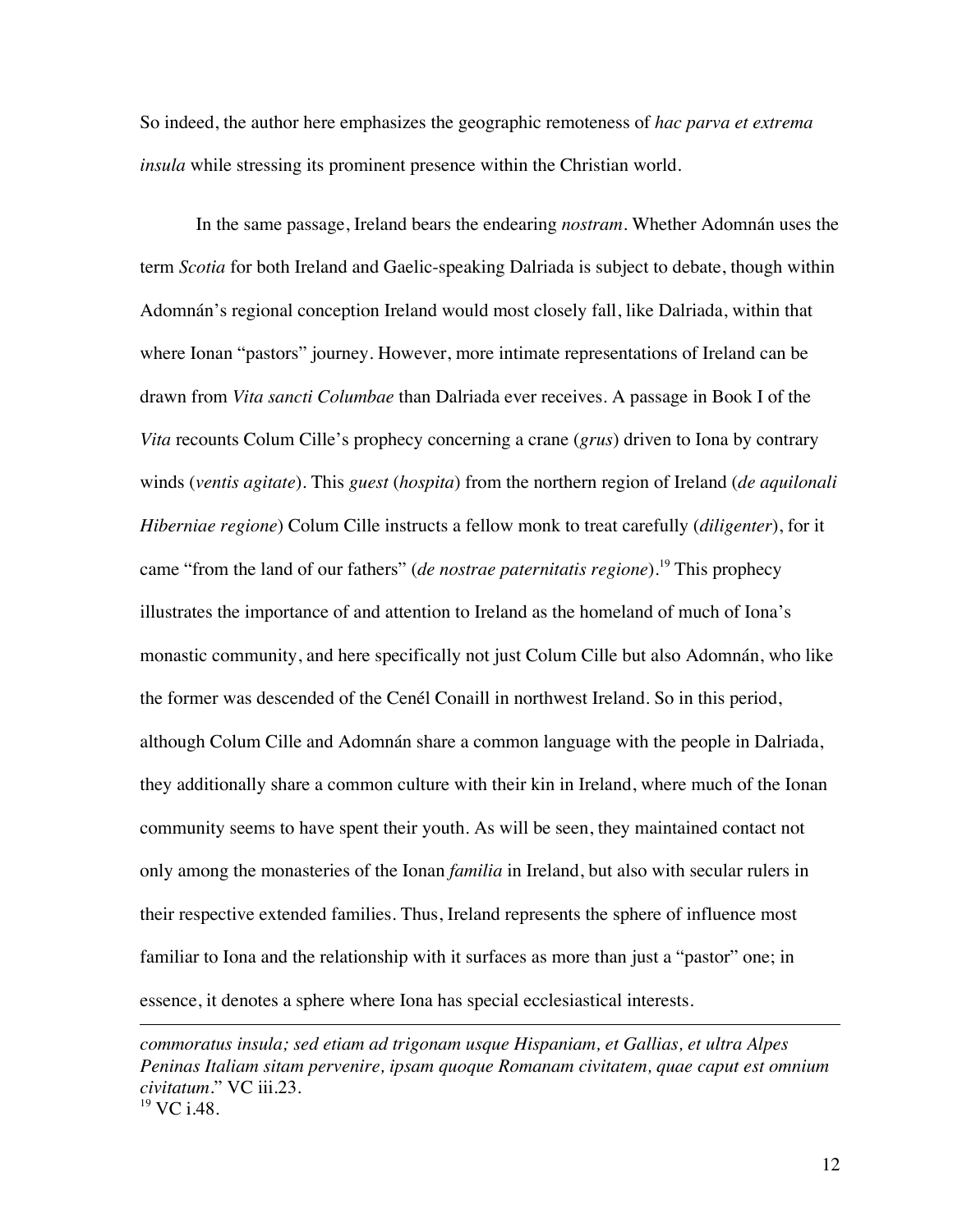So indeed, the author here emphasizes the geographic remoteness of *hac parva et extrema insula* while stressing its prominent presence within the Christian world.

In the same passage, Ireland bears the endearing *nostram*. Whether Adomnán uses the term *Scotia* for both Ireland and Gaelic-speaking Dalriada is subject to debate, though within Adomnán's regional conception Ireland would most closely fall, like Dalriada, within that where Ionan "pastors" journey. However, more intimate representations of Ireland can be drawn from *Vita sancti Columbae* than Dalriada ever receives. A passage in Book I of the *Vita* recounts Colum Cille's prophecy concerning a crane (*grus*) driven to Iona by contrary winds (*ventis agitate*). This *guest* (*hospita*) from the northern region of Ireland (*de aquilonali Hiberniae regione*) Colum Cille instructs a fellow monk to treat carefully (*diligenter*), for it came "from the land of our fathers" (*de nostrae paternitatis regione*).[19] This prophecy illustrates the importance of and attention to Ireland as the homeland of much of Iona's monastic community, and here specifically not just Colum Cille but also Adomnán, who like the former was descended of the Cenél Conaill in northwest Ireland. So in this period, although Colum Cille and Adomnán share a common language with the people in Dalriada, they additionally share a common culture with their kin in Ireland, where much of the Ionan community seems to have spent their youth. As will be seen, they maintained contact not only among the monasteries of the Ionan *familia* in Ireland, but also with secular rulers in their respective extended families. Thus, Ireland represents the sphere of influence most familiar to Iona and the relationship with it surfaces as more than just a "pastor" one; in essence, it denotes a sphere where Iona has special ecclesiastical interests.

---

*commoratus insula; sed etiam ad trigonam usque Hispaniam, et Gallias, et ultra Alpes Peninas Italiam sitam pervenire, ipsam quoque Romanam civitatem, quae caput est omnium civitatum*." VC iii.23.

[19] VC i.48.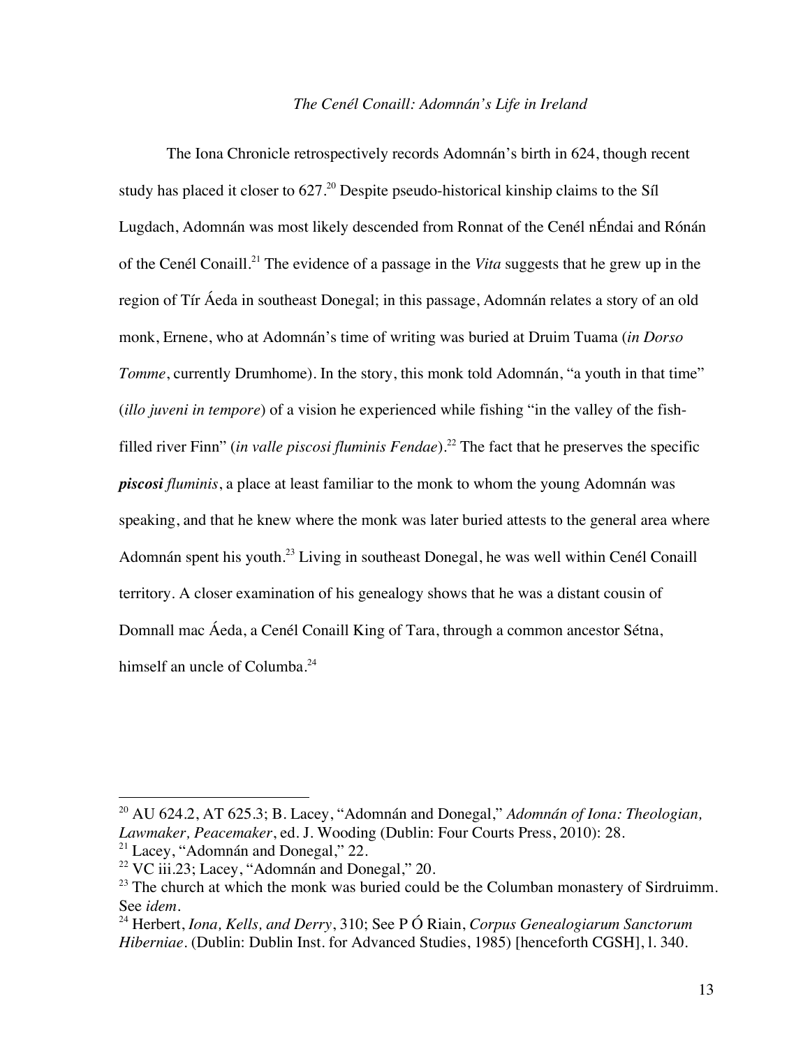### *The Cenél Conaill: Adomnán's Life in Ireland*

The Iona Chronicle retrospectively records Adomnán's birth in 624, though recent study has placed it closer to 627.[20] Despite pseudo-historical kinship claims to the Síl Lugdach, Adomnán was most likely descended from Ronnat of the Cenél nÉndai and Rónán of the Cenél Conaill.[21] The evidence of a passage in the *Vita* suggests that he grew up in the region of Tír Áeda in southeast Donegal; in this passage, Adomnán relates a story of an old monk, Ernene, who at Adomnán's time of writing was buried at Druim Tuama (*in Dorso Tomme*, currently Drumhome). In the story, this monk told Adomnán, "a youth in that time" (*illo juveni in tempore*) of a vision he experienced while fishing "in the valley of the fish-filled river Finn" (*in valle piscosi fluminis Fendae*).[22] The fact that he preserves the specific ***piscosi** fluminis*, a place at least familiar to the monk to whom the young Adomnán was speaking, and that he knew where the monk was later buried attests to the general area where Adomnán spent his youth.[23] Living in southeast Donegal, he was well within Cenél Conaill territory. A closer examination of his genealogy shows that he was a distant cousin of Domnall mac Áeda, a Cenél Conaill King of Tara, through a common ancestor Sétna, himself an uncle of Columba.[24]

---

[20] AU 624.2, AT 625.3; B. Lacey, "Adomnán and Donegal," *Adomnán of Iona: Theologian, Lawmaker, Peacemaker*, ed. J. Wooding (Dublin: Four Courts Press, 2010): 28.

[21] Lacey, "Adomnán and Donegal," 22.

[22] VC iii.23; Lacey, "Adomnán and Donegal," 20.

[23] The church at which the monk was buried could be the Columban monastery of Sirdruimm. See *idem*.

[24] Herbert, *Iona, Kells, and Derry*, 310; See P Ó Riain, *Corpus Genealogiarum Sanctorum Hiberniae*. (Dublin: Dublin Inst. for Advanced Studies, 1985) [henceforth CGSH], l. 340.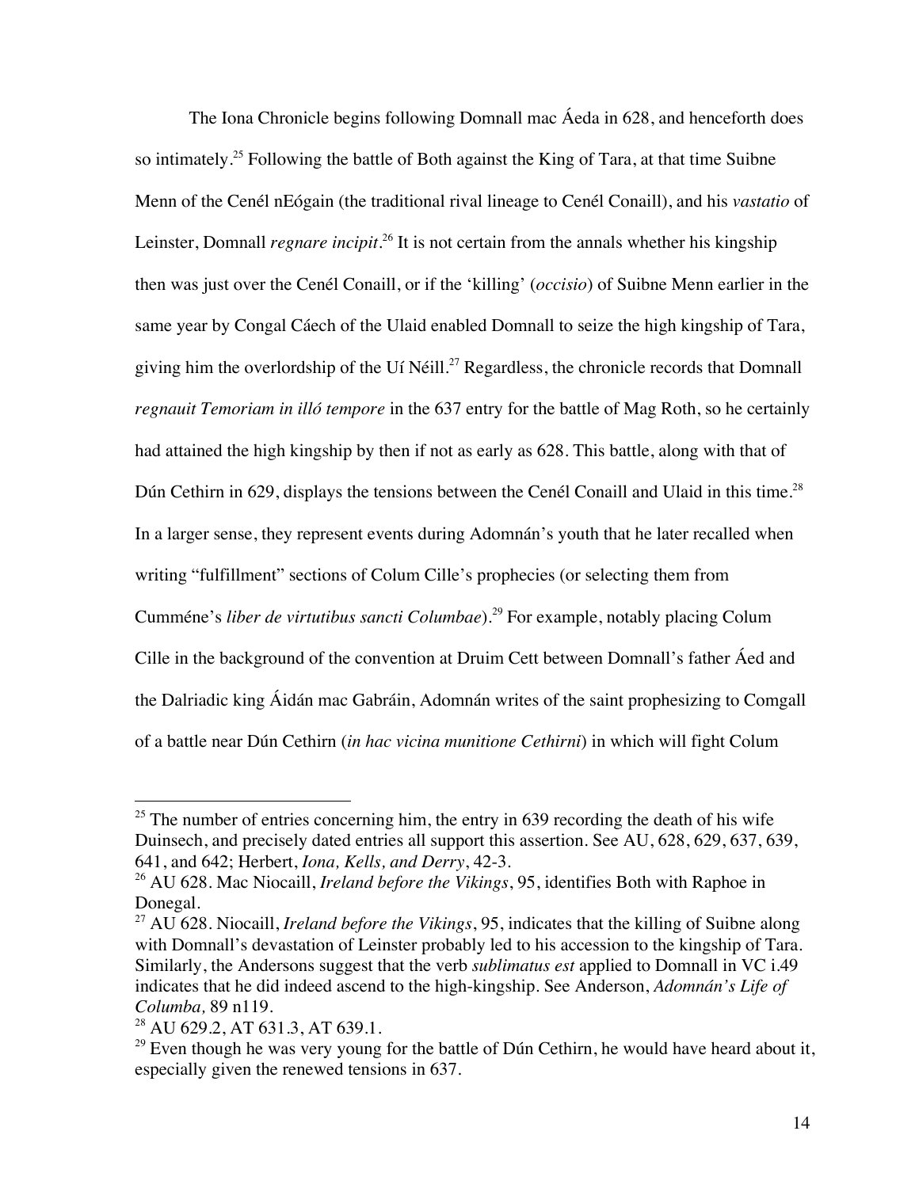The Iona Chronicle begins following Domnall mac Áeda in 628, and henceforth does so intimately.[25] Following the battle of Both against the King of Tara, at that time Suibne Menn of the Cenél nEógain (the traditional rival lineage to Cenél Conaill), and his *vastatio* of Leinster, Domnall *regnare incipit*.[26] It is not certain from the annals whether his kingship then was just over the Cenél Conaill, or if the 'killing' (*occisio*) of Suibne Menn earlier in the same year by Congal Cáech of the Ulaid enabled Domnall to seize the high kingship of Tara, giving him the overlordship of the Uí Néill.[27] Regardless, the chronicle records that Domnall *regnauit Temoriam in illó tempore* in the 637 entry for the battle of Mag Roth, so he certainly had attained the high kingship by then if not as early as 628. This battle, along with that of Dún Cethirn in 629, displays the tensions between the Cenél Conaill and Ulaid in this time.[28] In a larger sense, they represent events during Adomnán's youth that he later recalled when writing "fulfillment" sections of Colum Cille's prophecies (or selecting them from Cumméne's *liber de virtutibus sancti Columbae*).[29] For example, notably placing Colum Cille in the background of the convention at Druim Cett between Domnall's father Áed and the Dalriadic king Áidán mac Gabráin, Adomnán writes of the saint prophesizing to Comgall of a battle near Dún Cethirn (*in hac vicina munitione Cethirni*) in which will fight Colum

---

[25] The number of entries concerning him, the entry in 639 recording the death of his wife Duinsech, and precisely dated entries all support this assertion. See AU, 628, 629, 637, 639, 641, and 642; Herbert, *Iona, Kells, and Derry*, 42-3.

[26] AU 628. Mac Niocaill, *Ireland before the Vikings*, 95, identifies Both with Raphoe in Donegal.

[27] AU 628. Niocaill, *Ireland before the Vikings*, 95, indicates that the killing of Suibne along with Domnall's devastation of Leinster probably led to his accession to the kingship of Tara. Similarly, the Andersons suggest that the verb *sublimatus est* applied to Domnall in VC i.49 indicates that he did indeed ascend to the high-kingship. See Anderson, *Adomnán's Life of Columba,* 89 n119.

[28] AU 629.2, AT 631.3, AT 639.1.

[29] Even though he was very young for the battle of Dún Cethirn, he would have heard about it, especially given the renewed tensions in 637.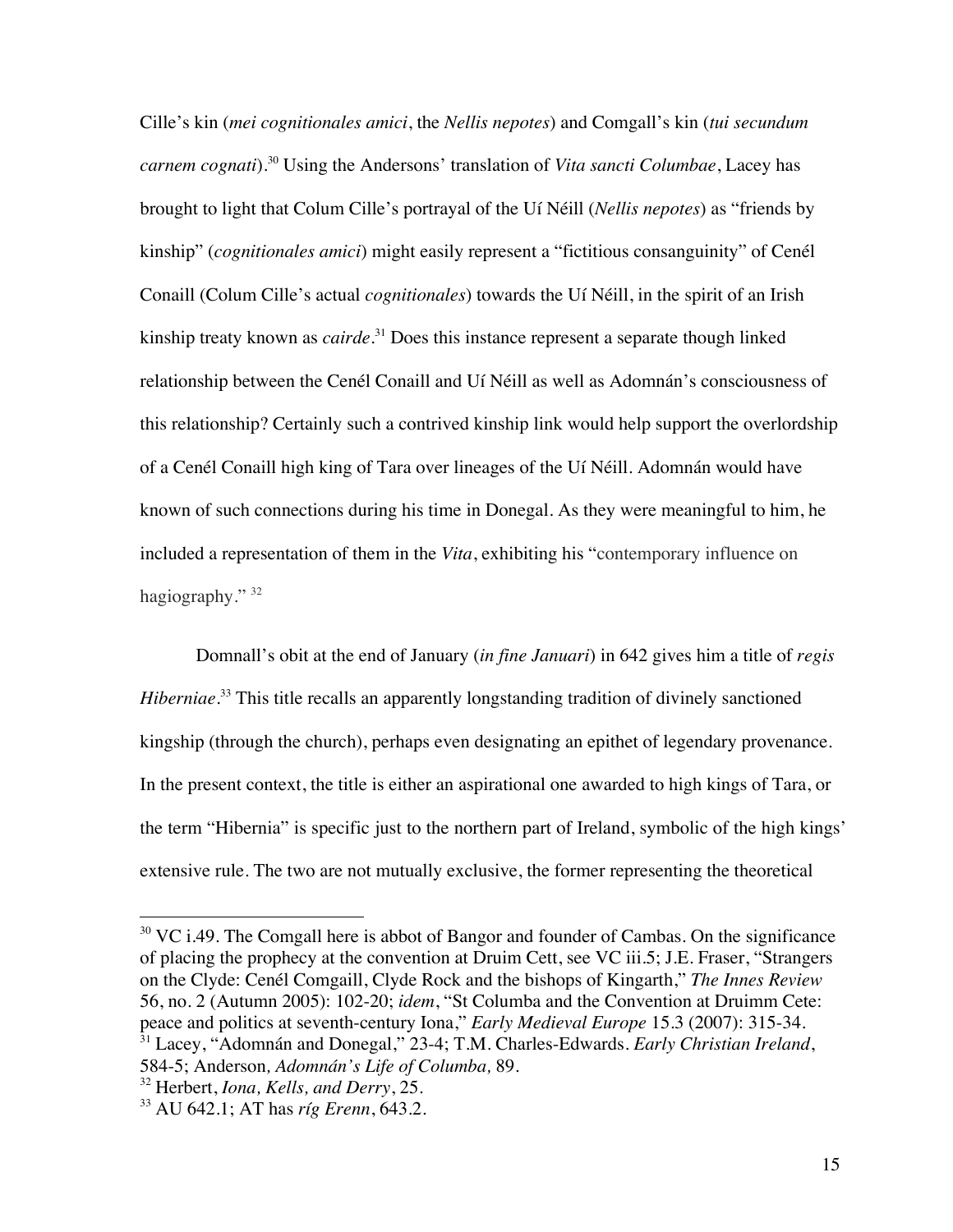Cille's kin (*mei cognitionales amici*, the *Nellis nepotes*) and Comgall's kin (*tui secundum carnem cognati*).[30] Using the Andersons' translation of *Vita sancti Columbae*, Lacey has brought to light that Colum Cille's portrayal of the Uí Néill (*Nellis nepotes*) as "friends by kinship" (*cognitionales amici*) might easily represent a "fictitious consanguinity" of Cenél Conaill (Colum Cille's actual *cognitionales*) towards the Uí Néill, in the spirit of an Irish kinship treaty known as *cairde*.[31] Does this instance represent a separate though linked relationship between the Cenél Conaill and Uí Néill as well as Adomnán's consciousness of this relationship? Certainly such a contrived kinship link would help support the overlordship of a Cenél Conaill high king of Tara over lineages of the Uí Néill. Adomnán would have known of such connections during his time in Donegal. As they were meaningful to him, he included a representation of them in the *Vita*, exhibiting his "contemporary influence on hagiography." [32]

Domnall's obit at the end of January (*in fine Januari*) in 642 gives him a title of *regis Hiberniae*.[33] This title recalls an apparently longstanding tradition of divinely sanctioned kingship (through the church), perhaps even designating an epithet of legendary provenance. In the present context, the title is either an aspirational one awarded to high kings of Tara, or the term "Hibernia" is specific just to the northern part of Ireland, symbolic of the high kings' extensive rule. The two are not mutually exclusive, the former representing the theoretical

---

[30] VC i.49. The Comgall here is abbot of Bangor and founder of Cambas. On the significance of placing the prophecy at the convention at Druim Cett, see VC iii.5; J.E. Fraser, "Strangers on the Clyde: Cenél Comgaill, Clyde Rock and the bishops of Kingarth," *The Innes Review* 56, no. 2 (Autumn 2005): 102-20; *idem*, "St Columba and the Convention at Druimm Cete: peace and politics at seventh-century Iona," *Early Medieval Europe* 15.3 (2007): 315-34.

[31] Lacey, "Adomnán and Donegal," 23-4; T.M. Charles-Edwards. *Early Christian Ireland*, 584-5; Anderson, *Adomnán's Life of Columba,* 89.

[32] Herbert, *Iona, Kells, and Derry*, 25.

[33] AU 642.1; AT has *ríg Erenn*, 643.2.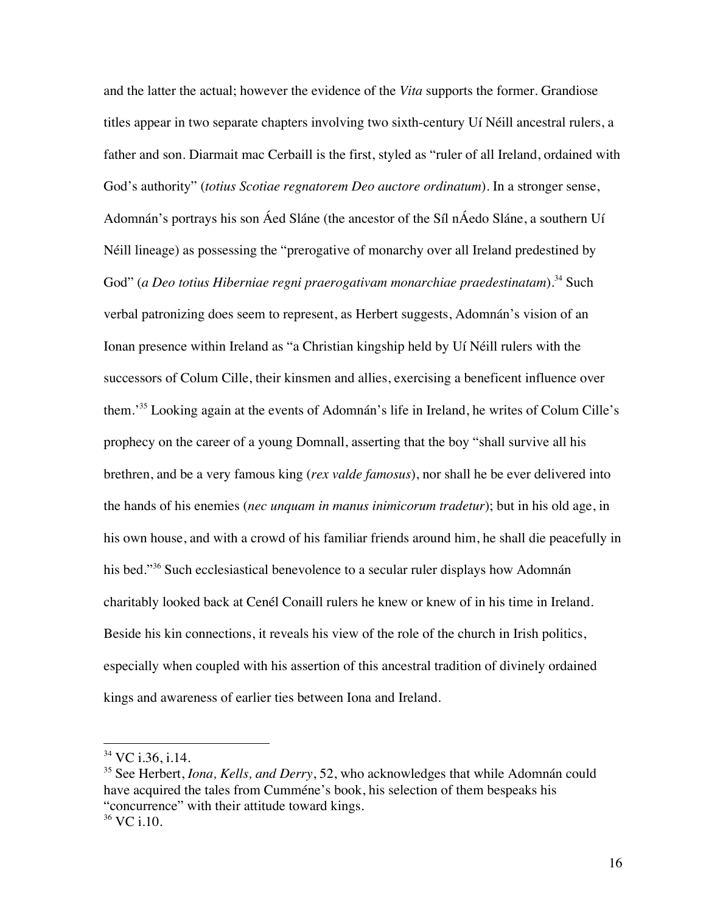and the latter the actual; however the evidence of the *Vita* supports the former. Grandiose titles appear in two separate chapters involving two sixth-century Uí Néill ancestral rulers, a father and son. Diarmait mac Cerbaill is the first, styled as "ruler of all Ireland, ordained with God's authority" (*totius Scotiae regnatorem Deo auctore ordinatum*). In a stronger sense, Adomnán's portrays his son Áed Sláne (the ancestor of the Síl nÁedo Sláne, a southern Uí Néill lineage) as possessing the "prerogative of monarchy over all Ireland predestined by God" (*a Deo totius Hiberniae regni praerogativam monarchiae praedestinatam*).[34] Such verbal patronizing does seem to represent, as Herbert suggests, Adomnán's vision of an Ionan presence within Ireland as "a Christian kingship held by Uí Néill rulers with the successors of Colum Cille, their kinsmen and allies, exercising a beneficent influence over them.'[35] Looking again at the events of Adomnán's life in Ireland, he writes of Colum Cille's prophecy on the career of a young Domnall, asserting that the boy "shall survive all his brethren, and be a very famous king (*rex valde famosus*), nor shall he be ever delivered into the hands of his enemies (*nec unquam in manus inimicorum tradetur*); but in his old age, in his own house, and with a crowd of his familiar friends around him, he shall die peacefully in his bed."[36] Such ecclesiastical benevolence to a secular ruler displays how Adomnán charitably looked back at Cenél Conaill rulers he knew or knew of in his time in Ireland. Beside his kin connections, it reveals his view of the role of the church in Irish politics, especially when coupled with his assertion of this ancestral tradition of divinely ordained kings and awareness of earlier ties between Iona and Ireland.

---

[34] VC i.36, i.14.

[35] See Herbert, *Iona, Kells, and Derry*, 52, who acknowledges that while Adomnán could have acquired the tales from Cumméne's book, his selection of them bespeaks his "concurrence" with their attitude toward kings.

[36] VC i.10.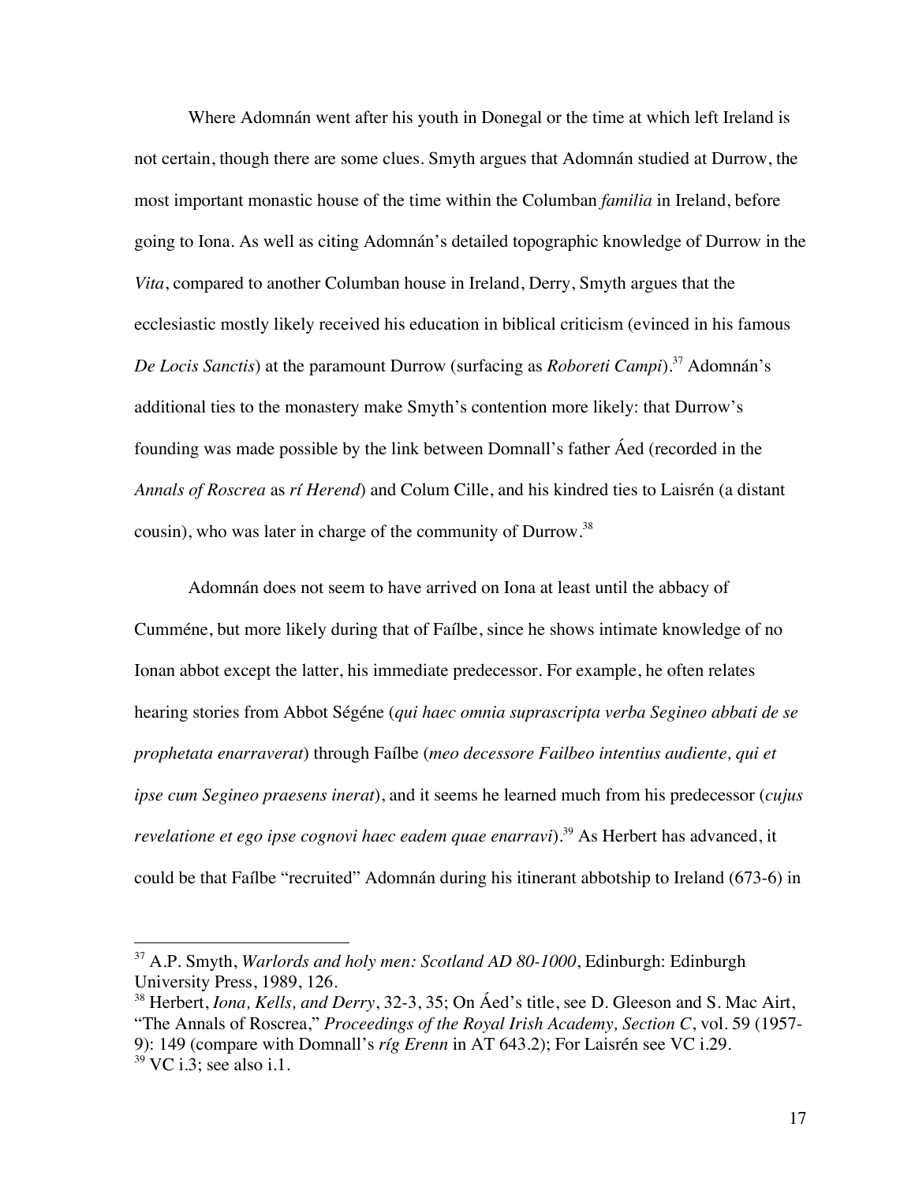Where Adomnán went after his youth in Donegal or the time at which left Ireland is not certain, though there are some clues. Smyth argues that Adomnán studied at Durrow, the most important monastic house of the time within the Columban *familia* in Ireland, before going to Iona. As well as citing Adomnán's detailed topographic knowledge of Durrow in the *Vita*, compared to another Columban house in Ireland, Derry, Smyth argues that the ecclesiastic mostly likely received his education in biblical criticism (evinced in his famous *De Locis Sanctis*) at the paramount Durrow (surfacing as *Roboreti Campi*).[37] Adomnán's additional ties to the monastery make Smyth's contention more likely: that Durrow's founding was made possible by the link between Domnall's father Áed (recorded in the *Annals of Roscrea* as *rí Herend*) and Colum Cille, and his kindred ties to Laisrén (a distant cousin), who was later in charge of the community of Durrow.[38]

Adomnán does not seem to have arrived on Iona at least until the abbacy of Cumméne, but more likely during that of Faílbe, since he shows intimate knowledge of no Ionan abbot except the latter, his immediate predecessor. For example, he often relates hearing stories from Abbot Ségéne (*qui haec omnia suprascripta verba Segineo abbati de se prophetata enarraverat*) through Faílbe (*meo decessore Failbeo intentius audiente, qui et ipse cum Segineo praesens inerat*), and it seems he learned much from his predecessor (*cujus revelatione et ego ipse cognovi haec eadem quae enarravi*).[39] As Herbert has advanced, it could be that Faílbe "recruited" Adomnán during his itinerant abbotship to Ireland (673-6) in

---

[37] A.P. Smyth, *Warlords and holy men: Scotland AD 80-1000*, Edinburgh: Edinburgh University Press, 1989, 126.

[38] Herbert, *Iona, Kells, and Derry*, 32-3, 35; On Áed's title, see D. Gleeson and S. Mac Airt, "The Annals of Roscrea," *Proceedings of the Royal Irish Academy, Section C*, vol. 59 (1957-9): 149 (compare with Domnall's *ríg Erenn* in AT 643.2); For Laisrén see VC i.29.

[39] VC i.3; see also i.1.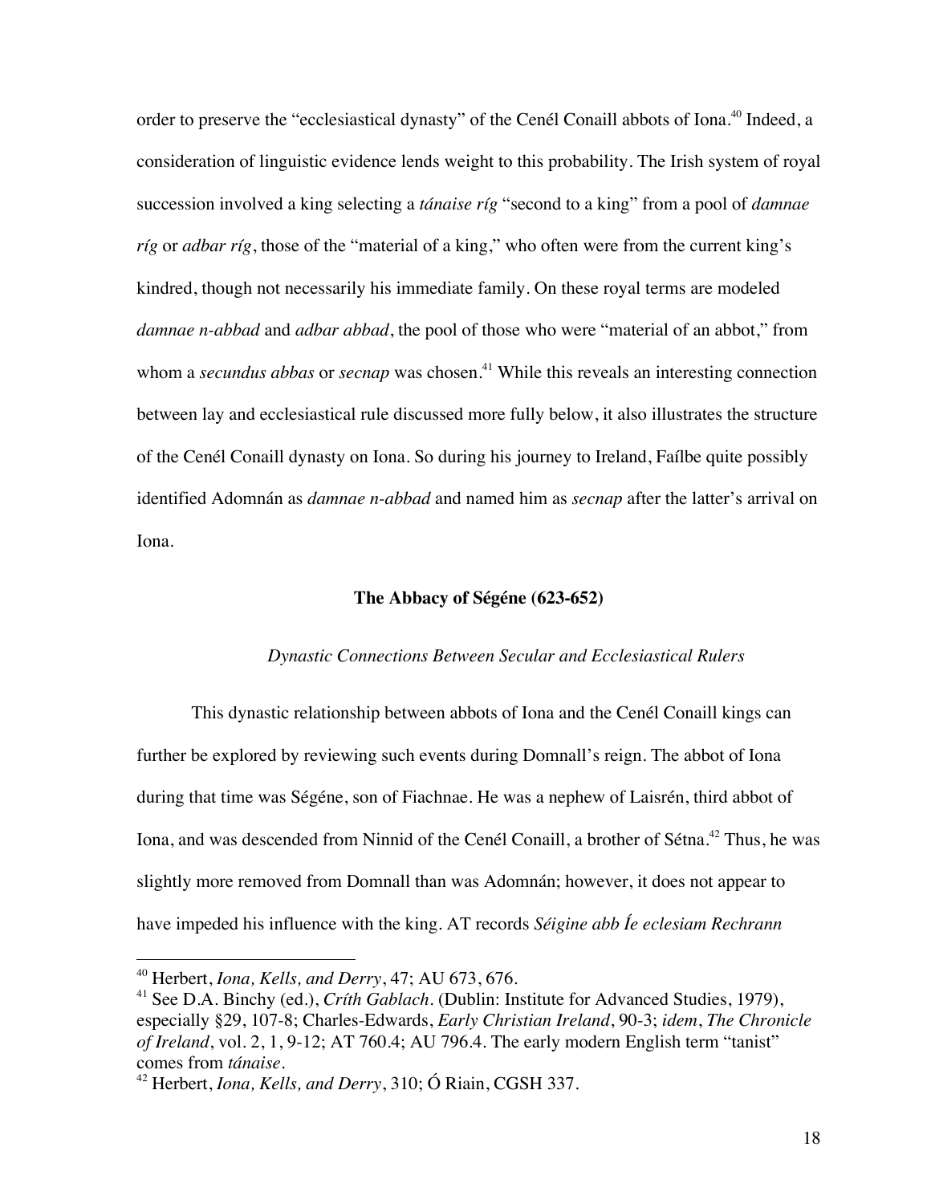order to preserve the "ecclesiastical dynasty" of the Cenél Conaill abbots of Iona.[40] Indeed, a consideration of linguistic evidence lends weight to this probability. The Irish system of royal succession involved a king selecting a *tánaise ríg* "second to a king" from a pool of *damnae ríg* or *adbar ríg*, those of the "material of a king," who often were from the current king's kindred, though not necessarily his immediate family. On these royal terms are modeled *damnae n-abbad* and *adbar abbad*, the pool of those who were "material of an abbot," from whom a *secundus abbas* or *secnap* was chosen.[41] While this reveals an interesting connection between lay and ecclesiastical rule discussed more fully below, it also illustrates the structure of the Cenél Conaill dynasty on Iona. So during his journey to Ireland, Faílbe quite possibly identified Adomnán as *damnae n-abbad* and named him as *secnap* after the latter's arrival on Iona.

### The Abbacy of Ségéne (623-652)

#### *Dynastic Connections Between Secular and Ecclesiastical Rulers*

This dynastic relationship between abbots of Iona and the Cenél Conaill kings can further be explored by reviewing such events during Domnall's reign. The abbot of Iona during that time was Ségéne, son of Fiachnae. He was a nephew of Laisrén, third abbot of Iona, and was descended from Ninnid of the Cenél Conaill, a brother of Sétna.[42] Thus, he was slightly more removed from Domnall than was Adomnán; however, it does not appear to have impeded his influence with the king. AT records *Séigine abb Íe eclesiam Rechrann*

---

[40] Herbert, *Iona, Kells, and Derry*, 47; AU 673, 676.

[41] See D.A. Binchy (ed.), *Críth Gablach*. (Dublin: Institute for Advanced Studies, 1979), especially §29, 107-8; Charles-Edwards, *Early Christian Ireland*, 90-3; *idem*, *The Chronicle of Ireland*, vol. 2, 1, 9-12; AT 760.4; AU 796.4. The early modern English term "tanist" comes from *tánaise*.

[42] Herbert, *Iona, Kells, and Derry*, 310; Ó Riain, CGSH 337.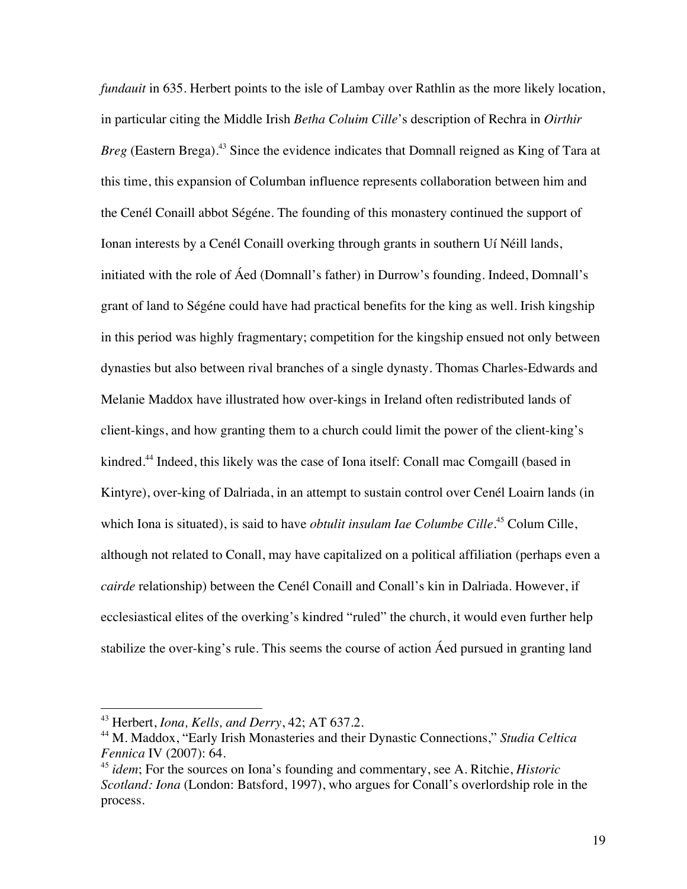*fundauit* in 635. Herbert points to the isle of Lambay over Rathlin as the more likely location, in particular citing the Middle Irish *Betha Coluim Cille*'s description of Rechra in *Oirthir Breg* (Eastern Brega).[43] Since the evidence indicates that Domnall reigned as King of Tara at this time, this expansion of Columban influence represents collaboration between him and the Cenél Conaill abbot Ségéne. The founding of this monastery continued the support of Ionan interests by a Cenél Conaill overking through grants in southern Uí Néill lands, initiated with the role of Áed (Domnall's father) in Durrow's founding. Indeed, Domnall's grant of land to Ségéne could have had practical benefits for the king as well. Irish kingship in this period was highly fragmentary; competition for the kingship ensued not only between dynasties but also between rival branches of a single dynasty. Thomas Charles-Edwards and Melanie Maddox have illustrated how over-kings in Ireland often redistributed lands of client-kings, and how granting them to a church could limit the power of the client-king's kindred.[44] Indeed, this likely was the case of Iona itself: Conall mac Comgaill (based in Kintyre), over-king of Dalriada, in an attempt to sustain control over Cenél Loairn lands (in which Iona is situated), is said to have *obtulit insulam Iae Columbe Cille*.[45] Colum Cille, although not related to Conall, may have capitalized on a political affiliation (perhaps even a *cairde* relationship) between the Cenél Conaill and Conall's kin in Dalriada. However, if ecclesiastical elites of the overking's kindred "ruled" the church, it would even further help stabilize the over-king's rule. This seems the course of action Áed pursued in granting land

---

[43] Herbert, *Iona, Kells, and Derry*, 42; AT 637.2.

[44] M. Maddox, "Early Irish Monasteries and their Dynastic Connections," *Studia Celtica Fennica* IV (2007): 64.

[45] *idem*; For the sources on Iona's founding and commentary, see A. Ritchie, *Historic Scotland: Iona* (London: Batsford, 1997), who argues for Conall's overlordship role in the process.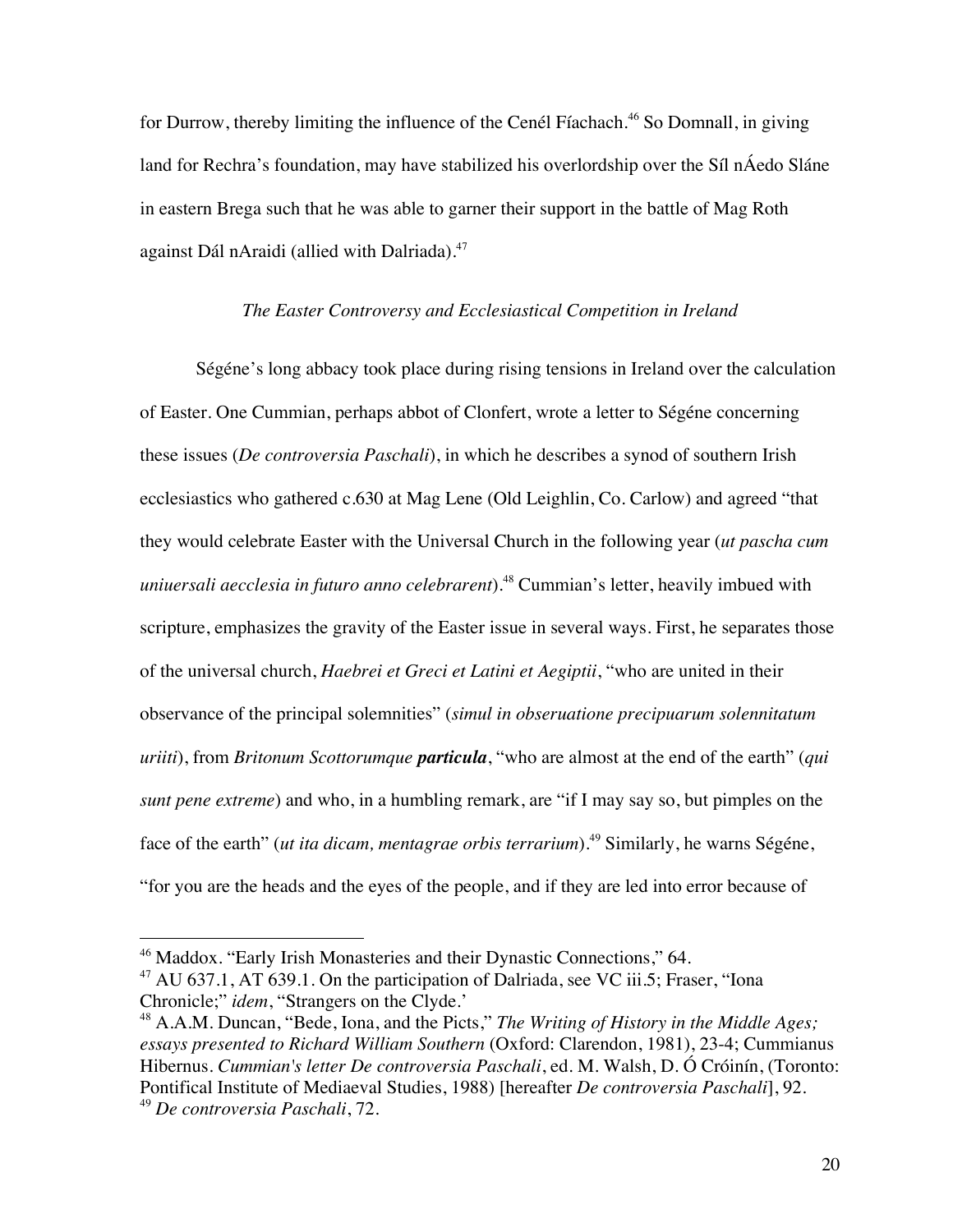for Durrow, thereby limiting the influence of the Cenél Fíachach.[46] So Domnall, in giving land for Rechra's foundation, may have stabilized his overlordship over the Síl nÁedo Sláne in eastern Brega such that he was able to garner their support in the battle of Mag Roth against Dál nAraidi (allied with Dalriada).[47]

*The Easter Controversy and Ecclesiastical Competition in Ireland*

Ségéne's long abbacy took place during rising tensions in Ireland over the calculation of Easter. One Cummian, perhaps abbot of Clonfert, wrote a letter to Ségéne concerning these issues (*De controversia Paschali*), in which he describes a synod of southern Irish ecclesiastics who gathered c.630 at Mag Lene (Old Leighlin, Co. Carlow) and agreed "that they would celebrate Easter with the Universal Church in the following year (*ut pascha cum uniuersali aecclesia in futuro anno celebrarent*).[48] Cummian's letter, heavily imbued with scripture, emphasizes the gravity of the Easter issue in several ways. First, he separates those of the universal church, *Haebrei et Greci et Latini et Aegiptii*, "who are united in their observance of the principal solemnities" (*simul in obseruatione precipuarum solennitatum uriiti*), from *Britonum Scottorumque* ***particula***, "who are almost at the end of the earth" (*qui sunt pene extreme*) and who, in a humbling remark, are "if I may say so, but pimples on the face of the earth" (*ut ita dicam, mentagrae orbis terrarium*).[49] Similarly, he warns Ségéne, "for you are the heads and the eyes of the people, and if they are led into error because of

---

[46] Maddox. "Early Irish Monasteries and their Dynastic Connections," 64.

[47] AU 637.1, AT 639.1. On the participation of Dalriada, see VC iii.5; Fraser, "Iona Chronicle;" *idem*, "Strangers on the Clyde.'

[48] A.A.M. Duncan, "Bede, Iona, and the Picts," *The Writing of History in the Middle Ages; essays presented to Richard William Southern* (Oxford: Clarendon, 1981), 23-4; Cummianus Hibernus. *Cummian's letter De controversia Paschali*, ed. M. Walsh, D. Ó Cróinín, (Toronto: Pontifical Institute of Mediaeval Studies, 1988) [hereafter *De controversia Paschali*], 92.

[49] *De controversia Paschali*, 72.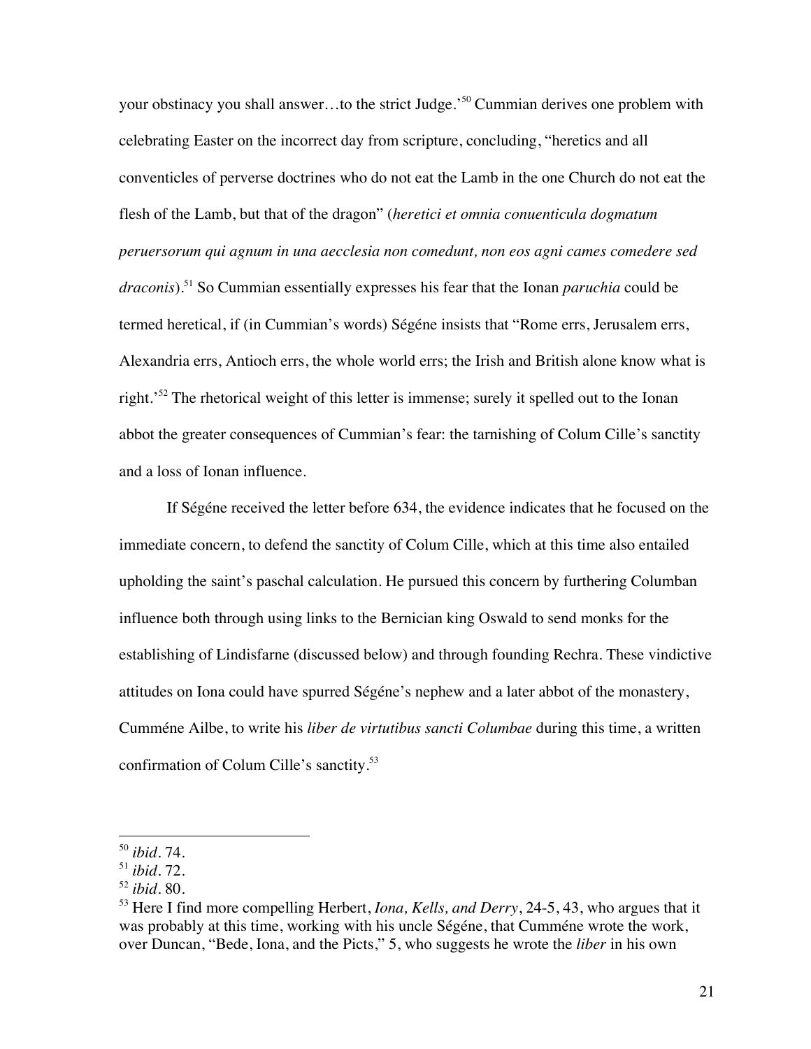your obstinacy you shall answer…to the strict Judge.'[50] Cummian derives one problem with celebrating Easter on the incorrect day from scripture, concluding, "heretics and all conventicles of perverse doctrines who do not eat the Lamb in the one Church do not eat the flesh of the Lamb, but that of the dragon" (*heretici et omnia conuenticula dogmatum peruersorum qui agnum in una aecclesia non comedunt, non eos agni cames comedere sed draconis*).[51] So Cummian essentially expresses his fear that the Ionan *paruchia* could be termed heretical, if (in Cummian's words) Ségéne insists that "Rome errs, Jerusalem errs, Alexandria errs, Antioch errs, the whole world errs; the Irish and British alone know what is right.'[52] The rhetorical weight of this letter is immense; surely it spelled out to the Ionan abbot the greater consequences of Cummian's fear: the tarnishing of Colum Cille's sanctity and a loss of Ionan influence.

If Ségéne received the letter before 634, the evidence indicates that he focused on the immediate concern, to defend the sanctity of Colum Cille, which at this time also entailed upholding the saint's paschal calculation. He pursued this concern by furthering Columban influence both through using links to the Bernician king Oswald to send monks for the establishing of Lindisfarne (discussed below) and through founding Rechra. These vindictive attitudes on Iona could have spurred Ségéne's nephew and a later abbot of the monastery, Cumméne Ailbe, to write his *liber de virtutibus sancti Columbae* during this time, a written confirmation of Colum Cille's sanctity.[53]

---

[50] *ibid*. 74.

[51] *ibid*. 72.

[52] *ibid*. 80.

[53] Here I find more compelling Herbert, *Iona, Kells, and Derry*, 24-5, 43, who argues that it was probably at this time, working with his uncle Ségéne, that Cumméne wrote the work, over Duncan, "Bede, Iona, and the Picts," 5, who suggests he wrote the *liber* in his own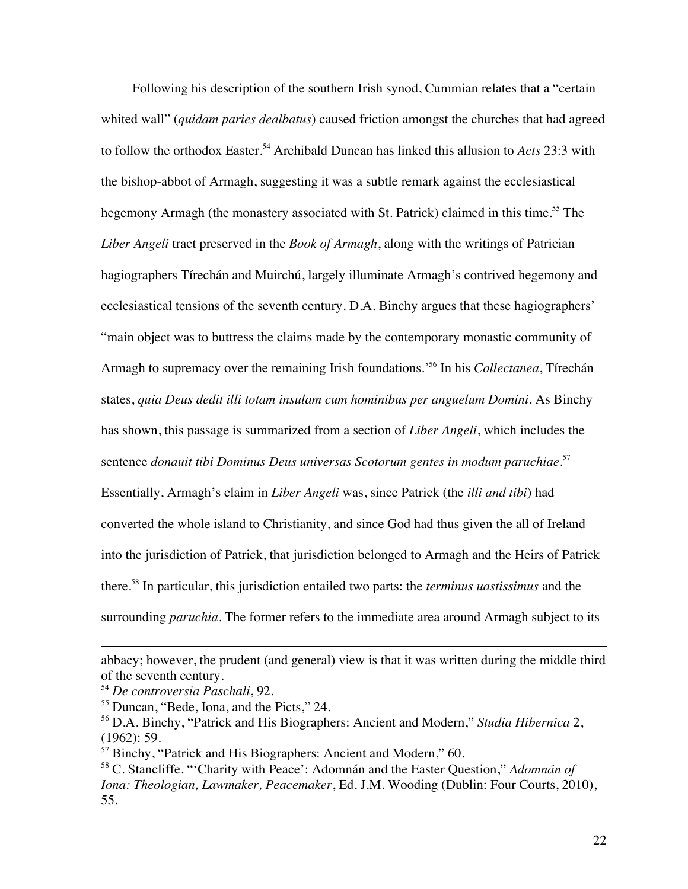Following his description of the southern Irish synod, Cummian relates that a "certain whited wall" (*quidam paries dealbatus*) caused friction amongst the churches that had agreed to follow the orthodox Easter.[54] Archibald Duncan has linked this allusion to *Acts* 23:3 with the bishop-abbot of Armagh, suggesting it was a subtle remark against the ecclesiastical hegemony Armagh (the monastery associated with St. Patrick) claimed in this time.[55] The *Liber Angeli* tract preserved in the *Book of Armagh*, along with the writings of Patrician hagiographers Tírechán and Muirchú, largely illuminate Armagh's contrived hegemony and ecclesiastical tensions of the seventh century. D.A. Binchy argues that these hagiographers' "main object was to buttress the claims made by the contemporary monastic community of Armagh to supremacy over the remaining Irish foundations.'[56] In his *Collectanea*, Tírechán states, *quia Deus dedit illi totam insulam cum hominibus per anguelum Domini*. As Binchy has shown, this passage is summarized from a section of *Liber Angeli*, which includes the sentence *donauit tibi Dominus Deus universas Scotorum gentes in modum paruchiae*.[57] Essentially, Armagh's claim in *Liber Angeli* was, since Patrick (the *illi and tibi*) had converted the whole island to Christianity, and since God had thus given the all of Ireland into the jurisdiction of Patrick, that jurisdiction belonged to Armagh and the Heirs of Patrick there.[58] In particular, this jurisdiction entailed two parts: the *terminus uastissimus* and the surrounding *paruchia*. The former refers to the immediate area around Armagh subject to its

---

abbacy; however, the prudent (and general) view is that it was written during the middle third of the seventh century.

[54] *De controversia Paschali*, 92.

[55] Duncan, "Bede, Iona, and the Picts," 24.

[56] D.A. Binchy, "Patrick and His Biographers: Ancient and Modern," *Studia Hibernica* 2, (1962): 59.

[57] Binchy, "Patrick and His Biographers: Ancient and Modern," 60.

[58] C. Stancliffe. "'Charity with Peace': Adomnán and the Easter Question," *Adomnán of Iona: Theologian, Lawmaker, Peacemaker*, Ed. J.M. Wooding (Dublin: Four Courts, 2010), 55.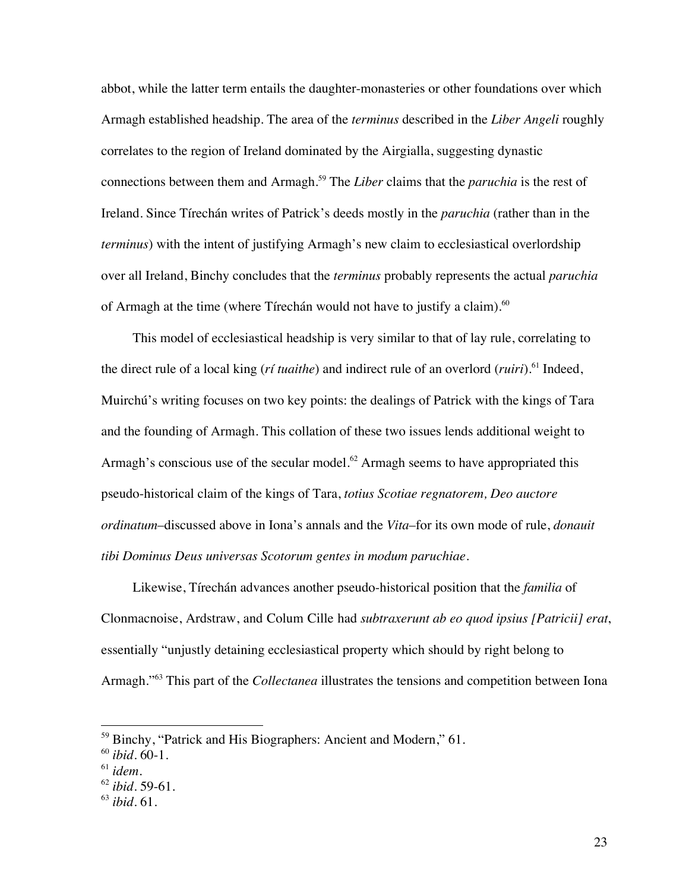abbot, while the latter term entails the daughter-monasteries or other foundations over which Armagh established headship. The area of the *terminus* described in the *Liber Angeli* roughly correlates to the region of Ireland dominated by the Airgialla, suggesting dynastic connections between them and Armagh.[59] The *Liber* claims that the *paruchia* is the rest of Ireland. Since Tírechán writes of Patrick's deeds mostly in the *paruchia* (rather than in the *terminus*) with the intent of justifying Armagh's new claim to ecclesiastical overlordship over all Ireland, Binchy concludes that the *terminus* probably represents the actual *paruchia* of Armagh at the time (where Tírechán would not have to justify a claim).[60]

This model of ecclesiastical headship is very similar to that of lay rule, correlating to the direct rule of a local king (*rí tuaithe*) and indirect rule of an overlord (*ruiri*).[61] Indeed, Muirchú's writing focuses on two key points: the dealings of Patrick with the kings of Tara and the founding of Armagh. This collation of these two issues lends additional weight to Armagh's conscious use of the secular model.[62] Armagh seems to have appropriated this pseudo-historical claim of the kings of Tara, *totius Scotiae regnatorem, Deo auctore ordinatum*–discussed above in Iona's annals and the *Vita*–for its own mode of rule, *donauit tibi Dominus Deus universas Scotorum gentes in modum paruchiae*.

Likewise, Tírechán advances another pseudo-historical position that the *familia* of Clonmacnoise, Ardstraw, and Colum Cille had *subtraxerunt ab eo quod ipsius [Patricii] erat*, essentially "unjustly detaining ecclesiastical property which should by right belong to Armagh."[63] This part of the *Collectanea* illustrates the tensions and competition between Iona

---

[59] Binchy, "Patrick and His Biographers: Ancient and Modern," 61.
[60] *ibid*. 60-1.
[61] *idem*.
[62] *ibid*. 59-61.
[63] *ibid*. 61.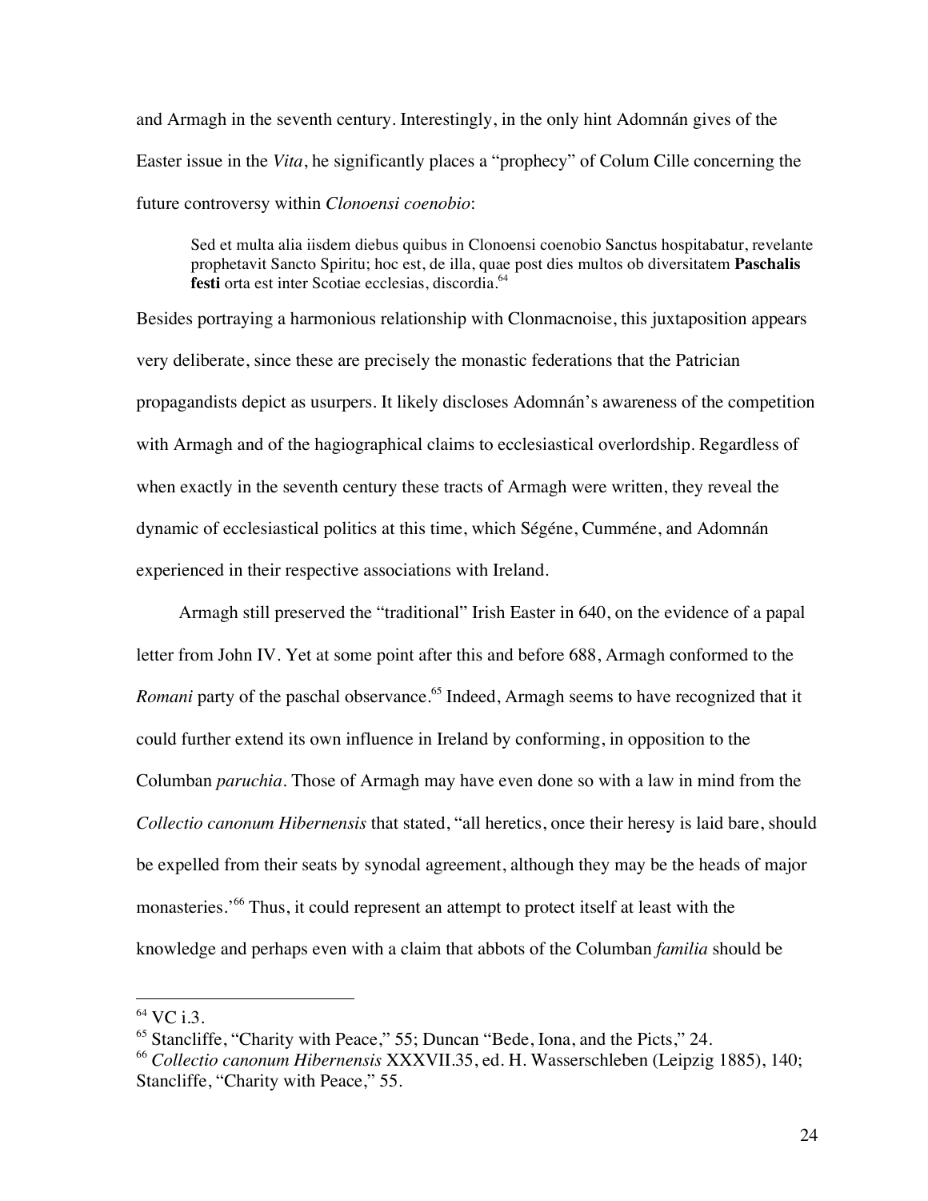and Armagh in the seventh century. Interestingly, in the only hint Adomnán gives of the Easter issue in the *Vita*, he significantly places a "prophecy" of Colum Cille concerning the future controversy within *Clonoensi coenobio*:

> Sed et multa alia iisdem diebus quibus in Clonoensi coenobio Sanctus hospitabatur, revelante prophetavit Sancto Spiritu; hoc est, de illa, quae post dies multos ob diversitatem **Paschalis festi** orta est inter Scotiae ecclesias, discordia.[64]

Besides portraying a harmonious relationship with Clonmacnoise, this juxtaposition appears very deliberate, since these are precisely the monastic federations that the Patrician propagandists depict as usurpers. It likely discloses Adomnán's awareness of the competition with Armagh and of the hagiographical claims to ecclesiastical overlordship. Regardless of when exactly in the seventh century these tracts of Armagh were written, they reveal the dynamic of ecclesiastical politics at this time, which Ségéne, Cumméne, and Adomnán experienced in their respective associations with Ireland.

Armagh still preserved the "traditional" Irish Easter in 640, on the evidence of a papal letter from John IV. Yet at some point after this and before 688, Armagh conformed to the *Romani* party of the paschal observance.[65] Indeed, Armagh seems to have recognized that it could further extend its own influence in Ireland by conforming, in opposition to the Columban *paruchia*. Those of Armagh may have even done so with a law in mind from the *Collectio canonum Hibernensis* that stated, "all heretics, once their heresy is laid bare, should be expelled from their seats by synodal agreement, although they may be the heads of major monasteries.'[66] Thus, it could represent an attempt to protect itself at least with the knowledge and perhaps even with a claim that abbots of the Columban *familia* should be

---

[64] VC i.3.

[65] Stancliffe, "Charity with Peace," 55; Duncan "Bede, Iona, and the Picts," 24.

[66] *Collectio canonum Hibernensis* XXXVII.35, ed. H. Wasserschleben (Leipzig 1885), 140; Stancliffe, "Charity with Peace," 55.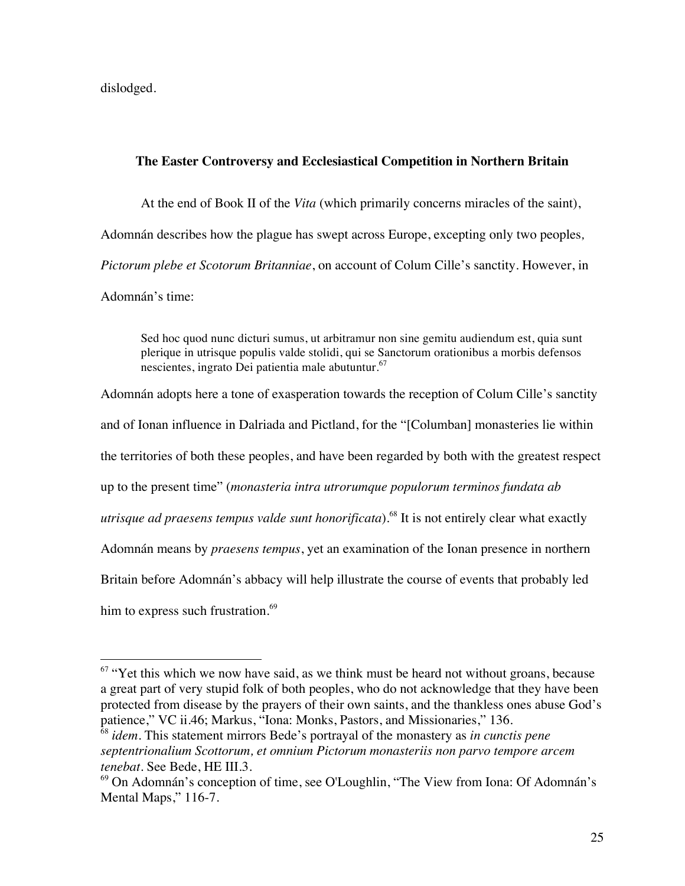dislodged.

### The Easter Controversy and Ecclesiastical Competition in Northern Britain

At the end of Book II of the *Vita* (which primarily concerns miracles of the saint), Adomnán describes how the plague has swept across Europe, excepting only two peoples*, Pictorum plebe et Scotorum Britanniae*, on account of Colum Cille's sanctity. However, in Adomnán's time:

> Sed hoc quod nunc dicturi sumus, ut arbitramur non sine gemitu audiendum est, quia sunt plerique in utrisque populis valde stolidi, qui se Sanctorum orationibus a morbis defensos nescientes, ingrato Dei patientia male abutuntur.[67]

Adomnán adopts here a tone of exasperation towards the reception of Colum Cille's sanctity and of Ionan influence in Dalriada and Pictland, for the "[Columban] monasteries lie within the territories of both these peoples, and have been regarded by both with the greatest respect up to the present time" (*monasteria intra utrorumque populorum terminos fundata ab utrisque ad praesens tempus valde sunt honorificata*).[68] It is not entirely clear what exactly Adomnán means by *praesens tempus*, yet an examination of the Ionan presence in northern Britain before Adomnán's abbacy will help illustrate the course of events that probably led him to express such frustration.[69]

---

[67] "Yet this which we now have said, as we think must be heard not without groans, because a great part of very stupid folk of both peoples, who do not acknowledge that they have been protected from disease by the prayers of their own saints, and the thankless ones abuse God's patience," VC ii.46; Markus, "Iona: Monks, Pastors, and Missionaries," 136.

[68] *idem*. This statement mirrors Bede's portrayal of the monastery as *in cunctis pene septentrionalium Scottorum, et omnium Pictorum monasteriis non parvo tempore arcem tenebat*. See Bede, HE III.3.

[69] On Adomnán's conception of time, see O'Loughlin, "The View from Iona: Of Adomnán's Mental Maps," 116-7.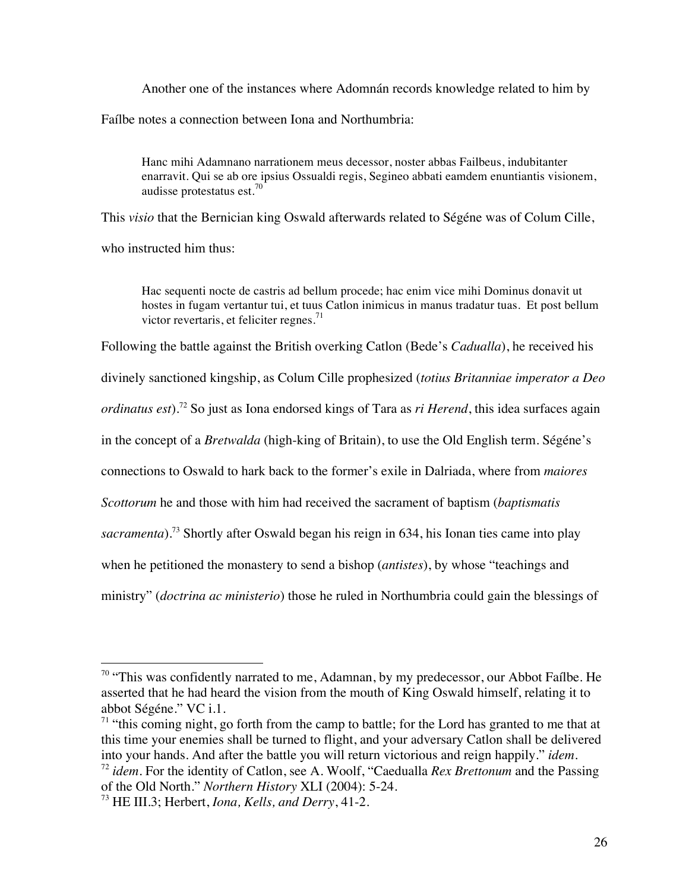Another one of the instances where Adomnán records knowledge related to him by Faílbe notes a connection between Iona and Northumbria:

> Hanc mihi Adamnano narrationem meus decessor, noster abbas Failbeus, indubitanter enarravit. Qui se ab ore ipsius Ossualdi regis, Segineo abbati eamdem enuntiantis visionem, audisse protestatus est.[70]

This *visio* that the Bernician king Oswald afterwards related to Ségéne was of Colum Cille, who instructed him thus:

> Hac sequenti nocte de castris ad bellum procede; hac enim vice mihi Dominus donavit ut hostes in fugam vertantur tui, et tuus Catlon inimicus in manus tradatur tuas. Et post bellum victor revertaris, et feliciter regnes.[71]

Following the battle against the British overking Catlon (Bede's *Cadualla*), he received his divinely sanctioned kingship, as Colum Cille prophesized (*totius Britanniae imperator a Deo ordinatus est*).[72] So just as Iona endorsed kings of Tara as *ri Herend*, this idea surfaces again in the concept of a *Bretwalda* (high-king of Britain), to use the Old English term. Ségéne's connections to Oswald to hark back to the former's exile in Dalriada, where from *maiores Scottorum* he and those with him had received the sacrament of baptism (*baptismatis sacramenta*).[73] Shortly after Oswald began his reign in 634, his Ionan ties came into play when he petitioned the monastery to send a bishop (*antistes*), by whose "teachings and ministry" (*doctrina ac ministerio*) those he ruled in Northumbria could gain the blessings of

---

[70] "This was confidently narrated to me, Adamnan, by my predecessor, our Abbot Faílbe. He asserted that he had heard the vision from the mouth of King Oswald himself, relating it to abbot Ségéne." VC i.1.

[71] "this coming night, go forth from the camp to battle; for the Lord has granted to me that at this time your enemies shall be turned to flight, and your adversary Catlon shall be delivered into your hands. And after the battle you will return victorious and reign happily." *idem*.

[72] *idem*. For the identity of Catlon, see A. Woolf, "Caedualla *Rex Brettonum* and the Passing of the Old North." *Northern History* XLI (2004): 5-24.

[73] HE III.3; Herbert, *Iona, Kells, and Derry*, 41-2.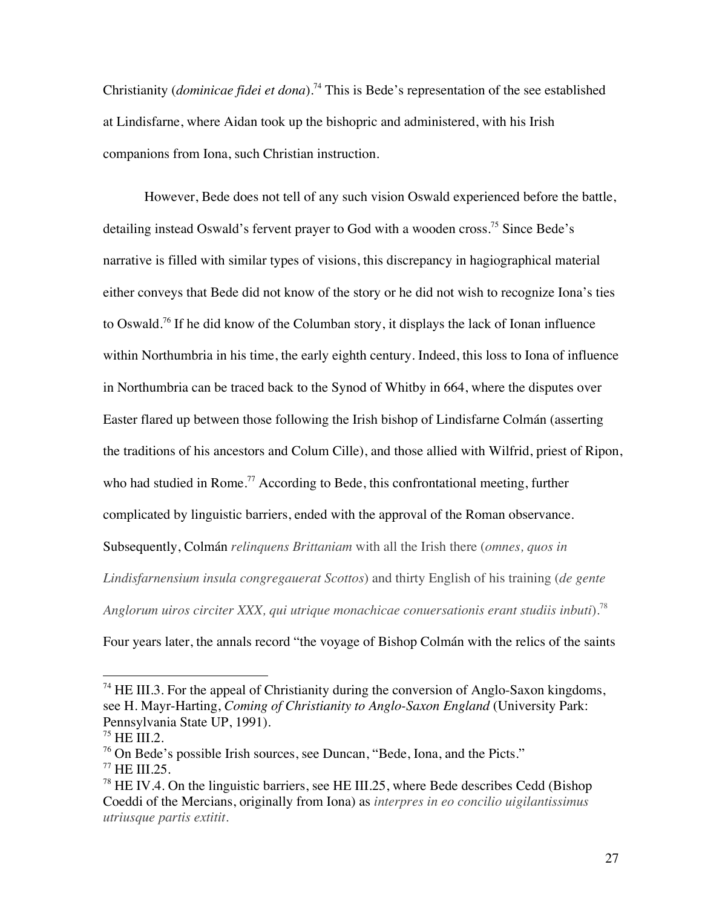Christianity (*dominicae fidei et dona*).[74] This is Bede's representation of the see established at Lindisfarne, where Aidan took up the bishopric and administered, with his Irish companions from Iona, such Christian instruction.

However, Bede does not tell of any such vision Oswald experienced before the battle, detailing instead Oswald's fervent prayer to God with a wooden cross.[75] Since Bede's narrative is filled with similar types of visions, this discrepancy in hagiographical material either conveys that Bede did not know of the story or he did not wish to recognize Iona's ties to Oswald.[76] If he did know of the Columban story, it displays the lack of Ionan influence within Northumbria in his time, the early eighth century. Indeed, this loss to Iona of influence in Northumbria can be traced back to the Synod of Whitby in 664, where the disputes over Easter flared up between those following the Irish bishop of Lindisfarne Colmán (asserting the traditions of his ancestors and Colum Cille), and those allied with Wilfrid, priest of Ripon, who had studied in Rome.[77] According to Bede, this confrontational meeting, further complicated by linguistic barriers, ended with the approval of the Roman observance. Subsequently, Colmán *relinquens Brittaniam* with all the Irish there (*omnes, quos in Lindisfarnensium insula congregauerat Scottos*) and thirty English of his training (*de gente Anglorum uiros circiter XXX, qui utrique monachicae conuersationis erant studiis inbuti*).[78] Four years later, the annals record "the voyage of Bishop Colmán with the relics of the saints

---

[74] HE III.3. For the appeal of Christianity during the conversion of Anglo-Saxon kingdoms, see H. Mayr-Harting, *Coming of Christianity to Anglo-Saxon England* (University Park: Pennsylvania State UP, 1991).

[75] HE III.2.

[76] On Bede's possible Irish sources, see Duncan, "Bede, Iona, and the Picts."

[77] HE III.25.

[78] HE IV.4. On the linguistic barriers, see HE III.25, where Bede describes Cedd (Bishop Coeddi of the Mercians, originally from Iona) as *interpres in eo concilio uigilantissimus utriusque partis extitit.*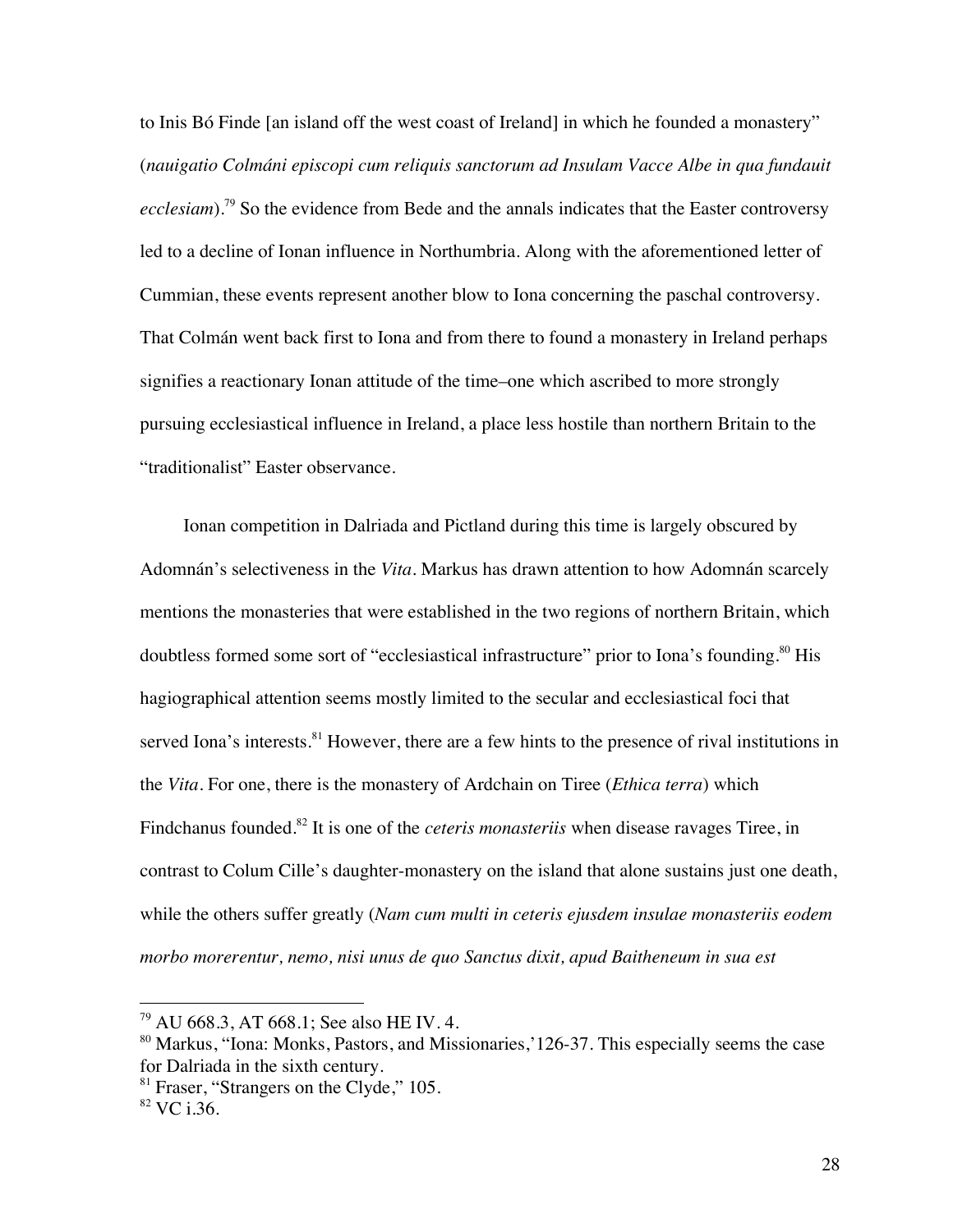to Inis Bó Finde [an island off the west coast of Ireland] in which he founded a monastery" (*nauigatio Colmáni episcopi cum reliquis sanctorum ad Insulam Vacce Albe in qua fundauit ecclesiam*).[79] So the evidence from Bede and the annals indicates that the Easter controversy led to a decline of Ionan influence in Northumbria. Along with the aforementioned letter of Cummian, these events represent another blow to Iona concerning the paschal controversy. That Colmán went back first to Iona and from there to found a monastery in Ireland perhaps signifies a reactionary Ionan attitude of the time–one which ascribed to more strongly pursuing ecclesiastical influence in Ireland, a place less hostile than northern Britain to the "traditionalist" Easter observance.

Ionan competition in Dalriada and Pictland during this time is largely obscured by Adomnán's selectiveness in the *Vita*. Markus has drawn attention to how Adomnán scarcely mentions the monasteries that were established in the two regions of northern Britain, which doubtless formed some sort of "ecclesiastical infrastructure" prior to Iona's founding.[80] His hagiographical attention seems mostly limited to the secular and ecclesiastical foci that served Iona's interests.[81] However, there are a few hints to the presence of rival institutions in the *Vita*. For one, there is the monastery of Ardchain on Tiree (*Ethica terra*) which Findchanus founded.[82] It is one of the *ceteris monasteriis* when disease ravages Tiree, in contrast to Colum Cille's daughter-monastery on the island that alone sustains just one death, while the others suffer greatly (*Nam cum multi in ceteris ejusdem insulae monasteriis eodem morbo morerentur, nemo, nisi unus de quo Sanctus dixit, apud Baitheneum in sua est*

---

[79] AU 668.3, AT 668.1; See also HE IV. 4.

[80] Markus, "Iona: Monks, Pastors, and Missionaries,'126-37. This especially seems the case for Dalriada in the sixth century.

[81] Fraser, "Strangers on the Clyde," 105.

[82] VC i.36.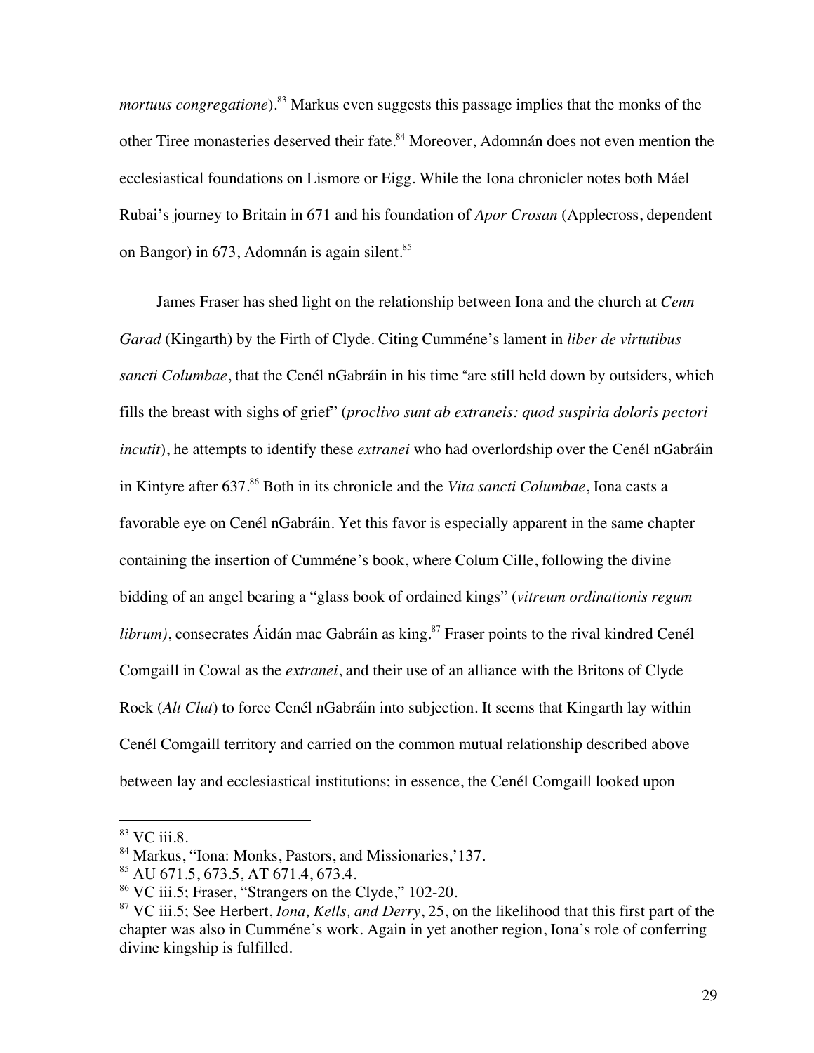*mortuus congregatione*).[83] Markus even suggests this passage implies that the monks of the other Tiree monasteries deserved their fate.[84] Moreover, Adomnán does not even mention the ecclesiastical foundations on Lismore or Eigg. While the Iona chronicler notes both Máel Rubai's journey to Britain in 671 and his foundation of *Apor Crosan* (Applecross, dependent on Bangor) in 673, Adomnán is again silent.[85]

James Fraser has shed light on the relationship between Iona and the church at *Cenn Garad* (Kingarth) by the Firth of Clyde. Citing Cumméne's lament in *liber de virtutibus sancti Columbae*, that the Cenél nGabráin in his time "are still held down by outsiders, which fills the breast with sighs of grief" (*proclivo sunt ab extraneis: quod suspiria doloris pectori incutit*), he attempts to identify these *extranei* who had overlordship over the Cenél nGabráin in Kintyre after 637.[86] Both in its chronicle and the *Vita sancti Columbae*, Iona casts a favorable eye on Cenél nGabráin. Yet this favor is especially apparent in the same chapter containing the insertion of Cumméne's book, where Colum Cille, following the divine bidding of an angel bearing a "glass book of ordained kings" (*vitreum ordinationis regum librum)*, consecrates Áidán mac Gabráin as king.[87] Fraser points to the rival kindred Cenél Comgaill in Cowal as the *extranei*, and their use of an alliance with the Britons of Clyde Rock (*Alt Clut*) to force Cenél nGabráin into subjection. It seems that Kingarth lay within Cenél Comgaill territory and carried on the common mutual relationship described above between lay and ecclesiastical institutions; in essence, the Cenél Comgaill looked upon

---

[83] VC iii.8.

[84] Markus, "Iona: Monks, Pastors, and Missionaries,'137.

[85] AU 671.5, 673.5, AT 671.4, 673.4.

[86] VC iii.5; Fraser, "Strangers on the Clyde," 102-20.

[87] VC iii.5; See Herbert, *Iona, Kells, and Derry*, 25, on the likelihood that this first part of the chapter was also in Cumméne's work. Again in yet another region, Iona's role of conferring divine kingship is fulfilled.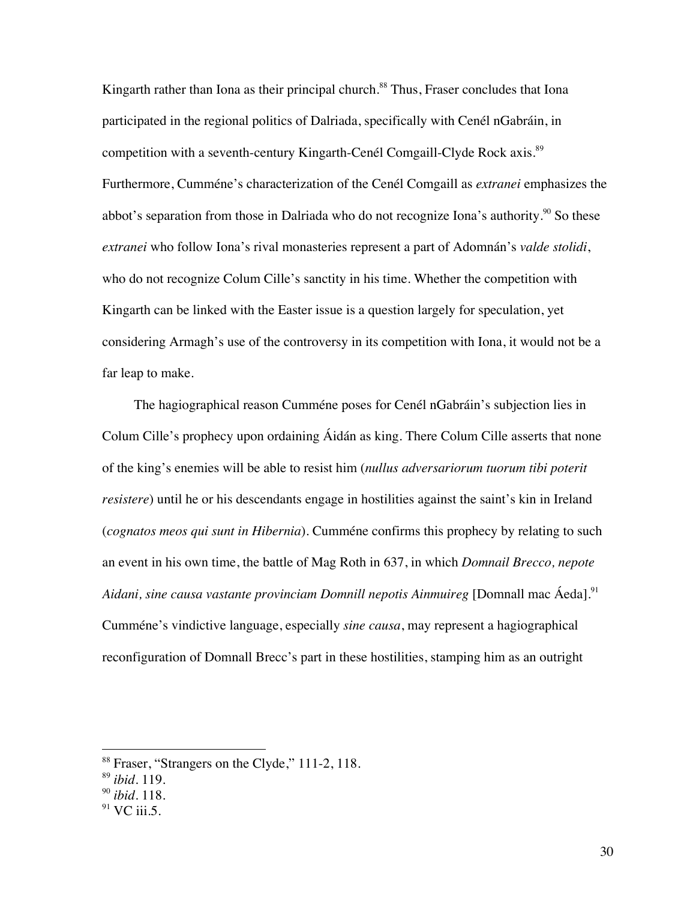Kingarth rather than Iona as their principal church.[88] Thus, Fraser concludes that Iona participated in the regional politics of Dalriada, specifically with Cenél nGabráin, in competition with a seventh-century Kingarth-Cenél Comgaill-Clyde Rock axis.[89] Furthermore, Cumméne's characterization of the Cenél Comgaill as *extranei* emphasizes the abbot's separation from those in Dalriada who do not recognize Iona's authority.[90] So these *extranei* who follow Iona's rival monasteries represent a part of Adomnán's *valde stolidi*, who do not recognize Colum Cille's sanctity in his time. Whether the competition with Kingarth can be linked with the Easter issue is a question largely for speculation, yet considering Armagh's use of the controversy in its competition with Iona, it would not be a far leap to make.

The hagiographical reason Cumméne poses for Cenél nGabráin's subjection lies in Colum Cille's prophecy upon ordaining Áidán as king. There Colum Cille asserts that none of the king's enemies will be able to resist him (*nullus adversariorum tuorum tibi poterit resistere*) until he or his descendants engage in hostilities against the saint's kin in Ireland (*cognatos meos qui sunt in Hibernia*). Cumméne confirms this prophecy by relating to such an event in his own time, the battle of Mag Roth in 637, in which *Domnail Brecco, nepote Aidani, sine causa vastante provinciam Domnill nepotis Ainmuireg* [Domnall mac Áeda].[91] Cumméne's vindictive language, especially *sine causa*, may represent a hagiographical reconfiguration of Domnall Brecc's part in these hostilities, stamping him as an outright

---

[88] Fraser, "Strangers on the Clyde," 111-2, 118.

[89] *ibid*. 119.

[90] *ibid*. 118.

[91] VC iii.5.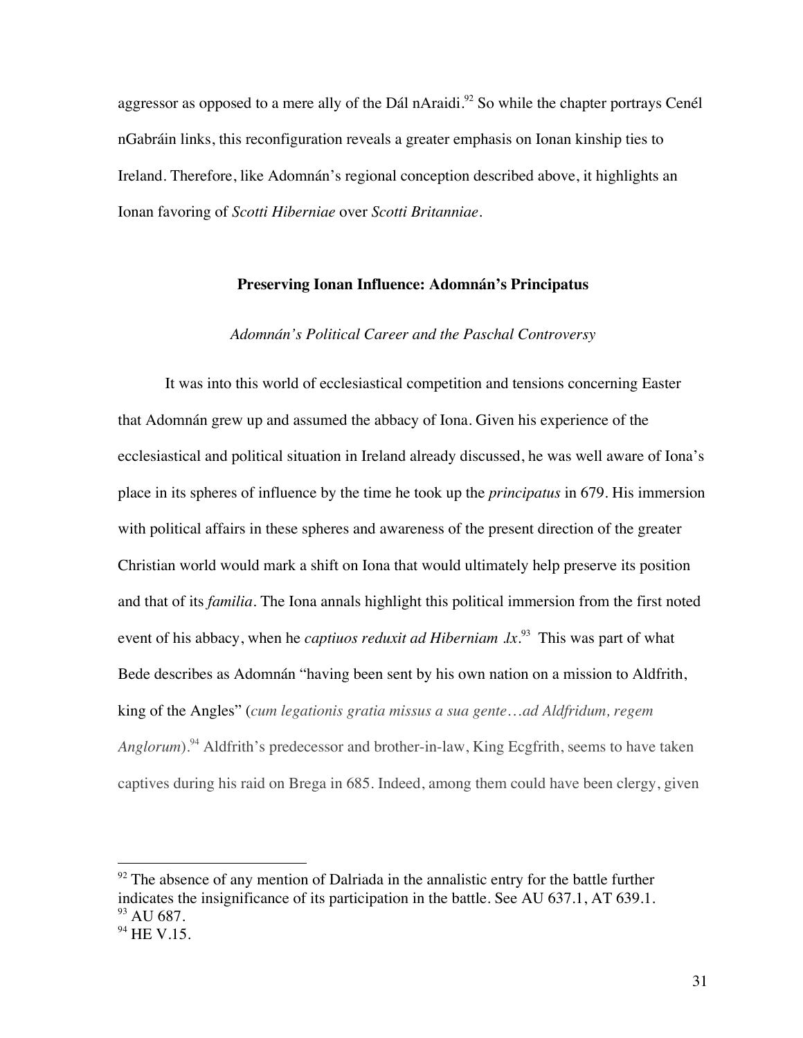aggressor as opposed to a mere ally of the Dál nAraidi.[92] So while the chapter portrays Cenél nGabráin links, this reconfiguration reveals a greater emphasis on Ionan kinship ties to Ireland. Therefore, like Adomnán's regional conception described above, it highlights an Ionan favoring of *Scotti Hiberniae* over *Scotti Britanniae*.

## Preserving Ionan Influence: Adomnán's Principatus

### *Adomnán's Political Career and the Paschal Controversy*

It was into this world of ecclesiastical competition and tensions concerning Easter that Adomnán grew up and assumed the abbacy of Iona. Given his experience of the ecclesiastical and political situation in Ireland already discussed, he was well aware of Iona's place in its spheres of influence by the time he took up the *principatus* in 679. His immersion with political affairs in these spheres and awareness of the present direction of the greater Christian world would mark a shift on Iona that would ultimately help preserve its position and that of its *familia*. The Iona annals highlight this political immersion from the first noted event of his abbacy, when he *captiuos reduxit ad Hiberniam .lx*.[93] This was part of what Bede describes as Adomnán "having been sent by his own nation on a mission to Aldfrith, king of the Angles" (*cum legationis gratia missus a sua gente…ad Aldfridum, regem Anglorum*).[94] Aldfrith's predecessor and brother-in-law, King Ecgfrith, seems to have taken captives during his raid on Brega in 685. Indeed, among them could have been clergy, given

---

[92] The absence of any mention of Dalriada in the annalistic entry for the battle further indicates the insignificance of its participation in the battle. See AU 637.1, AT 639.1.

[93] AU 687.

[94] HE V.15.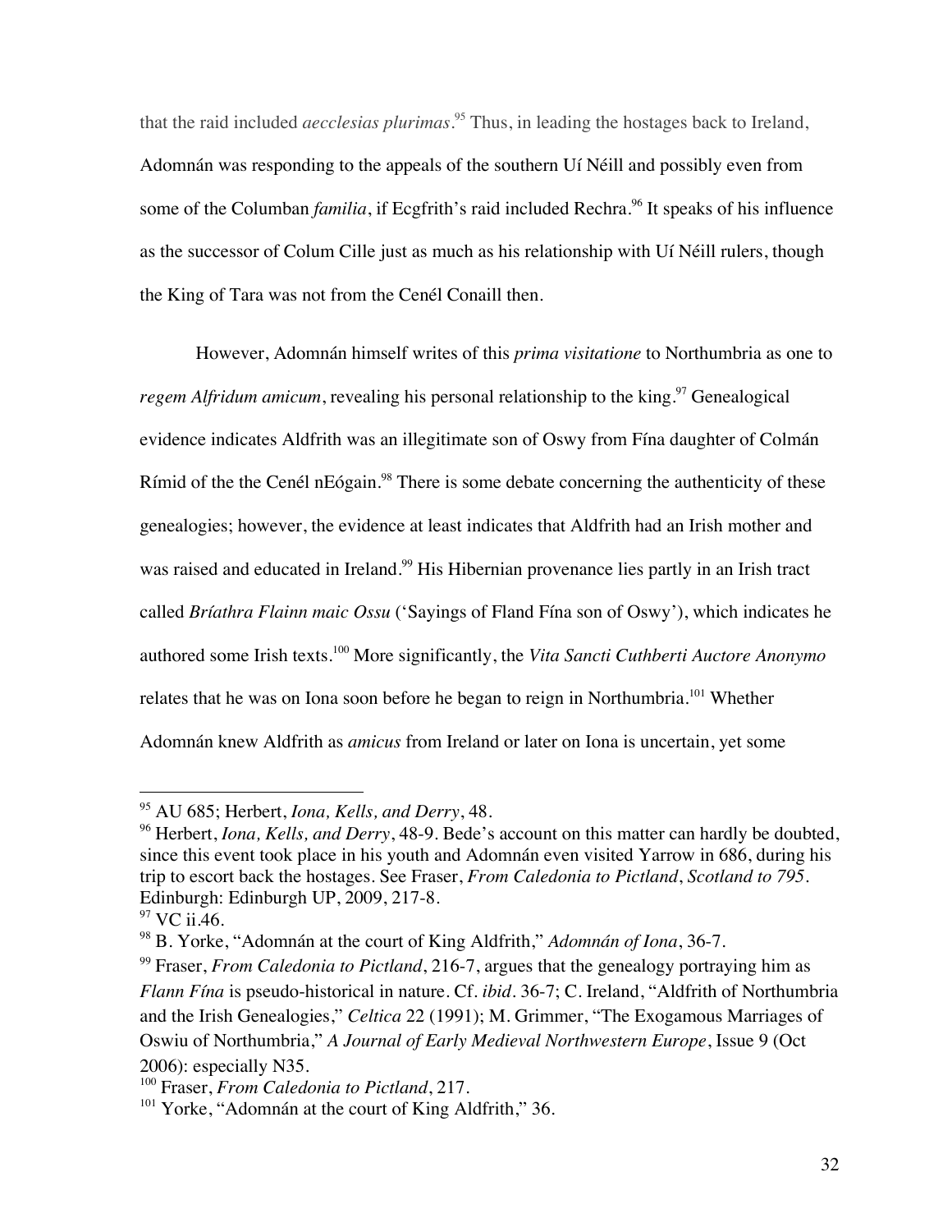that the raid included *aecclesias plurimas*.[95] Thus, in leading the hostages back to Ireland, Adomnán was responding to the appeals of the southern Uí Néill and possibly even from some of the Columban *familia*, if Ecgfrith's raid included Rechra.[96] It speaks of his influence as the successor of Colum Cille just as much as his relationship with Uí Néill rulers, though the King of Tara was not from the Cenél Conaill then.

However, Adomnán himself writes of this *prima visitatione* to Northumbria as one to *regem Alfridum amicum*, revealing his personal relationship to the king.[97] Genealogical evidence indicates Aldfrith was an illegitimate son of Oswy from Fína daughter of Colmán Rímid of the the Cenél nEógain.[98] There is some debate concerning the authenticity of these genealogies; however, the evidence at least indicates that Aldfrith had an Irish mother and was raised and educated in Ireland.[99] His Hibernian provenance lies partly in an Irish tract called *Bríathra Flainn maic Ossu* ('Sayings of Fland Fína son of Oswy'), which indicates he authored some Irish texts.[100] More significantly, the *Vita Sancti Cuthberti Auctore Anonymo* relates that he was on Iona soon before he began to reign in Northumbria.[101] Whether Adomnán knew Aldfrith as *amicus* from Ireland or later on Iona is uncertain, yet some

---

[95] AU 685; Herbert, *Iona, Kells, and Derry*, 48.

[96] Herbert, *Iona, Kells, and Derry*, 48-9. Bede's account on this matter can hardly be doubted, since this event took place in his youth and Adomnán even visited Yarrow in 686, during his trip to escort back the hostages. See Fraser, *From Caledonia to Pictland*, *Scotland to 795*. Edinburgh: Edinburgh UP, 2009, 217-8.

[97] VC ii.46.

[98] B. Yorke, "Adomnán at the court of King Aldfrith," *Adomnán of Iona*, 36-7.

[99] Fraser, *From Caledonia to Pictland*, 216-7, argues that the genealogy portraying him as *Flann Fína* is pseudo-historical in nature. Cf. *ibid*. 36-7; C. Ireland, "Aldfrith of Northumbria and the Irish Genealogies," *Celtica* 22 (1991); M. Grimmer, "The Exogamous Marriages of Oswiu of Northumbria," *A Journal of Early Medieval Northwestern Europe*, Issue 9 (Oct 2006): especially N35.

[100] Fraser, *From Caledonia to Pictland*, 217.

[101] Yorke, "Adomnán at the court of King Aldfrith," 36.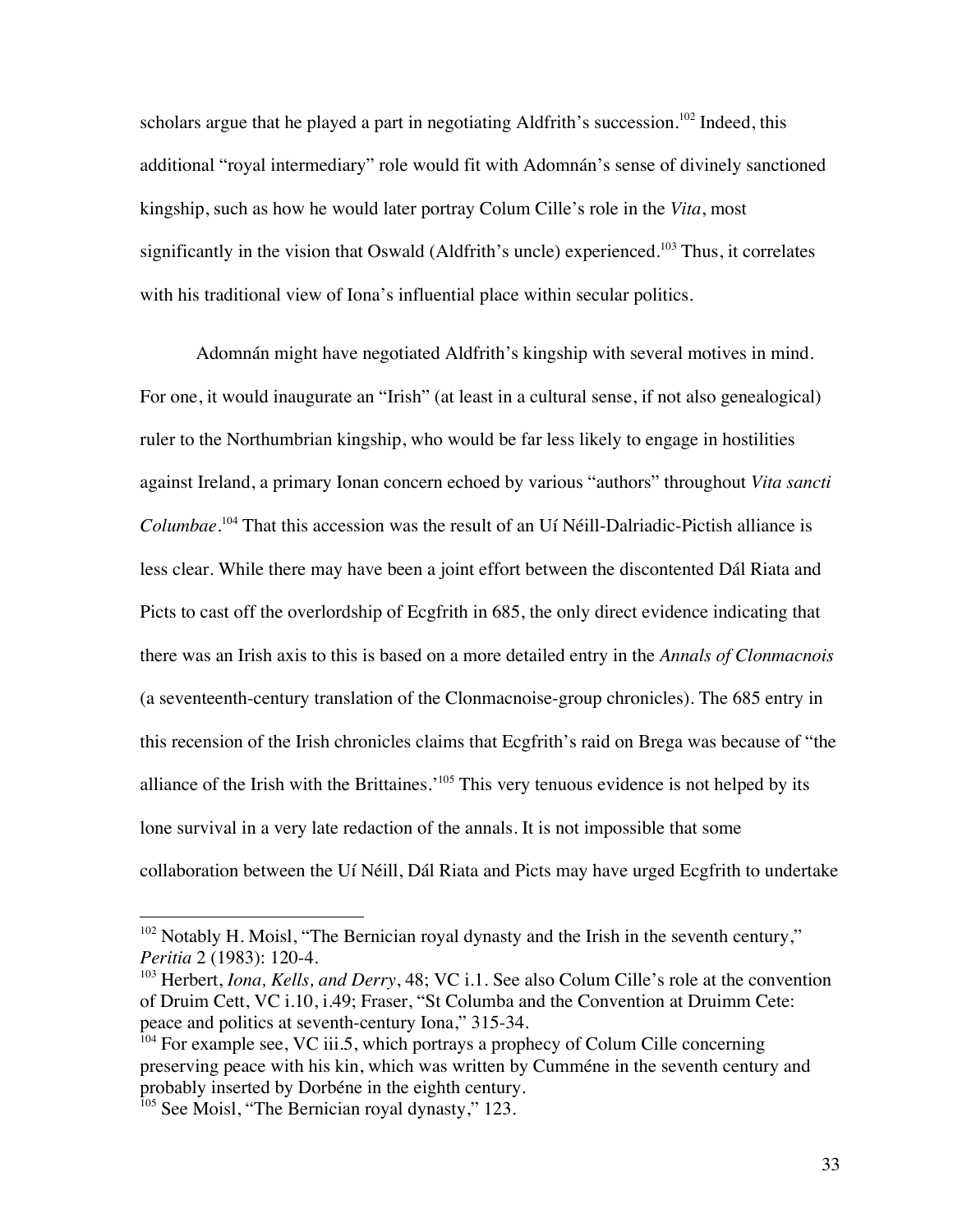scholars argue that he played a part in negotiating Aldfrith's succession.[102] Indeed, this additional "royal intermediary" role would fit with Adomnán's sense of divinely sanctioned kingship, such as how he would later portray Colum Cille's role in the *Vita*, most significantly in the vision that Oswald (Aldfrith's uncle) experienced.[103] Thus, it correlates with his traditional view of Iona's influential place within secular politics.

Adomnán might have negotiated Aldfrith's kingship with several motives in mind. For one, it would inaugurate an "Irish" (at least in a cultural sense, if not also genealogical) ruler to the Northumbrian kingship, who would be far less likely to engage in hostilities against Ireland, a primary Ionan concern echoed by various "authors" throughout *Vita sancti Columbae*.[104] That this accession was the result of an Uí Néill-Dalriadic-Pictish alliance is less clear. While there may have been a joint effort between the discontented Dál Riata and Picts to cast off the overlordship of Ecgfrith in 685, the only direct evidence indicating that there was an Irish axis to this is based on a more detailed entry in the *Annals of Clonmacnois* (a seventeenth-century translation of the Clonmacnoise-group chronicles). The 685 entry in this recension of the Irish chronicles claims that Ecgfrith's raid on Brega was because of "the alliance of the Irish with the Brittaines.'[105] This very tenuous evidence is not helped by its lone survival in a very late redaction of the annals. It is not impossible that some collaboration between the Uí Néill, Dál Riata and Picts may have urged Ecgfrith to undertake

---

[102] Notably H. Moisl, "The Bernician royal dynasty and the Irish in the seventh century," *Peritia* 2 (1983): 120-4.

[103] Herbert, *Iona, Kells, and Derry*, 48; VC i.1. See also Colum Cille's role at the convention of Druim Cett, VC i.10, i.49; Fraser, "St Columba and the Convention at Druimm Cete: peace and politics at seventh-century Iona," 315-34.

[104] For example see, VC iii.5, which portrays a prophecy of Colum Cille concerning preserving peace with his kin, which was written by Cumméne in the seventh century and probably inserted by Dorbéne in the eighth century.

[105] See Moisl, "The Bernician royal dynasty," 123.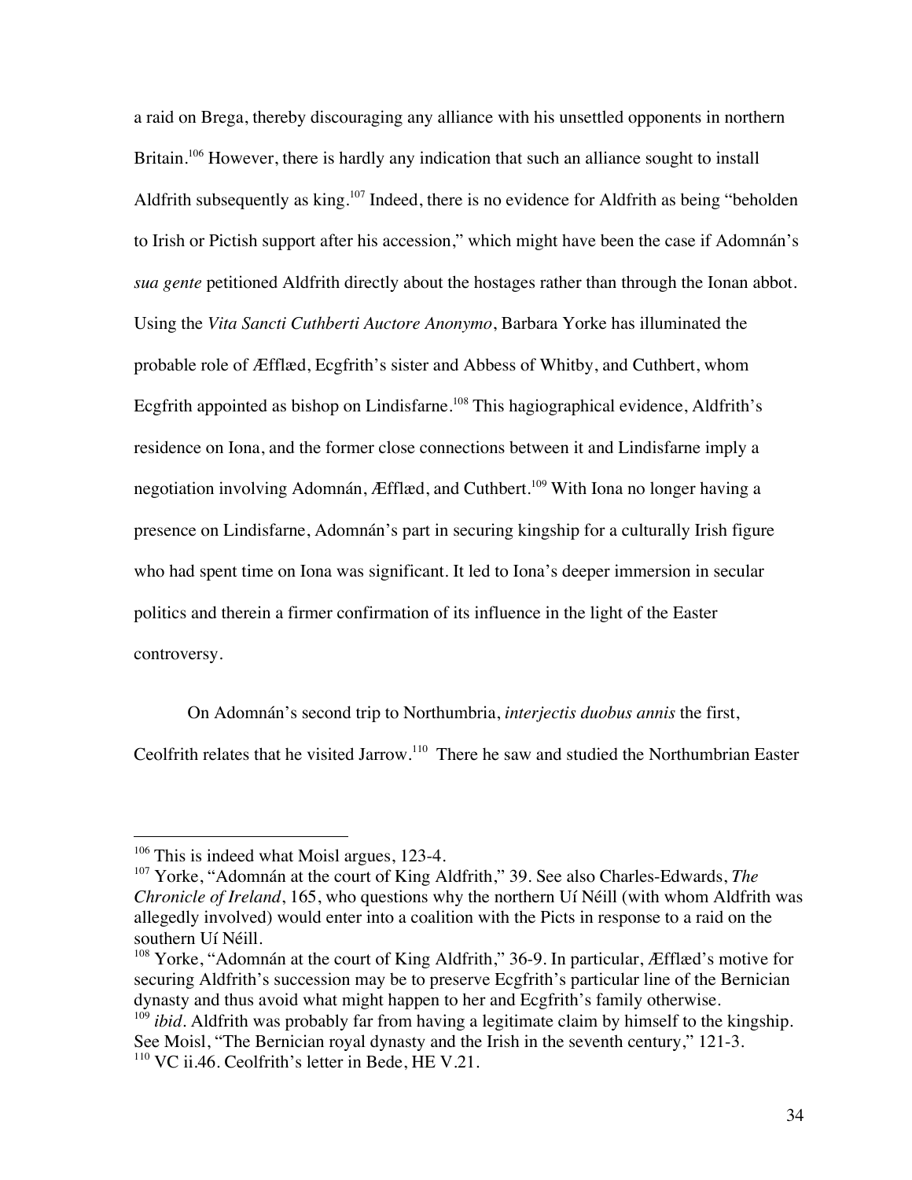a raid on Brega, thereby discouraging any alliance with his unsettled opponents in northern Britain.[106] However, there is hardly any indication that such an alliance sought to install Aldfrith subsequently as king.[107] Indeed, there is no evidence for Aldfrith as being "beholden to Irish or Pictish support after his accession," which might have been the case if Adomnán's *sua gente* petitioned Aldfrith directly about the hostages rather than through the Ionan abbot. Using the *Vita Sancti Cuthberti Auctore Anonymo*, Barbara Yorke has illuminated the probable role of Ælflæd, Ecgfrith's sister and Abbess of Whitby, and Cuthbert, whom Ecgfrith appointed as bishop on Lindisfarne.[108] This hagiographical evidence, Aldfrith's residence on Iona, and the former close connections between it and Lindisfarne imply a negotiation involving Adomnán, Ælflæd, and Cuthbert.[109] With Iona no longer having a presence on Lindisfarne, Adomnán's part in securing kingship for a culturally Irish figure who had spent time on Iona was significant. It led to Iona's deeper immersion in secular politics and therein a firmer confirmation of its influence in the light of the Easter controversy.

On Adomnán's second trip to Northumbria, *interjectis duobus annis* the first, Ceolfrith relates that he visited Jarrow.[110] There he saw and studied the Northumbrian Easter

---

[106] This is indeed what Moisl argues, 123-4.

[107] Yorke, "Adomnán at the court of King Aldfrith," 39. See also Charles-Edwards, *The Chronicle of Ireland*, 165, who questions why the northern Uí Néill (with whom Aldfrith was allegedly involved) would enter into a coalition with the Picts in response to a raid on the southern Uí Néill.

[108] Yorke, "Adomnán at the court of King Aldfrith," 36-9. In particular, Ælflæd's motive for securing Aldfrith's succession may be to preserve Ecgfrith's particular line of the Bernician dynasty and thus avoid what might happen to her and Ecgfrith's family otherwise.

[109] *ibid*. Aldfrith was probably far from having a legitimate claim by himself to the kingship. See Moisl, "The Bernician royal dynasty and the Irish in the seventh century," 121-3.

[110] VC ii.46. Ceolfrith's letter in Bede, HE V.21.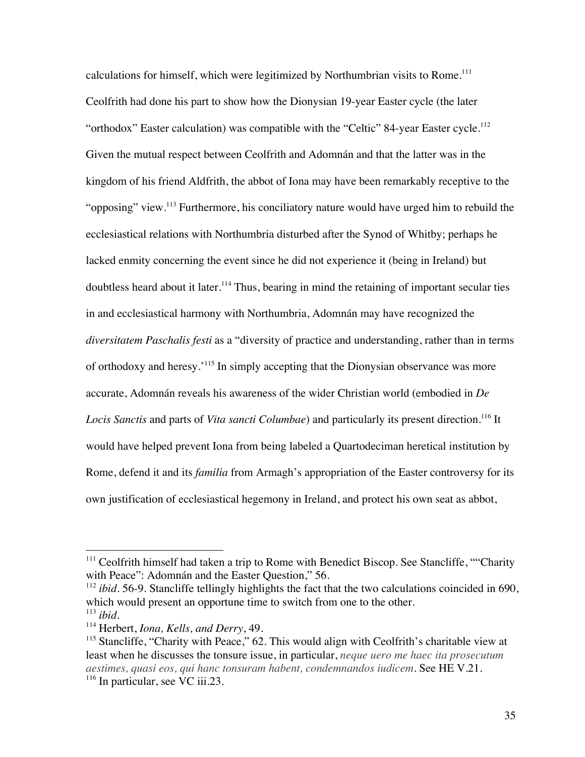calculations for himself, which were legitimized by Northumbrian visits to Rome.[111] Ceolfrith had done his part to show how the Dionysian 19-year Easter cycle (the later "orthodox" Easter calculation) was compatible with the "Celtic" 84-year Easter cycle.[112] Given the mutual respect between Ceolfrith and Adomnán and that the latter was in the kingdom of his friend Aldfrith, the abbot of Iona may have been remarkably receptive to the "opposing" view.[113] Furthermore, his conciliatory nature would have urged him to rebuild the ecclesiastical relations with Northumbria disturbed after the Synod of Whitby; perhaps he lacked enmity concerning the event since he did not experience it (being in Ireland) but doubtless heard about it later.[114] Thus, bearing in mind the retaining of important secular ties in and ecclesiastical harmony with Northumbria, Adomnán may have recognized the *diversitatem Paschalis festi* as a "diversity of practice and understanding, rather than in terms of orthodoxy and heresy.'[115] In simply accepting that the Dionysian observance was more accurate, Adomnán reveals his awareness of the wider Christian world (embodied in *De Locis Sanctis* and parts of *Vita sancti Columbae*) and particularly its present direction.[116] It would have helped prevent Iona from being labeled a Quartodeciman heretical institution by Rome, defend it and its *familia* from Armagh's appropriation of the Easter controversy for its own justification of ecclesiastical hegemony in Ireland, and protect his own seat as abbot,

---

[111] Ceolfrith himself had taken a trip to Rome with Benedict Biscop. See Stancliffe, ""Charity with Peace": Adomnán and the Easter Question," 56.

[112] *ibid*. 56-9. Stancliffe tellingly highlights the fact that the two calculations coincided in 690, which would present an opportune time to switch from one to the other.

[113] *ibid*.

[114] Herbert, *Iona, Kells, and Derry*, 49.

[115] Stancliffe, "Charity with Peace," 62. This would align with Ceolfrith's charitable view at least when he discusses the tonsure issue, in particular, *neque uero me haec ita prosecutum aestimes, quasi eos, qui hanc tonsuram habent, condemnandos iudicem*. See HE V.21.

[116] In particular, see VC iii.23.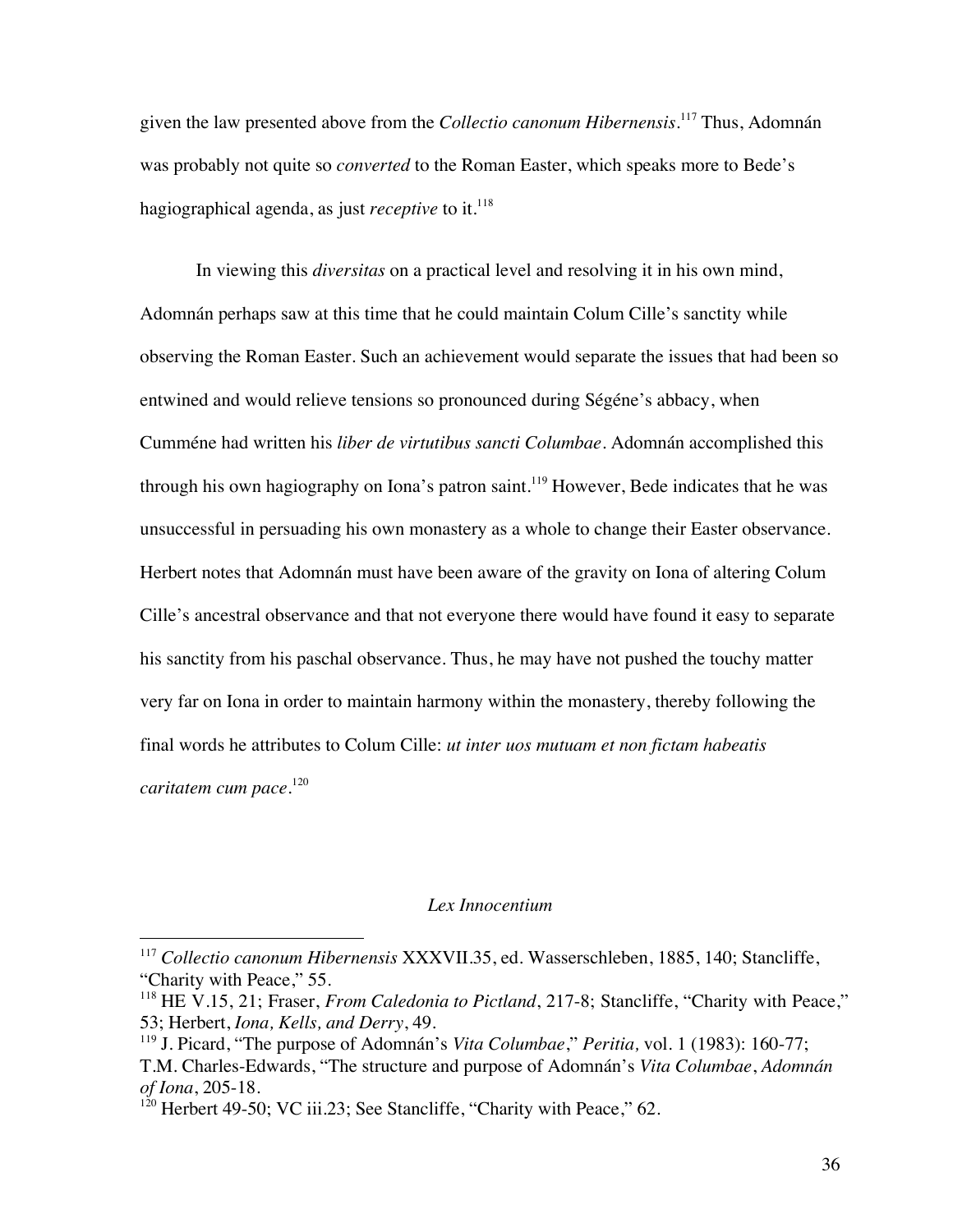given the law presented above from the *Collectio canonum Hibernensis*.[117] Thus, Adomnán was probably not quite so *converted* to the Roman Easter, which speaks more to Bede's hagiographical agenda, as just *receptive* to it.[118]

In viewing this *diversitas* on a practical level and resolving it in his own mind, Adomnán perhaps saw at this time that he could maintain Colum Cille's sanctity while observing the Roman Easter. Such an achievement would separate the issues that had been so entwined and would relieve tensions so pronounced during Ségéne's abbacy, when Cumméne had written his *liber de virtutibus sancti Columbae*. Adomnán accomplished this through his own hagiography on Iona's patron saint.[119] However, Bede indicates that he was unsuccessful in persuading his own monastery as a whole to change their Easter observance. Herbert notes that Adomnán must have been aware of the gravity on Iona of altering Colum Cille's ancestral observance and that not everyone there would have found it easy to separate his sanctity from his paschal observance. Thus, he may have not pushed the touchy matter very far on Iona in order to maintain harmony within the monastery, thereby following the final words he attributes to Colum Cille: *ut inter uos mutuam et non fictam habeatis caritatem cum pace*.[120]

## *Lex Innocentium*

---

[117] *Collectio canonum Hibernensis* XXXVII.35, ed. Wasserschleben, 1885, 140; Stancliffe, "Charity with Peace," 55.

[118] HE V.15, 21; Fraser, *From Caledonia to Pictland*, 217-8; Stancliffe, "Charity with Peace," 53; Herbert, *Iona, Kells, and Derry*, 49.

[119] J. Picard, "The purpose of Adomnán's *Vita Columbae*," *Peritia,* vol. 1 (1983): 160-77; T.M. Charles-Edwards, "The structure and purpose of Adomnán's *Vita Columbae*, *Adomnán of Iona*, 205-18.

[120] Herbert 49-50; VC iii.23; See Stancliffe, "Charity with Peace," 62.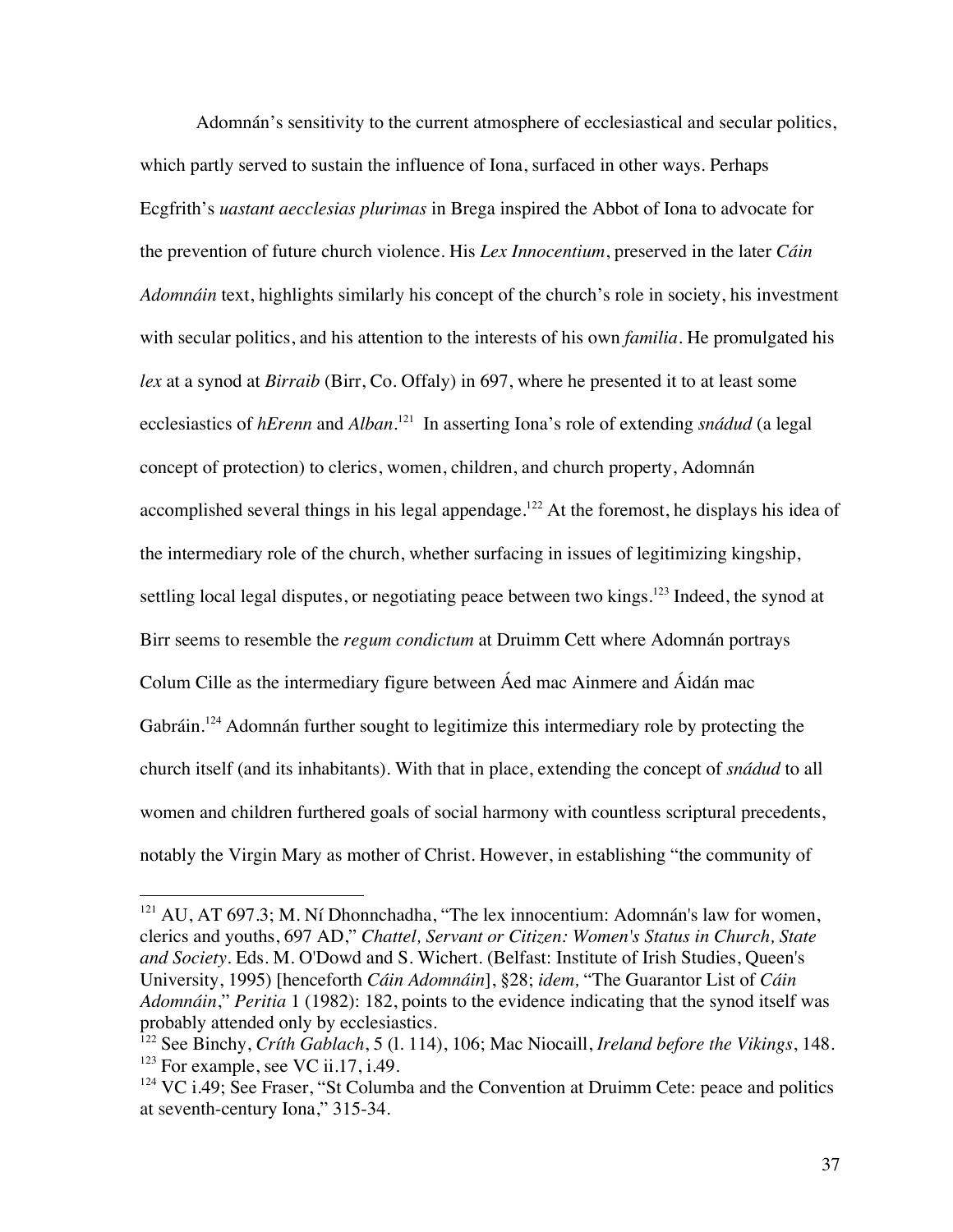Adomnán's sensitivity to the current atmosphere of ecclesiastical and secular politics, which partly served to sustain the influence of Iona, surfaced in other ways. Perhaps Ecgfrith's *uastant aecclesias plurimas* in Brega inspired the Abbot of Iona to advocate for the prevention of future church violence. His *Lex Innocentium*, preserved in the later *Cáin Adomnáin* text, highlights similarly his concept of the church's role in society, his investment with secular politics, and his attention to the interests of his own *familia*. He promulgated his *lex* at a synod at *Birraib* (Birr, Co. Offaly) in 697, where he presented it to at least some ecclesiastics of *hErenn* and *Alban*.[121] In asserting Iona's role of extending *snádud* (a legal concept of protection) to clerics, women, children, and church property, Adomnán accomplished several things in his legal appendage.[122] At the foremost, he displays his idea of the intermediary role of the church, whether surfacing in issues of legitimizing kingship, settling local legal disputes, or negotiating peace between two kings.[123] Indeed, the synod at Birr seems to resemble the *regum condictum* at Druimm Cett where Adomnán portrays Colum Cille as the intermediary figure between Áed mac Ainmere and Áidán mac Gabráin.[124] Adomnán further sought to legitimize this intermediary role by protecting the church itself (and its inhabitants). With that in place, extending the concept of *snádud* to all women and children furthered goals of social harmony with countless scriptural precedents, notably the Virgin Mary as mother of Christ. However, in establishing "the community of

---

[121] AU, AT 697.3; M. Ní Dhonnchadha, "The lex innocentium: Adomnán's law for women, clerics and youths, 697 AD," *Chattel, Servant or Citizen: Women's Status in Church, State and Society*. Eds. M. O'Dowd and S. Wichert. (Belfast: Institute of Irish Studies, Queen's University, 1995) [henceforth *Cáin Adomnáin*], §28; *idem,* "The Guarantor List of *Cáin Adomnáin*," *Peritia* 1 (1982): 182, points to the evidence indicating that the synod itself was probably attended only by ecclesiastics.

[122] See Binchy, *Críth Gablach*, 5 (l. 114), 106; Mac Niocaill, *Ireland before the Vikings*, 148.

[123] For example, see VC ii.17, i.49.

[124] VC i.49; See Fraser, "St Columba and the Convention at Druimm Cete: peace and politics at seventh-century Iona," 315-34.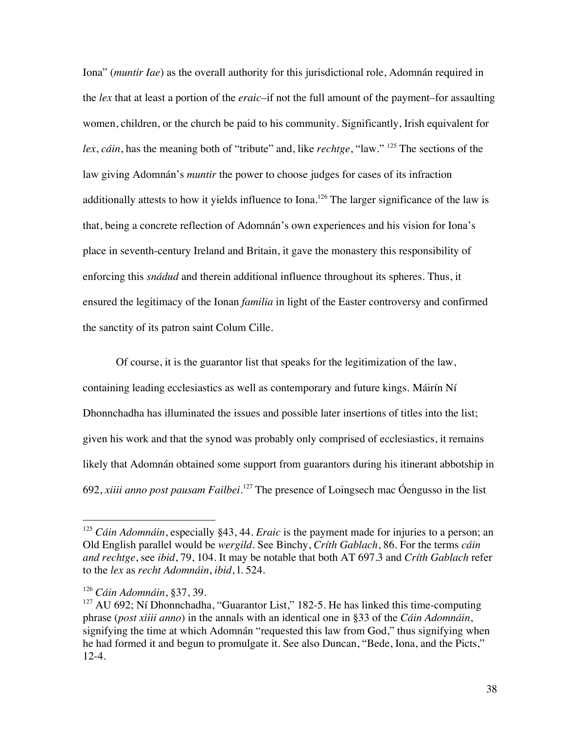Iona" (*muntir Iae*) as the overall authority for this jurisdictional role, Adomnán required in the *lex* that at least a portion of the *eraic*–if not the full amount of the payment–for assaulting women, children, or the church be paid to his community. Significantly, Irish equivalent for *lex*, *cáin*, has the meaning both of "tribute" and, like *rechtge*, "law." [125] The sections of the law giving Adomnán's *muntir* the power to choose judges for cases of its infraction additionally attests to how it yields influence to Iona.[126] The larger significance of the law is that, being a concrete reflection of Adomnán's own experiences and his vision for Iona's place in seventh-century Ireland and Britain, it gave the monastery this responsibility of enforcing this *snádud* and therein additional influence throughout its spheres. Thus, it ensured the legitimacy of the Ionan *familia* in light of the Easter controversy and confirmed the sanctity of its patron saint Colum Cille.

Of course, it is the guarantor list that speaks for the legitimization of the law, containing leading ecclesiastics as well as contemporary and future kings. Máirín Ní Dhonnchadha has illuminated the issues and possible later insertions of titles into the list; given his work and that the synod was probably only comprised of ecclesiastics, it remains likely that Adomnán obtained some support from guarantors during his itinerant abbotship in 692, *xiiii anno post pausam Failbei*.[127] The presence of Loingsech mac Óengusso in the list

---

[125] *Cáin Adomnáin*, especially §43, 44. *Eraic* is the payment made for injuries to a person; an Old English parallel would be *wergild*. See Binchy, *Críth Gablach*, 86. For the terms *cáin and rechtge*, see *ibid*, 79, 104. It may be notable that both AT 697.3 and *Críth Gablach* refer to the *lex* as *recht Adomnáin*, *ibid*, l. 524.

[126] *Cáin Adomnáin*, §37, 39.

[127] AU 692; Ní Dhonnchadha, "Guarantor List," 182-5. He has linked this time-computing phrase (*post xiiii anno*) in the annals with an identical one in §33 of the *Cáin Adomnáin*, signifying the time at which Adomnán "requested this law from God," thus signifying when he had formed it and begun to promulgate it. See also Duncan, "Bede, Iona, and the Picts," 12-4.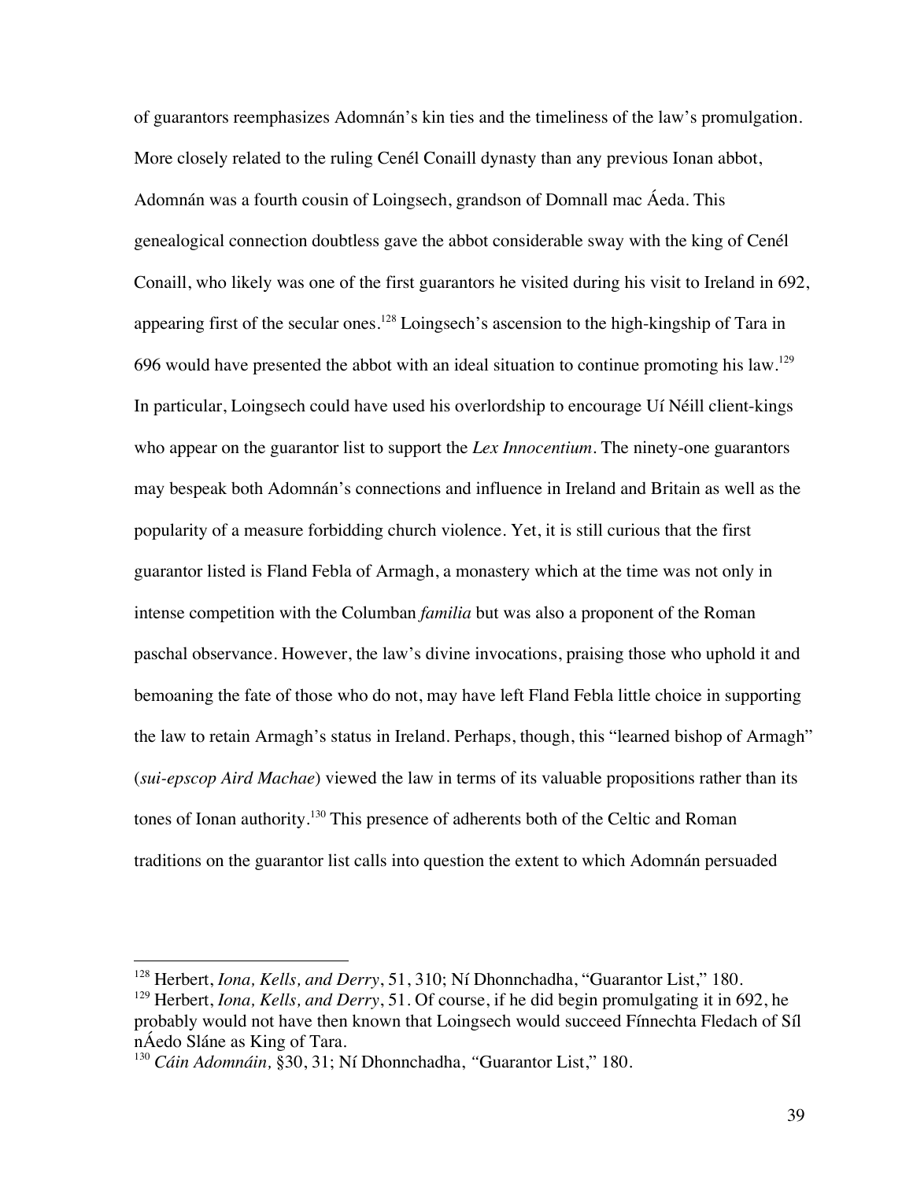of guarantors reemphasizes Adomnán's kin ties and the timeliness of the law's promulgation. More closely related to the ruling Cenél Conaill dynasty than any previous Ionan abbot, Adomnán was a fourth cousin of Loingsech, grandson of Domnall mac Áeda. This genealogical connection doubtless gave the abbot considerable sway with the king of Cenél Conaill, who likely was one of the first guarantors he visited during his visit to Ireland in 692, appearing first of the secular ones.[128] Loingsech's ascension to the high-kingship of Tara in 696 would have presented the abbot with an ideal situation to continue promoting his law.[129] In particular, Loingsech could have used his overlordship to encourage Uí Néill client-kings who appear on the guarantor list to support the *Lex Innocentium*. The ninety-one guarantors may bespeak both Adomnán's connections and influence in Ireland and Britain as well as the popularity of a measure forbidding church violence. Yet, it is still curious that the first guarantor listed is Fland Febla of Armagh, a monastery which at the time was not only in intense competition with the Columban *familia* but was also a proponent of the Roman paschal observance. However, the law's divine invocations, praising those who uphold it and bemoaning the fate of those who do not, may have left Fland Febla little choice in supporting the law to retain Armagh's status in Ireland. Perhaps, though, this "learned bishop of Armagh" (*sui-epscop Aird Machae*) viewed the law in terms of its valuable propositions rather than its tones of Ionan authority.[130] This presence of adherents both of the Celtic and Roman traditions on the guarantor list calls into question the extent to which Adomnán persuaded

---

[128] Herbert, *Iona, Kells, and Derry*, 51, 310; Ní Dhonnchadha, "Guarantor List," 180.

[129] Herbert, *Iona, Kells, and Derry*, 51. Of course, if he did begin promulgating it in 692, he probably would not have then known that Loingsech would succeed Fínnechta Fledach of Síl nÁedo Sláne as King of Tara.

[130] *Cáin Adomnáin,* §30, 31; Ní Dhonnchadha, "Guarantor List," 180.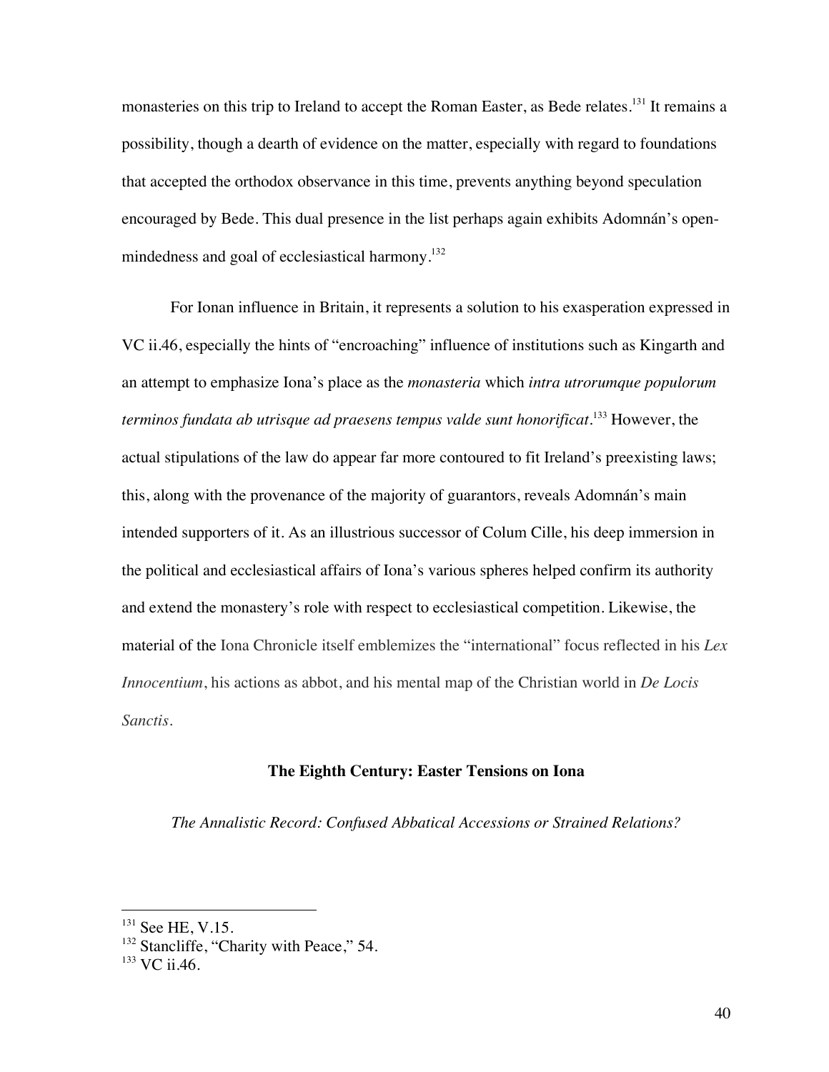monasteries on this trip to Ireland to accept the Roman Easter, as Bede relates.[131] It remains a possibility, though a dearth of evidence on the matter, especially with regard to foundations that accepted the orthodox observance in this time, prevents anything beyond speculation encouraged by Bede. This dual presence in the list perhaps again exhibits Adomnán's open-mindedness and goal of ecclesiastical harmony.[132]

For Ionan influence in Britain, it represents a solution to his exasperation expressed in VC ii.46, especially the hints of "encroaching" influence of institutions such as Kingarth and an attempt to emphasize Iona's place as the *monasteria* which *intra utrorumque populorum terminos fundata ab utrisque ad praesens tempus valde sunt honorificat*.[133] However, the actual stipulations of the law do appear far more contoured to fit Ireland's preexisting laws; this, along with the provenance of the majority of guarantors, reveals Adomnán's main intended supporters of it. As an illustrious successor of Colum Cille, his deep immersion in the political and ecclesiastical affairs of Iona's various spheres helped confirm its authority and extend the monastery's role with respect to ecclesiastical competition. Likewise, the material of the Iona Chronicle itself emblemizes the "international" focus reflected in his *Lex Innocentium*, his actions as abbot, and his mental map of the Christian world in *De Locis Sanctis*.

## The Eighth Century: Easter Tensions on Iona

### *The Annalistic Record: Confused Abbatical Accessions or Strained Relations?*

---

[131] See HE, V.15.

[132] Stancliffe, "Charity with Peace," 54.

[133] VC ii.46.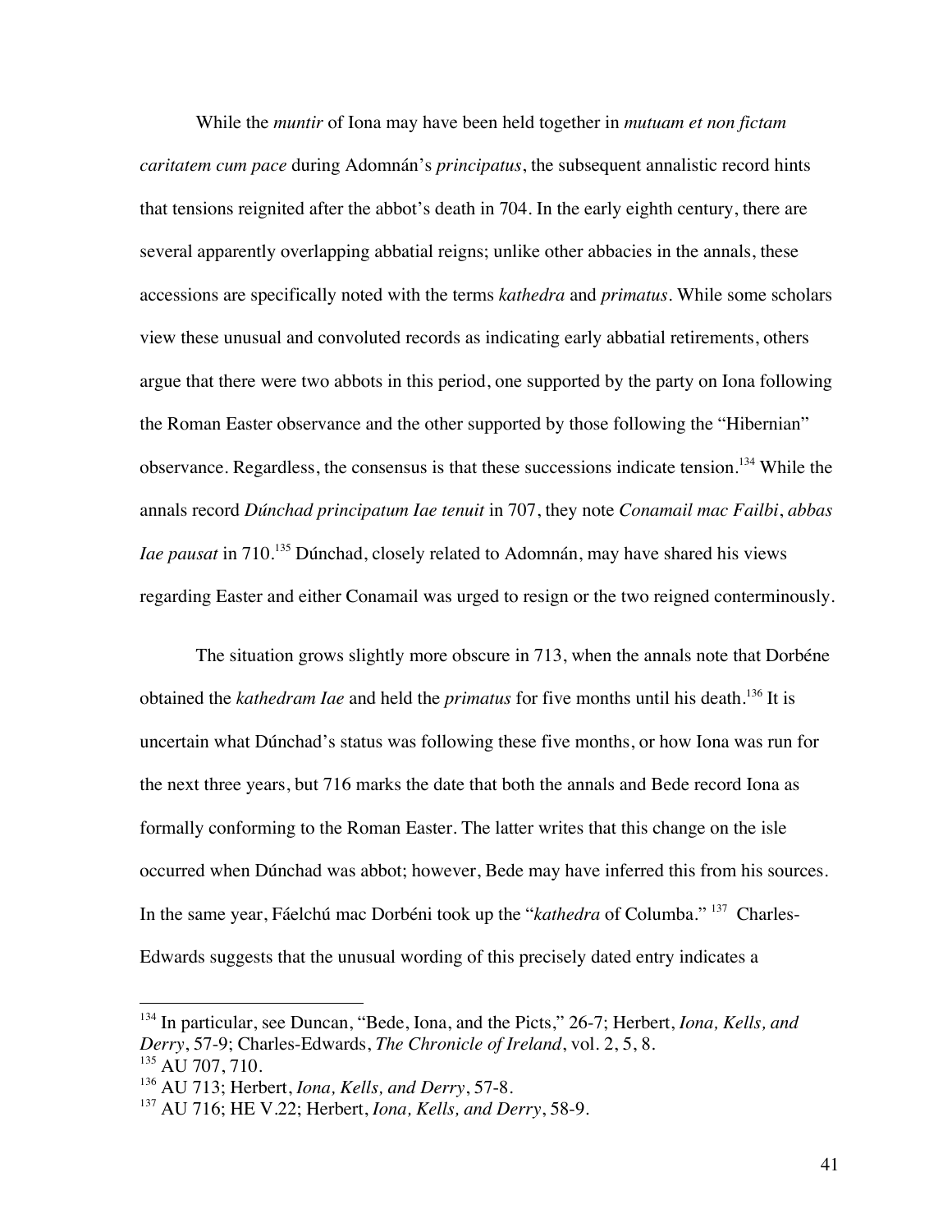While the *muntir* of Iona may have been held together in *mutuam et non fictam caritatem cum pace* during Adomnán's *principatus*, the subsequent annalistic record hints that tensions reignited after the abbot's death in 704. In the early eighth century, there are several apparently overlapping abbatial reigns; unlike other abbacies in the annals, these accessions are specifically noted with the terms *kathedra* and *primatus*. While some scholars view these unusual and convoluted records as indicating early abbatial retirements, others argue that there were two abbots in this period, one supported by the party on Iona following the Roman Easter observance and the other supported by those following the "Hibernian" observance. Regardless, the consensus is that these successions indicate tension.[134] While the annals record *Dúnchad principatum Iae tenuit* in 707, they note *Conamail mac Failbi, abbas Iae pausat* in 710.[135] Dúnchad, closely related to Adomnán, may have shared his views regarding Easter and either Conamail was urged to resign or the two reigned conterminously.

The situation grows slightly more obscure in 713, when the annals note that Dorbéne obtained the *kathedram Iae* and held the *primatus* for five months until his death.[136] It is uncertain what Dúnchad's status was following these five months, or how Iona was run for the next three years, but 716 marks the date that both the annals and Bede record Iona as formally conforming to the Roman Easter. The latter writes that this change on the isle occurred when Dúnchad was abbot; however, Bede may have inferred this from his sources. In the same year, Fáelchú mac Dorbéni took up the "*kathedra* of Columba." [137] Charles-Edwards suggests that the unusual wording of this precisely dated entry indicates a

---

[134] In particular, see Duncan, "Bede, Iona, and the Picts," 26-7; Herbert, *Iona, Kells, and Derry*, 57-9; Charles-Edwards, *The Chronicle of Ireland*, vol. 2, 5, 8.

[135] AU 707, 710.

[136] AU 713; Herbert, *Iona, Kells, and Derry*, 57-8.

[137] AU 716; HE V.22; Herbert, *Iona, Kells, and Derry*, 58-9.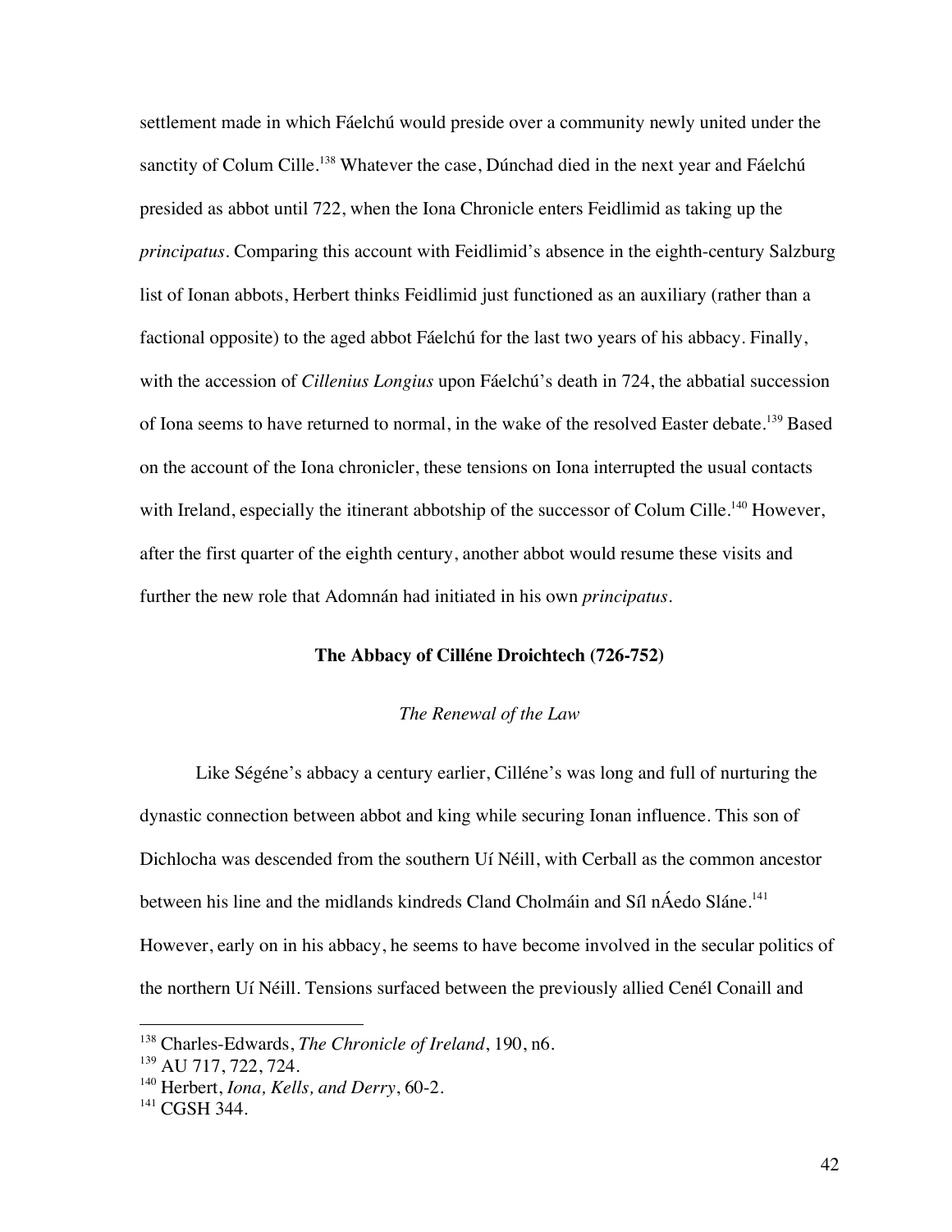settlement made in which Fáelchú would preside over a community newly united under the sanctity of Colum Cille.[138] Whatever the case, Dúnchad died in the next year and Fáelchú presided as abbot until 722, when the Iona Chronicle enters Feidlimid as taking up the *principatus*. Comparing this account with Feidlimid's absence in the eighth-century Salzburg list of Ionan abbots, Herbert thinks Feidlimid just functioned as an auxiliary (rather than a factional opposite) to the aged abbot Fáelchú for the last two years of his abbacy. Finally, with the accession of *Cillenius Longius* upon Fáelchú's death in 724, the abbatial succession of Iona seems to have returned to normal, in the wake of the resolved Easter debate.[139] Based on the account of the Iona chronicler, these tensions on Iona interrupted the usual contacts with Ireland, especially the itinerant abbotship of the successor of Colum Cille.[140] However, after the first quarter of the eighth century, another abbot would resume these visits and further the new role that Adomnán had initiated in his own *principatus*.

## The Abbacy of Cilléne Droichtech (726-752)

### *The Renewal of the Law*

Like Ségéne's abbacy a century earlier, Cilléne's was long and full of nurturing the dynastic connection between abbot and king while securing Ionan influence. This son of Dichlocha was descended from the southern Uí Néill, with Cerball as the common ancestor between his line and the midlands kindreds Cland Cholmáin and Síl nÁedo Sláne.[141] However, early on in his abbacy, he seems to have become involved in the secular politics of the northern Uí Néill. Tensions surfaced between the previously allied Cenél Conaill and

---

[138] Charles-Edwards, *The Chronicle of Ireland*, 190, n6.
[139] AU 717, 722, 724.
[140] Herbert, *Iona, Kells, and Derry*, 60-2.
[141] CGSH 344.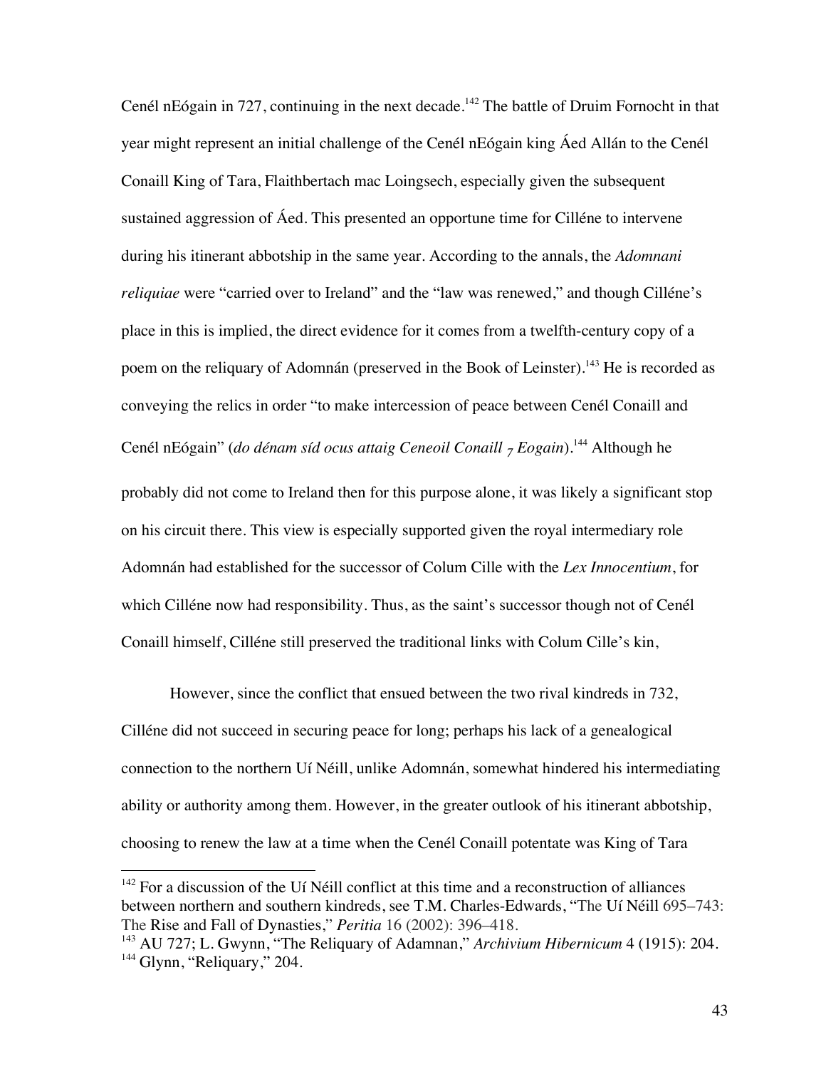Cenél nEógain in 727, continuing in the next decade.[142] The battle of Druim Fornocht in that year might represent an initial challenge of the Cenél nEógain king Áed Allán to the Cenél Conaill King of Tara, Flaithbertach mac Loingsech, especially given the subsequent sustained aggression of Áed. This presented an opportune time for Cilléne to intervene during his itinerant abbotship in the same year. According to the annals, the *Adomnani reliquiae* were "carried over to Ireland" and the "law was renewed," and though Cilléne's place in this is implied, the direct evidence for it comes from a twelfth-century copy of a poem on the reliquary of Adomnán (preserved in the Book of Leinster).[143] He is recorded as conveying the relics in order "to make intercession of peace between Cenél Conaill and Cenél nEógain" (*do dénam síd ocus attaig Ceneoil Conaill ⁊ Eogain*).[144] Although he probably did not come to Ireland then for this purpose alone, it was likely a significant stop on his circuit there. This view is especially supported given the royal intermediary role Adomnán had established for the successor of Colum Cille with the *Lex Innocentium*, for which Cilléne now had responsibility. Thus, as the saint's successor though not of Cenél Conaill himself, Cilléne still preserved the traditional links with Colum Cille's kin,

However, since the conflict that ensued between the two rival kindreds in 732, Cilléne did not succeed in securing peace for long; perhaps his lack of a genealogical connection to the northern Uí Néill, unlike Adomnán, somewhat hindered his intermediating ability or authority among them. However, in the greater outlook of his itinerant abbotship, choosing to renew the law at a time when the Cenél Conaill potentate was King of Tara

---

[142] For a discussion of the Uí Néill conflict at this time and a reconstruction of alliances between northern and southern kindreds, see T.M. Charles-Edwards, "The Uí Néill 695–743: The Rise and Fall of Dynasties," *Peritia* 16 (2002): 396–418.

[143] AU 727; L. Gwynn, "The Reliquary of Adamnan," *Archivium Hibernicum* 4 (1915): 204.

[144] Glynn, "Reliquary," 204.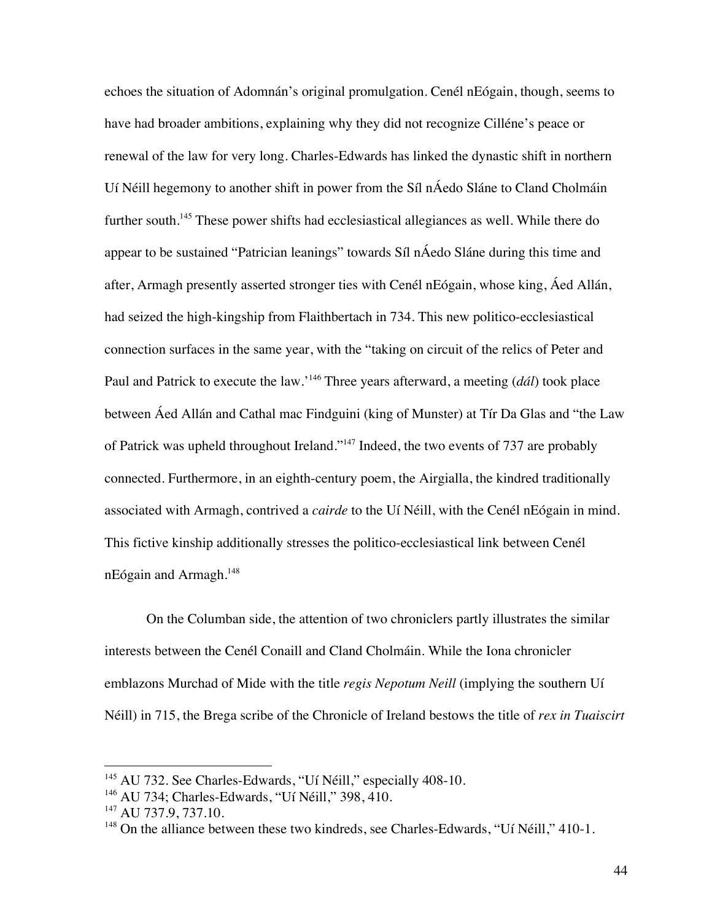echoes the situation of Adomnán's original promulgation. Cenél nEógain, though, seems to have had broader ambitions, explaining why they did not recognize Cilléne's peace or renewal of the law for very long. Charles-Edwards has linked the dynastic shift in northern Uí Néill hegemony to another shift in power from the Síl nÁedo Sláne to Cland Cholmáin further south.[145] These power shifts had ecclesiastical allegiances as well. While there do appear to be sustained "Patrician leanings" towards Síl nÁedo Sláne during this time and after, Armagh presently asserted stronger ties with Cenél nEógain, whose king, Áed Allán, had seized the high-kingship from Flaithbertach in 734. This new politico-ecclesiastical connection surfaces in the same year, with the "taking on circuit of the relics of Peter and Paul and Patrick to execute the law.'[146] Three years afterward, a meeting (*dál*) took place between Áed Allán and Cathal mac Findguini (king of Munster) at Tír Da Glas and "the Law of Patrick was upheld throughout Ireland."[147] Indeed, the two events of 737 are probably connected. Furthermore, in an eighth-century poem, the Airgialla, the kindred traditionally associated with Armagh, contrived a *cairde* to the Uí Néill, with the Cenél nEógain in mind. This fictive kinship additionally stresses the politico-ecclesiastical link between Cenél nEógain and Armagh.[148]

On the Columban side, the attention of two chroniclers partly illustrates the similar interests between the Cenél Conaill and Cland Cholmáin. While the Iona chronicler emblazons Murchad of Mide with the title *regis Nepotum Neill* (implying the southern Uí Néill) in 715, the Brega scribe of the Chronicle of Ireland bestows the title of *rex in Tuaiscirt*

---

[145] AU 732. See Charles-Edwards, "Uí Néill," especially 408-10.

[146] AU 734; Charles-Edwards, "Uí Néill," 398, 410.

[147] AU 737.9, 737.10.

[148] On the alliance between these two kindreds, see Charles-Edwards, "Uí Néill," 410-1.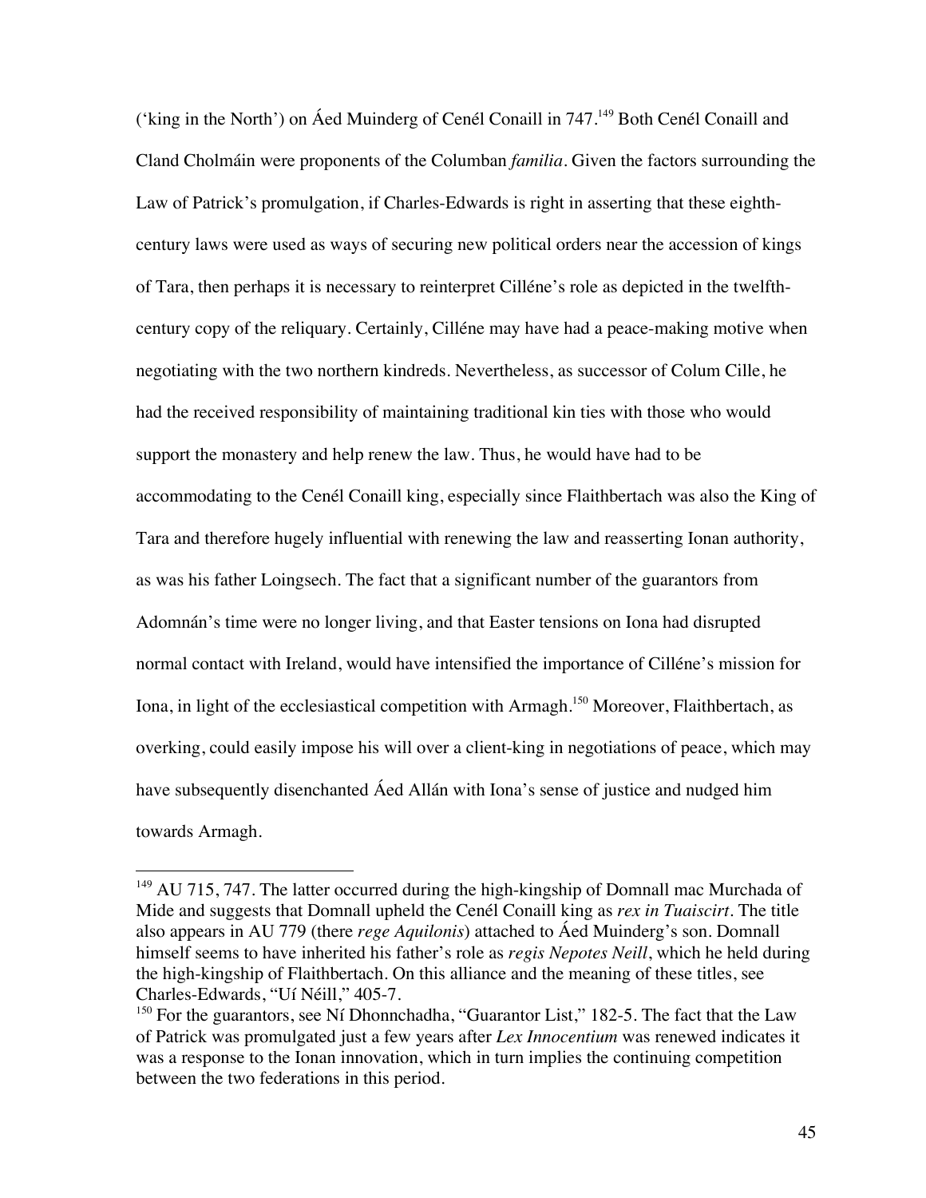('king in the North') on Áed Muinderg of Cenél Conaill in 747.[149] Both Cenél Conaill and Cland Cholmáin were proponents of the Columban *familia*. Given the factors surrounding the Law of Patrick's promulgation, if Charles-Edwards is right in asserting that these eighth-century laws were used as ways of securing new political orders near the accession of kings of Tara, then perhaps it is necessary to reinterpret Cilléne's role as depicted in the twelfth-century copy of the reliquary. Certainly, Cilléne may have had a peace-making motive when negotiating with the two northern kindreds. Nevertheless, as successor of Colum Cille, he had the received responsibility of maintaining traditional kin ties with those who would support the monastery and help renew the law. Thus, he would have had to be accommodating to the Cenél Conaill king, especially since Flaithbertach was also the King of Tara and therefore hugely influential with renewing the law and reasserting Ionan authority, as was his father Loingsech. The fact that a significant number of the guarantors from Adomnán's time were no longer living, and that Easter tensions on Iona had disrupted normal contact with Ireland, would have intensified the importance of Cilléne's mission for Iona, in light of the ecclesiastical competition with Armagh.[150] Moreover, Flaithbertach, as overking, could easily impose his will over a client-king in negotiations of peace, which may have subsequently disenchanted Áed Allán with Iona's sense of justice and nudged him towards Armagh.

---

[149] AU 715, 747. The latter occurred during the high-kingship of Domnall mac Murchada of Mide and suggests that Domnall upheld the Cenél Conaill king as *rex in Tuaiscirt*. The title also appears in AU 779 (there *rege Aquilonis*) attached to Áed Muinderg's son. Domnall himself seems to have inherited his father's role as *regis Nepotes Neill*, which he held during the high-kingship of Flaithbertach. On this alliance and the meaning of these titles, see Charles-Edwards, "Uí Néill," 405-7.

[150] For the guarantors, see Ní Dhonnchadha, "Guarantor List," 182-5. The fact that the Law of Patrick was promulgated just a few years after *Lex Innocentium* was renewed indicates it was a response to the Ionan innovation, which in turn implies the continuing competition between the two federations in this period.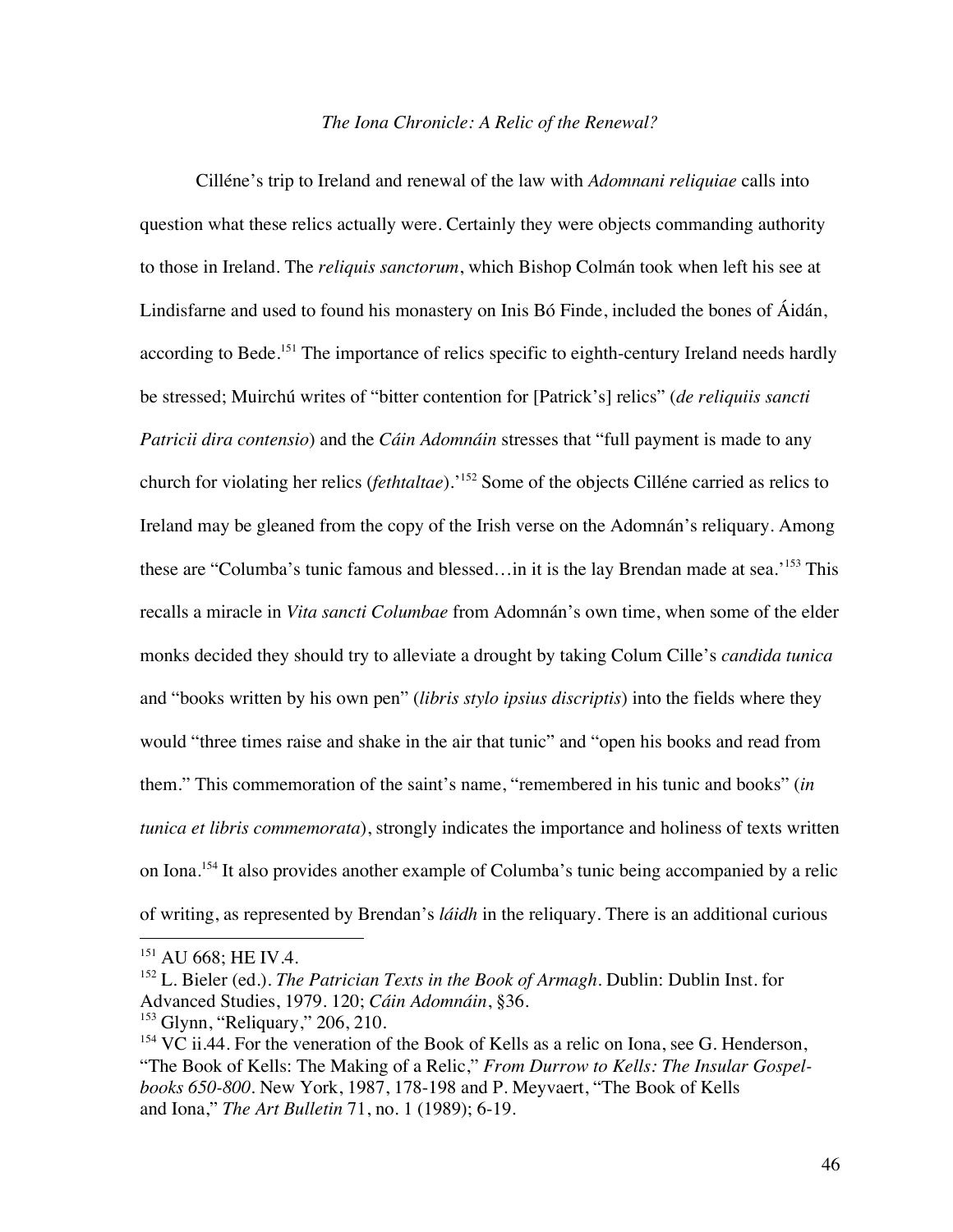*The Iona Chronicle: A Relic of the Renewal?*

Cilléne's trip to Ireland and renewal of the law with *Adomnani reliquiae* calls into question what these relics actually were. Certainly they were objects commanding authority to those in Ireland. The *reliquis sanctorum*, which Bishop Colmán took when left his see at Lindisfarne and used to found his monastery on Inis Bó Finde, included the bones of Áidán, according to Bede.[151] The importance of relics specific to eighth-century Ireland needs hardly be stressed; Muirchú writes of "bitter contention for [Patrick's] relics" (*de reliquiis sancti Patricii dira contensio*) and the *Cáin Adomnáin* stresses that "full payment is made to any church for violating her relics (*fethtaltae*).'[152] Some of the objects Cilléne carried as relics to Ireland may be gleaned from the copy of the Irish verse on the Adomnán's reliquary. Among these are "Columba's tunic famous and blessed…in it is the lay Brendan made at sea.'[153] This recalls a miracle in *Vita sancti Columbae* from Adomnán's own time, when some of the elder monks decided they should try to alleviate a drought by taking Colum Cille's *candida tunica* and "books written by his own pen" (*libris stylo ipsius discriptis*) into the fields where they would "three times raise and shake in the air that tunic" and "open his books and read from them." This commemoration of the saint's name, "remembered in his tunic and books" (*in tunica et libris commemorata*), strongly indicates the importance and holiness of texts written on Iona.[154] It also provides another example of Columba's tunic being accompanied by a relic of writing, as represented by Brendan's *láidh* in the reliquary. There is an additional curious

---

[151] AU 668; HE IV.4.

[152] L. Bieler (ed.). *The Patrician Texts in the Book of Armagh*. Dublin: Dublin Inst. for Advanced Studies, 1979. 120; *Cáin Adomnáin*, §36.

[153] Glynn, "Reliquary," 206, 210.

[154] VC ii.44. For the veneration of the Book of Kells as a relic on Iona, see G. Henderson, "The Book of Kells: The Making of a Relic," *From Durrow to Kells: The Insular Gospel-books 650-800*. New York, 1987, 178-198 and P. Meyvaert, "The Book of Kells and Iona," *The Art Bulletin* 71, no. 1 (1989); 6-19.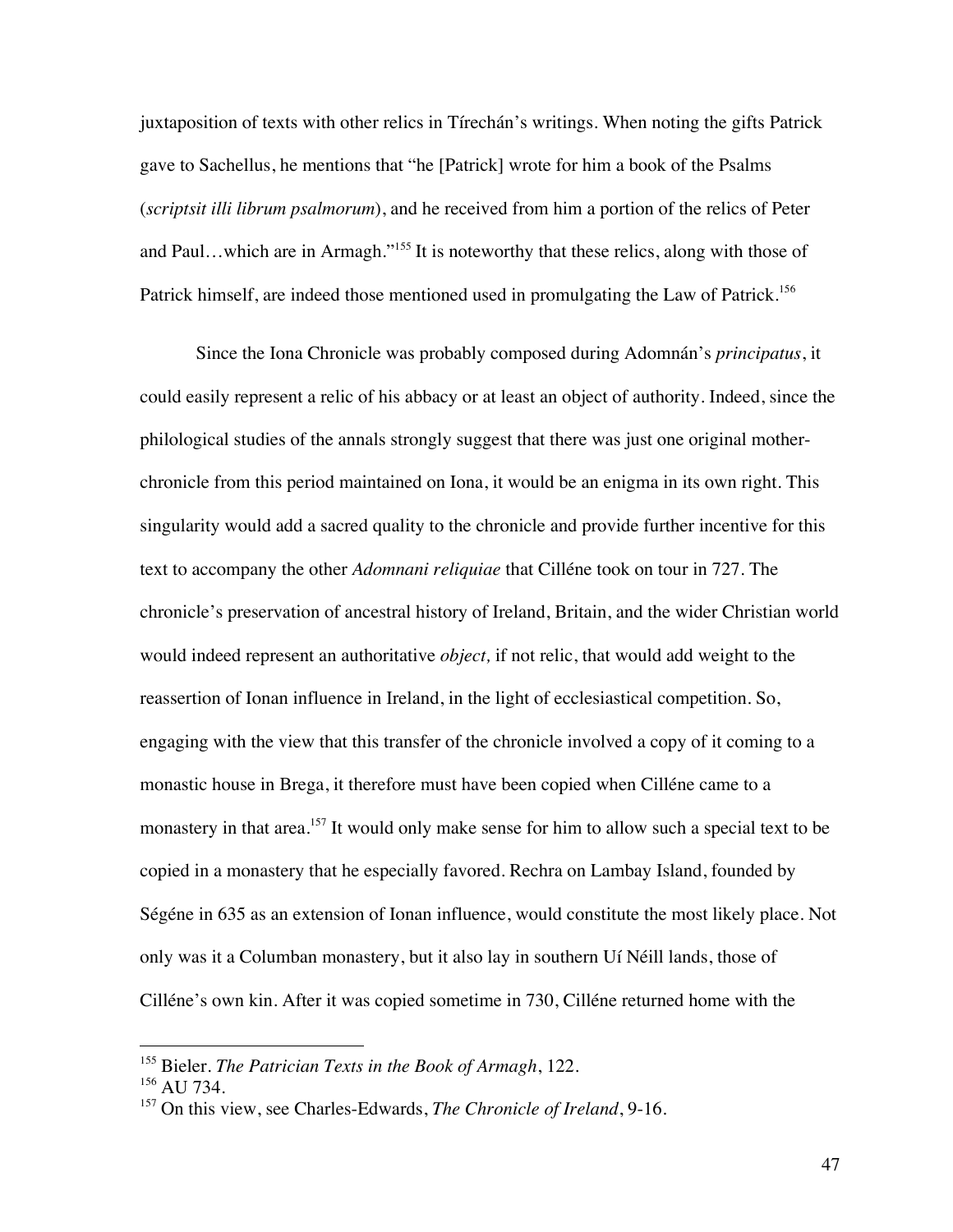juxtaposition of texts with other relics in Tírechán's writings. When noting the gifts Patrick gave to Sachellus, he mentions that "he [Patrick] wrote for him a book of the Psalms (*scriptsit illi librum psalmorum*), and he received from him a portion of the relics of Peter and Paul…which are in Armagh."[155] It is noteworthy that these relics, along with those of Patrick himself, are indeed those mentioned used in promulgating the Law of Patrick.[156]

Since the Iona Chronicle was probably composed during Adomnán's *principatus*, it could easily represent a relic of his abbacy or at least an object of authority. Indeed, since the philological studies of the annals strongly suggest that there was just one original mother-chronicle from this period maintained on Iona, it would be an enigma in its own right. This singularity would add a sacred quality to the chronicle and provide further incentive for this text to accompany the other *Adomnani reliquiae* that Cilléne took on tour in 727. The chronicle's preservation of ancestral history of Ireland, Britain, and the wider Christian world would indeed represent an authoritative *object,* if not relic, that would add weight to the reassertion of Ionan influence in Ireland, in the light of ecclesiastical competition. So, engaging with the view that this transfer of the chronicle involved a copy of it coming to a monastic house in Brega, it therefore must have been copied when Cilléne came to a monastery in that area.[157] It would only make sense for him to allow such a special text to be copied in a monastery that he especially favored. Rechra on Lambay Island, founded by Ségéne in 635 as an extension of Ionan influence, would constitute the most likely place. Not only was it a Columban monastery, but it also lay in southern Uí Néill lands, those of Cilléne's own kin. After it was copied sometime in 730, Cilléne returned home with the

---

[155] Bieler. *The Patrician Texts in the Book of Armagh*, 122.

[156] AU 734.

[157] On this view, see Charles-Edwards, *The Chronicle of Ireland*, 9-16.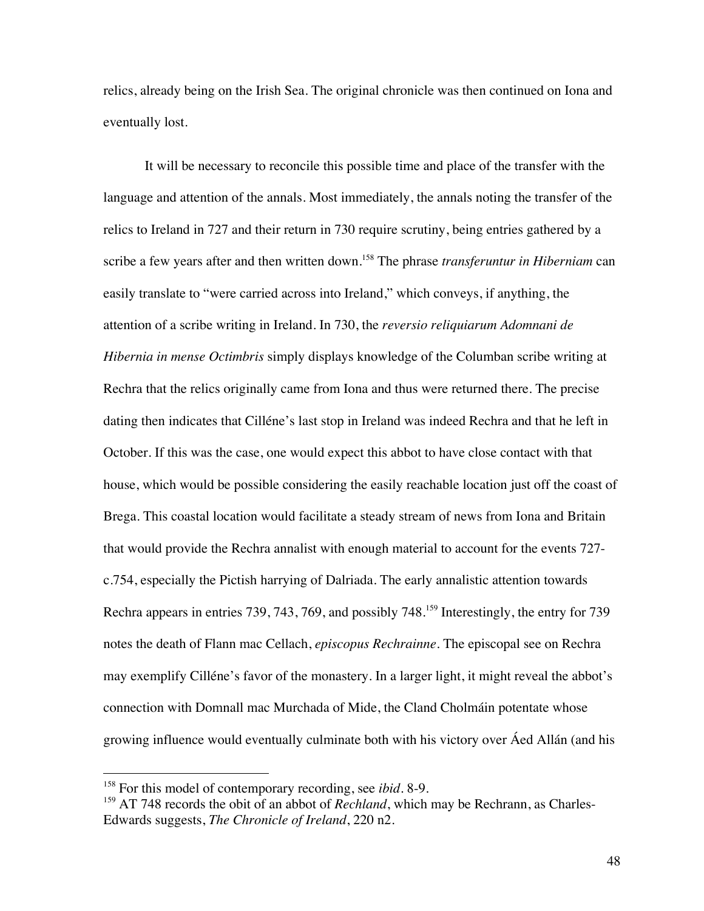relics, already being on the Irish Sea. The original chronicle was then continued on Iona and eventually lost.

It will be necessary to reconcile this possible time and place of the transfer with the language and attention of the annals. Most immediately, the annals noting the transfer of the relics to Ireland in 727 and their return in 730 require scrutiny, being entries gathered by a scribe a few years after and then written down.[158] The phrase *transferuntur in Hiberniam* can easily translate to "were carried across into Ireland," which conveys, if anything, the attention of a scribe writing in Ireland. In 730, the *reversio reliquiarum Adomnani de Hibernia in mense Octimbris* simply displays knowledge of the Columban scribe writing at Rechra that the relics originally came from Iona and thus were returned there. The precise dating then indicates that Cilléne's last stop in Ireland was indeed Rechra and that he left in October. If this was the case, one would expect this abbot to have close contact with that house, which would be possible considering the easily reachable location just off the coast of Brega. This coastal location would facilitate a steady stream of news from Iona and Britain that would provide the Rechra annalist with enough material to account for the events 727-c.754, especially the Pictish harrying of Dalriada. The early annalistic attention towards Rechra appears in entries 739, 743, 769, and possibly 748.[159] Interestingly, the entry for 739 notes the death of Flann mac Cellach, *episcopus Rechrainne*. The episcopal see on Rechra may exemplify Cilléne's favor of the monastery. In a larger light, it might reveal the abbot's connection with Domnall mac Murchada of Mide, the Cland Cholmáin potentate whose growing influence would eventually culminate both with his victory over Áed Allán (and his

---

[158] For this model of contemporary recording, see *ibid*. 8-9.

[159] AT 748 records the obit of an abbot of *Rechland*, which may be Rechrann, as Charles-Edwards suggests, *The Chronicle of Ireland*, 220 n2.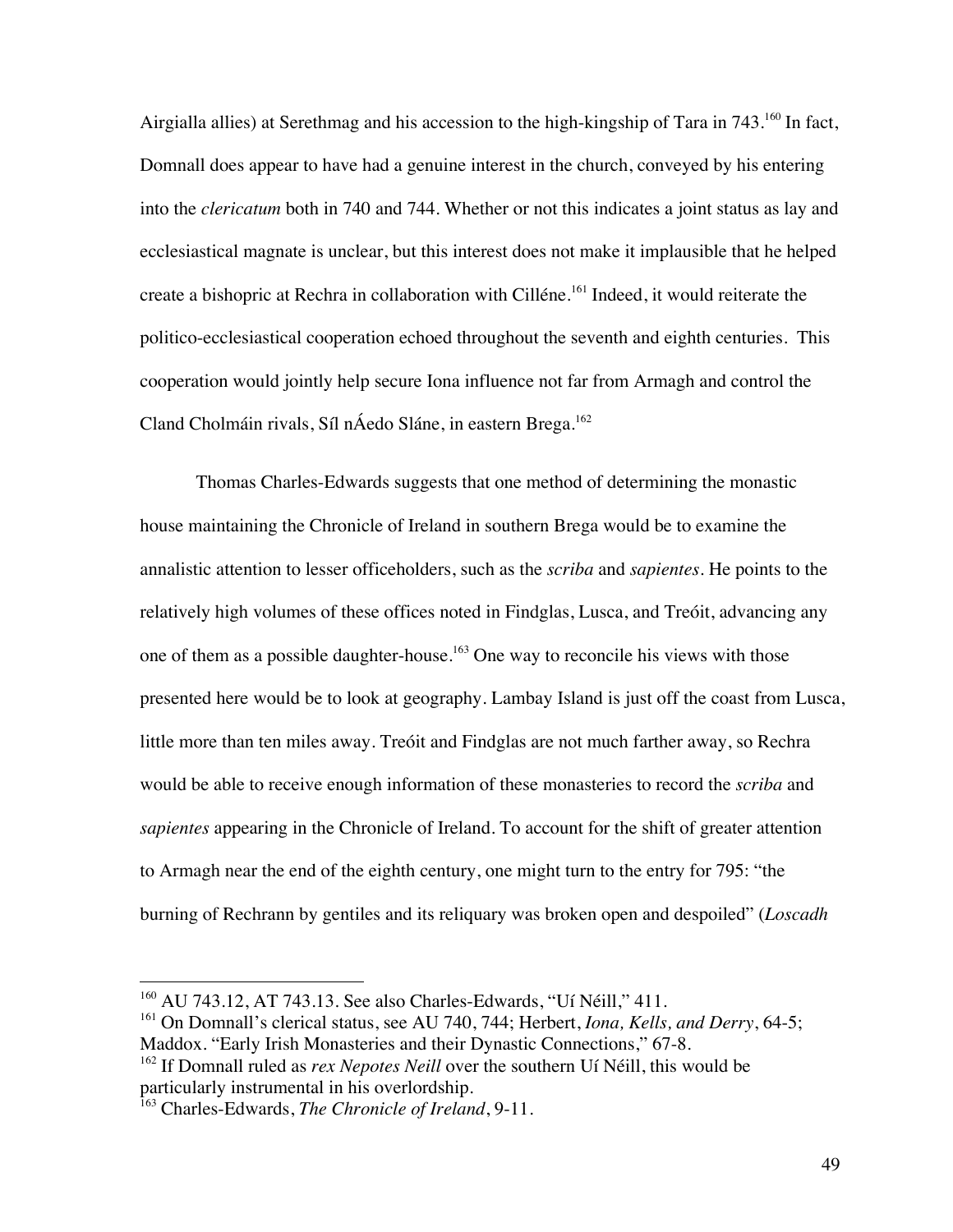Airgialla allies) at Serethmag and his accession to the high-kingship of Tara in 743.[160] In fact, Domnall does appear to have had a genuine interest in the church, conveyed by his entering into the *clericatum* both in 740 and 744. Whether or not this indicates a joint status as lay and ecclesiastical magnate is unclear, but this interest does not make it implausible that he helped create a bishopric at Rechra in collaboration with Cilléne.[161] Indeed, it would reiterate the politico-ecclesiastical cooperation echoed throughout the seventh and eighth centuries. This cooperation would jointly help secure Iona influence not far from Armagh and control the Cland Cholmáin rivals, Síl nÁedo Sláne, in eastern Brega.[162]

Thomas Charles-Edwards suggests that one method of determining the monastic house maintaining the Chronicle of Ireland in southern Brega would be to examine the annalistic attention to lesser officeholders, such as the *scriba* and *sapientes*. He points to the relatively high volumes of these offices noted in Findglas, Lusca, and Treóit, advancing any one of them as a possible daughter-house.[163] One way to reconcile his views with those presented here would be to look at geography. Lambay Island is just off the coast from Lusca, little more than ten miles away. Treóit and Findglas are not much farther away, so Rechra would be able to receive enough information of these monasteries to record the *scriba* and *sapientes* appearing in the Chronicle of Ireland. To account for the shift of greater attention to Armagh near the end of the eighth century, one might turn to the entry for 795: "the burning of Rechrann by gentiles and its reliquary was broken open and despoiled" (*Loscadh*

---

[160] AU 743.12, AT 743.13. See also Charles-Edwards, "Uí Néill," 411.

[161] On Domnall's clerical status, see AU 740, 744; Herbert, *Iona, Kells, and Derry*, 64-5; Maddox. "Early Irish Monasteries and their Dynastic Connections," 67-8.

[162] If Domnall ruled as *rex Nepotes Neill* over the southern Uí Néill, this would be particularly instrumental in his overlordship.

[163] Charles-Edwards, *The Chronicle of Ireland*, 9-11.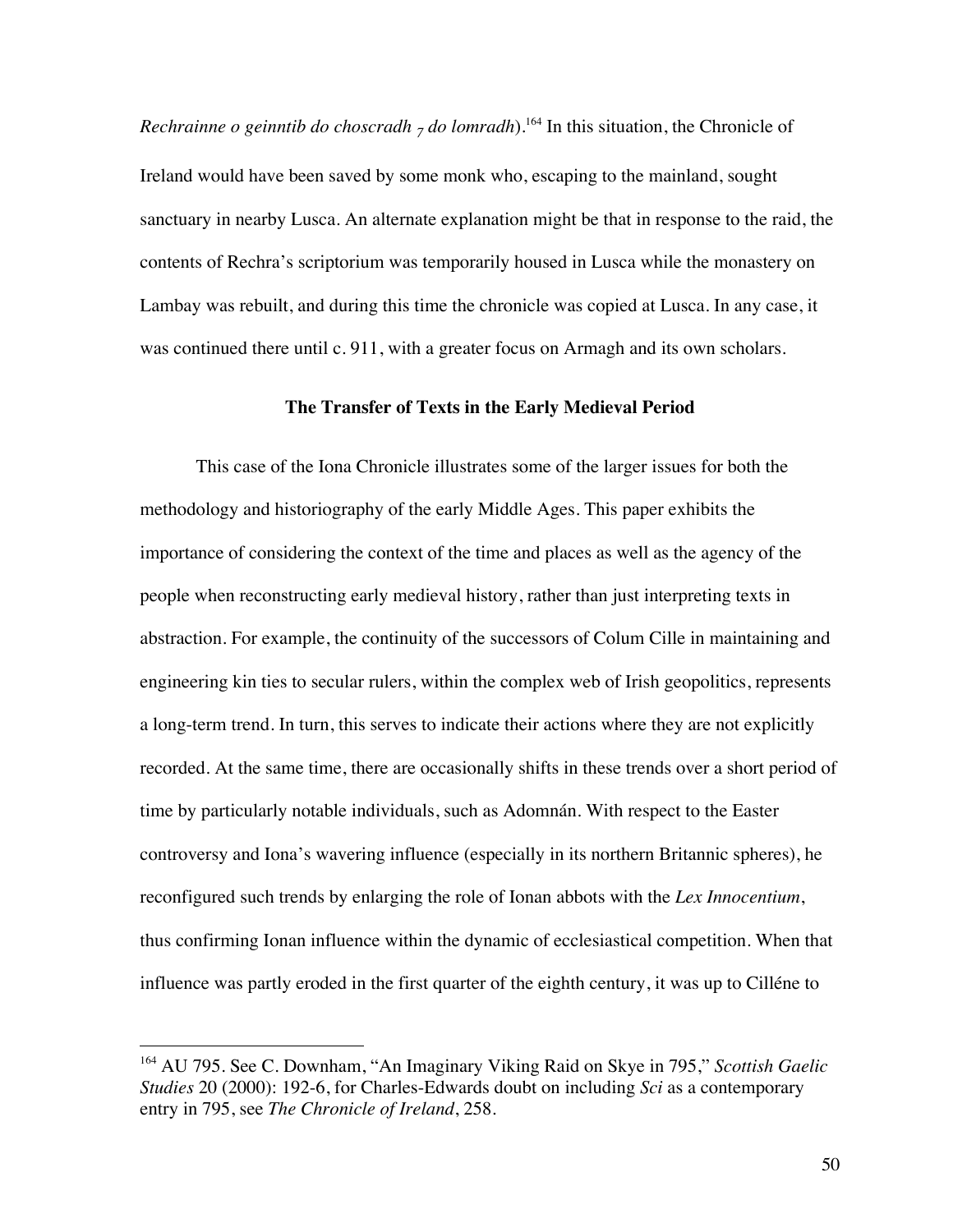*Rechrainne o geinntib do choscradh ⁊ do lomradh*).[164] In this situation, the Chronicle of Ireland would have been saved by some monk who, escaping to the mainland, sought sanctuary in nearby Lusca. An alternate explanation might be that in response to the raid, the contents of Rechra's scriptorium was temporarily housed in Lusca while the monastery on Lambay was rebuilt, and during this time the chronicle was copied at Lusca. In any case, it was continued there until c. 911, with a greater focus on Armagh and its own scholars.

### The Transfer of Texts in the Early Medieval Period

This case of the Iona Chronicle illustrates some of the larger issues for both the methodology and historiography of the early Middle Ages. This paper exhibits the importance of considering the context of the time and places as well as the agency of the people when reconstructing early medieval history, rather than just interpreting texts in abstraction. For example, the continuity of the successors of Colum Cille in maintaining and engineering kin ties to secular rulers, within the complex web of Irish geopolitics, represents a long-term trend. In turn, this serves to indicate their actions where they are not explicitly recorded. At the same time, there are occasionally shifts in these trends over a short period of time by particularly notable individuals, such as Adomnán. With respect to the Easter controversy and Iona's wavering influence (especially in its northern Britannic spheres), he reconfigured such trends by enlarging the role of Ionan abbots with the *Lex Innocentium*, thus confirming Ionan influence within the dynamic of ecclesiastical competition. When that influence was partly eroded in the first quarter of the eighth century, it was up to Cilléne to

---

[164] AU 795. See C. Downham, "An Imaginary Viking Raid on Skye in 795," *Scottish Gaelic Studies* 20 (2000): 192-6, for Charles-Edwards doubt on including *Sci* as a contemporary entry in 795, see *The Chronicle of Ireland*, 258.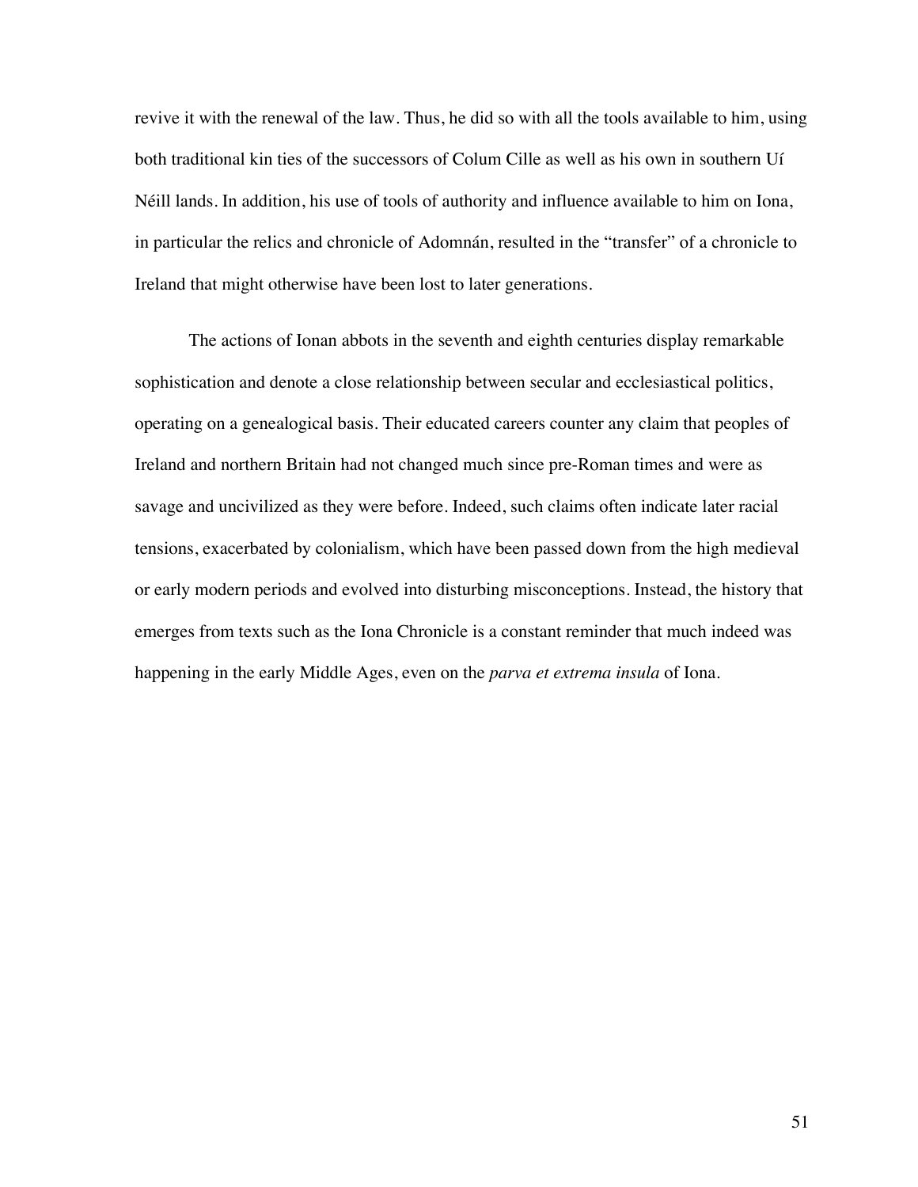revive it with the renewal of the law. Thus, he did so with all the tools available to him, using both traditional kin ties of the successors of Colum Cille as well as his own in southern Uí Néill lands. In addition, his use of tools of authority and influence available to him on Iona, in particular the relics and chronicle of Adomnán, resulted in the "transfer" of a chronicle to Ireland that might otherwise have been lost to later generations.

The actions of Ionan abbots in the seventh and eighth centuries display remarkable sophistication and denote a close relationship between secular and ecclesiastical politics, operating on a genealogical basis. Their educated careers counter any claim that peoples of Ireland and northern Britain had not changed much since pre-Roman times and were as savage and uncivilized as they were before. Indeed, such claims often indicate later racial tensions, exacerbated by colonialism, which have been passed down from the high medieval or early modern periods and evolved into disturbing misconceptions. Instead, the history that emerges from texts such as the Iona Chronicle is a constant reminder that much indeed was happening in the early Middle Ages, even on the *parva et extrema insula* of Iona.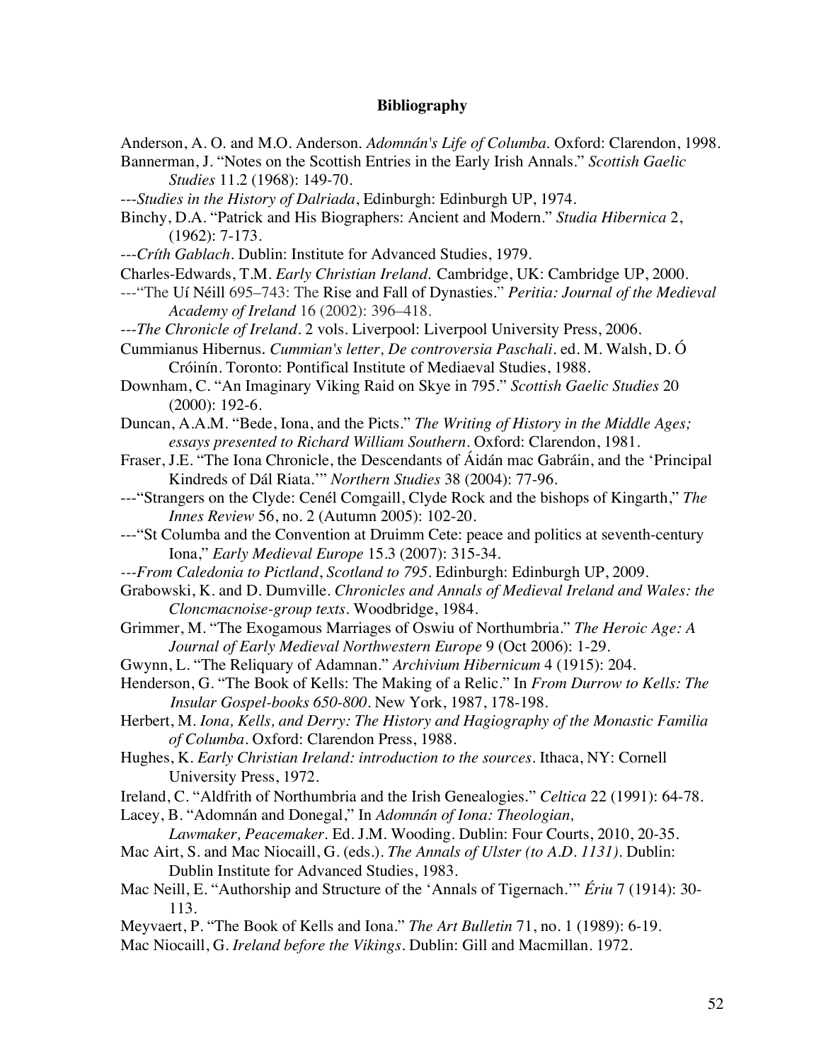## Bibliography

Anderson, A. O. and M.O. Anderson. *Adomnán's Life of Columba.* Oxford: Clarendon, 1998.

Bannerman, J. "Notes on the Scottish Entries in the Early Irish Annals." *Scottish Gaelic Studies* 11.2 (1968): 149-70.

---*Studies in the History of Dalriada*, Edinburgh: Edinburgh UP, 1974.

Binchy, D.A. "Patrick and His Biographers: Ancient and Modern." *Studia Hibernica* 2, (1962): 7-173.

---*Críth Gablach*. Dublin: Institute for Advanced Studies, 1979.

Charles-Edwards, T.M. *Early Christian Ireland.* Cambridge, UK: Cambridge UP, 2000.

---"The Uí Néill 695–743: The Rise and Fall of Dynasties." *Peritia: Journal of the Medieval Academy of Ireland* 16 (2002): 396–418.

---*The Chronicle of Ireland*. 2 vols. Liverpool: Liverpool University Press, 2006.

Cummianus Hibernus. *Cummian's letter, De controversia Paschali*. ed. M. Walsh, D. Ó Cróinín. Toronto: Pontifical Institute of Mediaeval Studies, 1988.

Downham, C. "An Imaginary Viking Raid on Skye in 795." *Scottish Gaelic Studies* 20 (2000): 192-6.

Duncan, A.A.M. "Bede, Iona, and the Picts." *The Writing of History in the Middle Ages; essays presented to Richard William Southern*. Oxford: Clarendon, 1981.

Fraser, J.E. "The Iona Chronicle, the Descendants of Áidán mac Gabráin, and the 'Principal Kindreds of Dál Riata.'" *Northern Studies* 38 (2004): 77-96.

---"Strangers on the Clyde: Cenél Comgaill, Clyde Rock and the bishops of Kingarth," *The Innes Review* 56, no. 2 (Autumn 2005): 102-20.

---"St Columba and the Convention at Druimm Cete: peace and politics at seventh-century Iona," *Early Medieval Europe* 15.3 (2007): 315-34.

---*From Caledonia to Pictland, Scotland to 795*. Edinburgh: Edinburgh UP, 2009.

Grabowski, K. and D. Dumville. *Chronicles and Annals of Medieval Ireland and Wales: the Cloncmacnoise-group texts*. Woodbridge, 1984.

Grimmer, M. "The Exogamous Marriages of Oswiu of Northumbria." *The Heroic Age: A Journal of Early Medieval Northwestern Europe* 9 (Oct 2006): 1-29.

Gwynn, L. "The Reliquary of Adamnan." *Archivium Hibernicum* 4 (1915): 204.

Henderson, G. "The Book of Kells: The Making of a Relic." In *From Durrow to Kells: The Insular Gospel-books 650-800*. New York, 1987, 178-198.

Herbert, M. *Iona, Kells, and Derry: The History and Hagiography of the Monastic Familia of Columba*. Oxford: Clarendon Press, 1988.

Hughes, K. *Early Christian Ireland: introduction to the sources*. Ithaca, NY: Cornell University Press, 1972.

Ireland, C. "Aldfrith of Northumbria and the Irish Genealogies." *Celtica* 22 (1991): 64-78.

Lacey, B. "Adomnán and Donegal," In *Adomnán of Iona: Theologian, Lawmaker, Peacemaker*. Ed. J.M. Wooding. Dublin: Four Courts, 2010, 20-35.

Mac Airt, S. and Mac Niocaill, G. (eds.). *The Annals of Ulster (to A.D. 1131)*. Dublin: Dublin Institute for Advanced Studies, 1983.

Mac Neill, E. "Authorship and Structure of the 'Annals of Tigernach.'" *Ériu* 7 (1914): 30-113.

Meyvaert, P. "The Book of Kells and Iona." *The Art Bulletin* 71, no. 1 (1989): 6-19.

Mac Niocaill, G. *Ireland before the Vikings*. Dublin: Gill and Macmillan. 1972.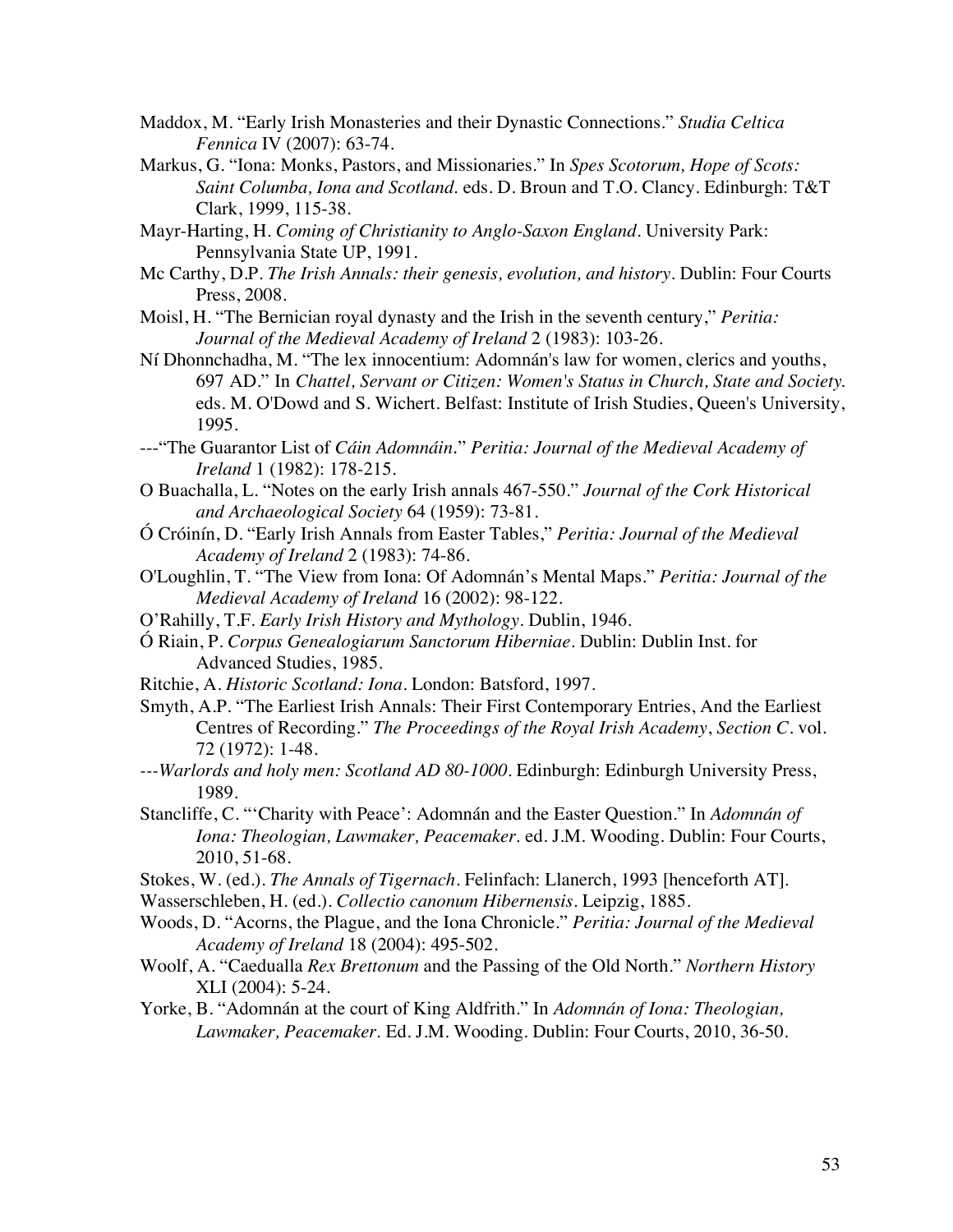Maddox, M. "Early Irish Monasteries and their Dynastic Connections." *Studia Celtica Fennica* IV (2007): 63-74.

Markus, G. "Iona: Monks, Pastors, and Missionaries." In *Spes Scotorum, Hope of Scots: Saint Columba, Iona and Scotland.* eds. D. Broun and T.O. Clancy. Edinburgh: T&T Clark, 1999, 115-38.

Mayr-Harting, H. *Coming of Christianity to Anglo-Saxon England*. University Park: Pennsylvania State UP, 1991.

Mc Carthy, D.P. *The Irish Annals: their genesis, evolution, and history*. Dublin: Four Courts Press, 2008.

Moisl, H. "The Bernician royal dynasty and the Irish in the seventh century," *Peritia: Journal of the Medieval Academy of Ireland* 2 (1983): 103-26.

Ní Dhonnchadha, M. "The lex innocentium: Adomnán's law for women, clerics and youths, 697 AD." In *Chattel, Servant or Citizen: Women's Status in Church, State and Society.* eds. M. O'Dowd and S. Wichert. Belfast: Institute of Irish Studies, Queen's University, 1995.

---"The Guarantor List of *Cáin Adomnáin*." *Peritia: Journal of the Medieval Academy of Ireland* 1 (1982): 178-215.

O Buachalla, L. "Notes on the early Irish annals 467-550." *Journal of the Cork Historical and Archaeological Society* 64 (1959): 73-81.

Ó Cróinín, D. "Early Irish Annals from Easter Tables," *Peritia: Journal of the Medieval Academy of Ireland* 2 (1983): 74-86.

O'Loughlin, T. "The View from Iona: Of Adomnán's Mental Maps." *Peritia: Journal of the Medieval Academy of Ireland* 16 (2002): 98-122.

O'Rahilly, T.F. *Early Irish History and Mythology*. Dublin, 1946.

Ó Riain, P. *Corpus Genealogiarum Sanctorum Hiberniae*. Dublin: Dublin Inst. for Advanced Studies, 1985.

Ritchie, A. *Historic Scotland: Iona*. London: Batsford, 1997.

Smyth, A.P. "The Earliest Irish Annals: Their First Contemporary Entries, And the Earliest Centres of Recording." *The Proceedings of the Royal Irish Academy*, *Section C*. vol. 72 (1972): 1-48.

---*Warlords and holy men: Scotland AD 80-1000*. Edinburgh: Edinburgh University Press, 1989.

Stancliffe, C. "'Charity with Peace': Adomnán and the Easter Question." In *Adomnán of Iona: Theologian, Lawmaker, Peacemaker.* ed. J.M. Wooding. Dublin: Four Courts, 2010, 51-68.

Stokes, W. (ed.). *The Annals of Tigernach*. Felinfach: Llanerch, 1993 [henceforth AT].

Wasserschleben, H. (ed.). *Collectio canonum Hibernensis*. Leipzig, 1885.

Woods, D. "Acorns, the Plague, and the Iona Chronicle." *Peritia: Journal of the Medieval Academy of Ireland* 18 (2004): 495-502.

Woolf, A. "Caedualla *Rex Brettonum* and the Passing of the Old North." *Northern History* XLI (2004): 5-24.

Yorke, B. "Adomnán at the court of King Aldfrith." In *Adomnán of Iona: Theologian, Lawmaker, Peacemaker.* Ed. J.M. Wooding. Dublin: Four Courts, 2010, 36-50.